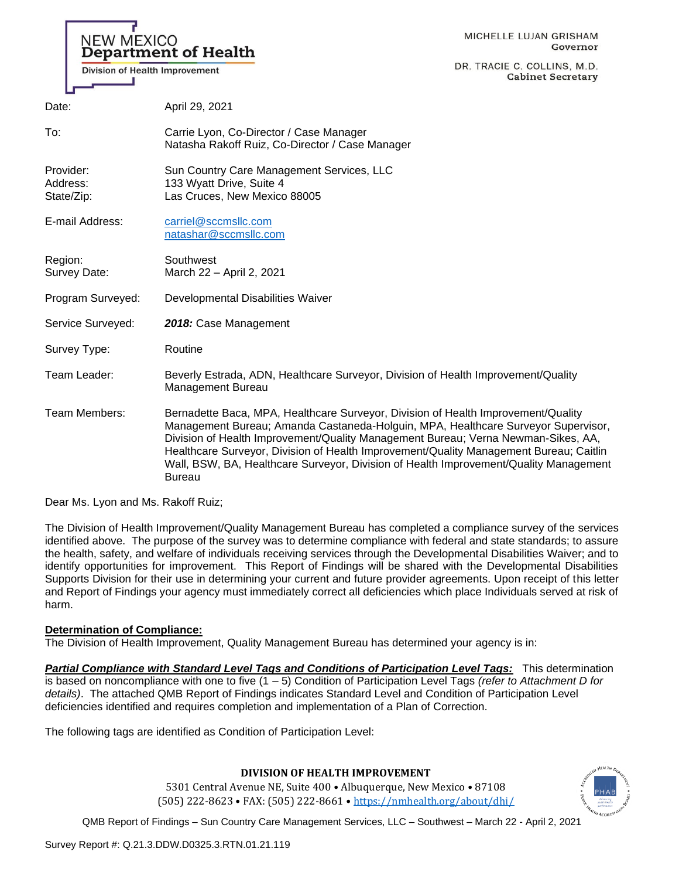NEW MEXICO
**Department of Health**
Division of Health Improvement

MICHELLE LUJAN GRISHAM
**Governor**

DR. TRACIE C. COLLINS, M.D.
**Cabinet Secretary**

| | |
|---|---|
| Date: | April 29, 2021 |
| To: | Carrie Lyon, Co-Director / Case Manager<br>Natasha Rakoff Ruiz, Co-Director / Case Manager |
| Provider:<br>Address:<br>State/Zip: | Sun Country Care Management Services, LLC<br>133 Wyatt Drive, Suite 4<br>Las Cruces, New Mexico 88005 |
| E-mail Address: | carriel@sccmsllc.com<br>natashar@sccmsllc.com |
| Region:<br>Survey Date: | Southwest<br>March 22 – April 2, 2021 |
| Program Surveyed: | Developmental Disabilities Waiver |
| Service Surveyed: | ***2018:*** Case Management |
| Survey Type: | Routine |
| Team Leader: | Beverly Estrada, ADN, Healthcare Surveyor, Division of Health Improvement/Quality Management Bureau |
| Team Members: | Bernadette Baca, MPA, Healthcare Surveyor, Division of Health Improvement/Quality Management Bureau; Amanda Castaneda-Holguin, MPA, Healthcare Surveyor Supervisor, Division of Health Improvement/Quality Management Bureau; Verna Newman-Sikes, AA, Healthcare Surveyor, Division of Health Improvement/Quality Management Bureau; Caitlin Wall, BSW, BA, Healthcare Surveyor, Division of Health Improvement/Quality Management Bureau |

Dear Ms. Lyon and Ms. Rakoff Ruiz;

The Division of Health Improvement/Quality Management Bureau has completed a compliance survey of the services identified above. The purpose of the survey was to determine compliance with federal and state standards; to assure the health, safety, and welfare of individuals receiving services through the Developmental Disabilities Waiver; and to identify opportunities for improvement. This Report of Findings will be shared with the Developmental Disabilities Supports Division for their use in determining your current and future provider agreements. Upon receipt of this letter and Report of Findings your agency must immediately correct all deficiencies which place Individuals served at risk of harm.

**Determination of Compliance:**

The Division of Health Improvement, Quality Management Bureau has determined your agency is in:

***Partial Compliance with Standard Level Tags and Conditions of Participation Level Tags:*** This determination is based on noncompliance with one to five (1 – 5) Condition of Participation Level Tags *(refer to Attachment D for details)*. The attached QMB Report of Findings indicates Standard Level and Condition of Participation Level deficiencies identified and requires completion and implementation of a Plan of Correction.

The following tags are identified as Condition of Participation Level:

**DIVISION OF HEALTH IMPROVEMENT**
5301 Central Avenue NE, Suite 400 • Albuquerque, New Mexico • 87108
(505) 222-8623 • FAX: (505) 222-8661 • https://nmhealth.org/about/dhi/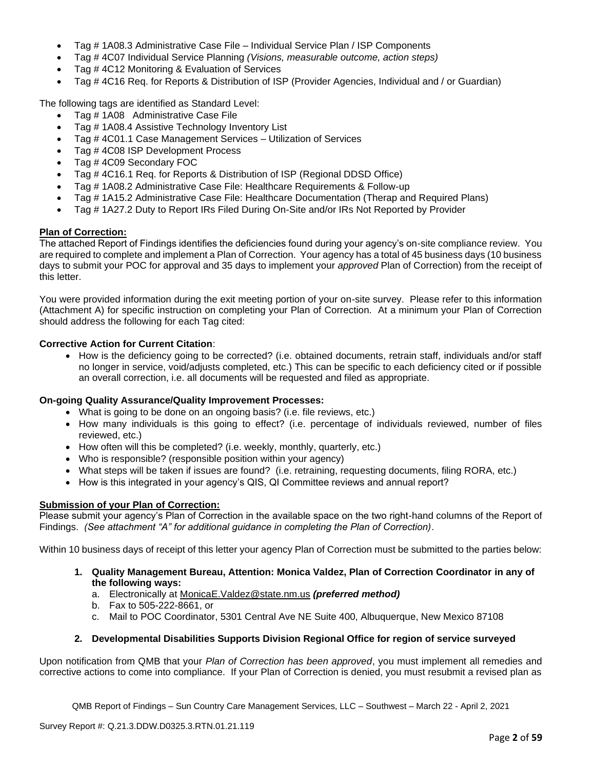- Tag # 1A08.3 Administrative Case File – Individual Service Plan / ISP Components
- Tag # 4C07 Individual Service Planning *(Visions, measurable outcome, action steps)*
- Tag # 4C12 Monitoring & Evaluation of Services
- Tag # 4C16 Req. for Reports & Distribution of ISP (Provider Agencies, Individual and / or Guardian)

The following tags are identified as Standard Level:

- Tag # 1A08 Administrative Case File
- Tag # 1A08.4 Assistive Technology Inventory List
- Tag # 4C01.1 Case Management Services – Utilization of Services
- Tag # 4C08 ISP Development Process
- Tag # 4C09 Secondary FOC
- Tag # 4C16.1 Req. for Reports & Distribution of ISP (Regional DDSD Office)
- Tag # 1A08.2 Administrative Case File: Healthcare Requirements & Follow-up
- Tag # 1A15.2 Administrative Case File: Healthcare Documentation (Therap and Required Plans)
- Tag # 1A27.2 Duty to Report IRs Filed During On-Site and/or IRs Not Reported by Provider

**Plan of Correction:**

The attached Report of Findings identifies the deficiencies found during your agency's on-site compliance review. You are required to complete and implement a Plan of Correction. Your agency has a total of 45 business days (10 business days to submit your POC for approval and 35 days to implement your *approved* Plan of Correction) from the receipt of this letter.

You were provided information during the exit meeting portion of your on-site survey. Please refer to this information (Attachment A) for specific instruction on completing your Plan of Correction. At a minimum your Plan of Correction should address the following for each Tag cited:

**Corrective Action for Current Citation**:

- How is the deficiency going to be corrected? (i.e. obtained documents, retrain staff, individuals and/or staff no longer in service, void/adjusts completed, etc.) This can be specific to each deficiency cited or if possible an overall correction, i.e. all documents will be requested and filed as appropriate.

**On-going Quality Assurance/Quality Improvement Processes:**

- What is going to be done on an ongoing basis? (i.e. file reviews, etc.)
- How many individuals is this going to effect? (i.e. percentage of individuals reviewed, number of files reviewed, etc.)
- How often will this be completed? (i.e. weekly, monthly, quarterly, etc.)
- Who is responsible? (responsible position within your agency)
- What steps will be taken if issues are found? (i.e. retraining, requesting documents, filing RORA, etc.)
- How is this integrated in your agency's QIS, QI Committee reviews and annual report?

**Submission of your Plan of Correction:**

Please submit your agency's Plan of Correction in the available space on the two right-hand columns of the Report of Findings. *(See attachment "A" for additional guidance in completing the Plan of Correction)*.

Within 10 business days of receipt of this letter your agency Plan of Correction must be submitted to the parties below:

1. **Quality Management Bureau, Attention: Monica Valdez, Plan of Correction Coordinator in any of the following ways:**
   a. Electronically at MonicaE.Valdez@state.nm.us ***(preferred method)***
   b. Fax to 505-222-8661, or
   c. Mail to POC Coordinator, 5301 Central Ave NE Suite 400, Albuquerque, New Mexico 87108

2. **Developmental Disabilities Supports Division Regional Office for region of service surveyed**

Upon notification from QMB that your *Plan of Correction has been approved*, you must implement all remedies and corrective actions to come into compliance. If your Plan of Correction is denied, you must resubmit a revised plan as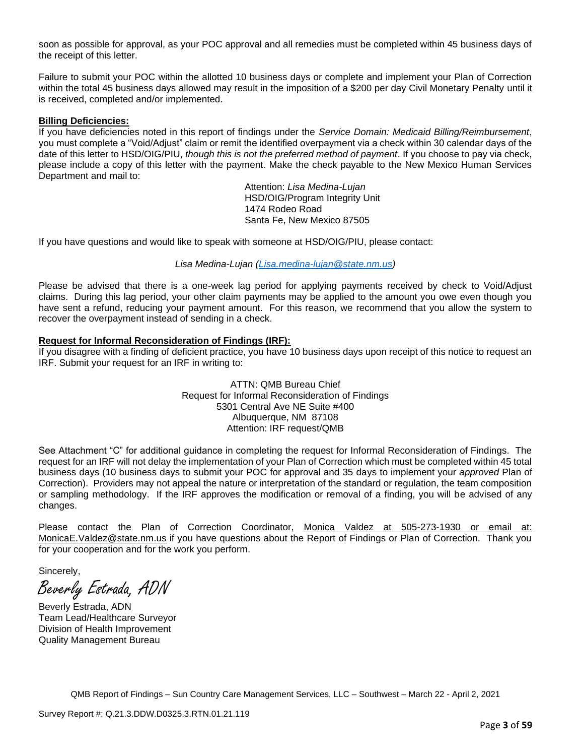soon as possible for approval, as your POC approval and all remedies must be completed within 45 business days of the receipt of this letter.

Failure to submit your POC within the allotted 10 business days or complete and implement your Plan of Correction within the total 45 business days allowed may result in the imposition of a $200 per day Civil Monetary Penalty until it is received, completed and/or implemented.

**Billing Deficiencies:**

If you have deficiencies noted in this report of findings under the *Service Domain: Medicaid Billing/Reimbursement*, you must complete a "Void/Adjust" claim or remit the identified overpayment via a check within 30 calendar days of the date of this letter to HSD/OIG/PIU, *though this is not the preferred method of payment*. If you choose to pay via check, please include a copy of this letter with the payment. Make the check payable to the New Mexico Human Services Department and mail to:

> Attention: *Lisa Medina-Lujan*
> HSD/OIG/Program Integrity Unit
> 1474 Rodeo Road
> Santa Fe, New Mexico 87505

If you have questions and would like to speak with someone at HSD/OIG/PIU, please contact:

*Lisa Medina-Lujan (Lisa.medina-lujan@state.nm.us)*

Please be advised that there is a one-week lag period for applying payments received by check to Void/Adjust claims. During this lag period, your other claim payments may be applied to the amount you owe even though you have sent a refund, reducing your payment amount. For this reason, we recommend that you allow the system to recover the overpayment instead of sending in a check.

**Request for Informal Reconsideration of Findings (IRF):**

If you disagree with a finding of deficient practice, you have 10 business days upon receipt of this notice to request an IRF. Submit your request for an IRF in writing to:

> ATTN: QMB Bureau Chief
> Request for Informal Reconsideration of Findings
> 5301 Central Ave NE Suite #400
> Albuquerque, NM 87108
> Attention: IRF request/QMB

See Attachment "C" for additional guidance in completing the request for Informal Reconsideration of Findings. The request for an IRF will not delay the implementation of your Plan of Correction which must be completed within 45 total business days (10 business days to submit your POC for approval and 35 days to implement your *approved* Plan of Correction). Providers may not appeal the nature or interpretation of the standard or regulation, the team composition or sampling methodology. If the IRF approves the modification or removal of a finding, you will be advised of any changes.

Please contact the Plan of Correction Coordinator, Monica Valdez at 505-273-1930 or email at: MonicaE.Valdez@state.nm.us if you have questions about the Report of Findings or Plan of Correction. Thank you for your cooperation and for the work you perform.

Sincerely,

*Beverly Estrada, ADN*

Beverly Estrada, ADN
Team Lead/Healthcare Surveyor
Division of Health Improvement
Quality Management Bureau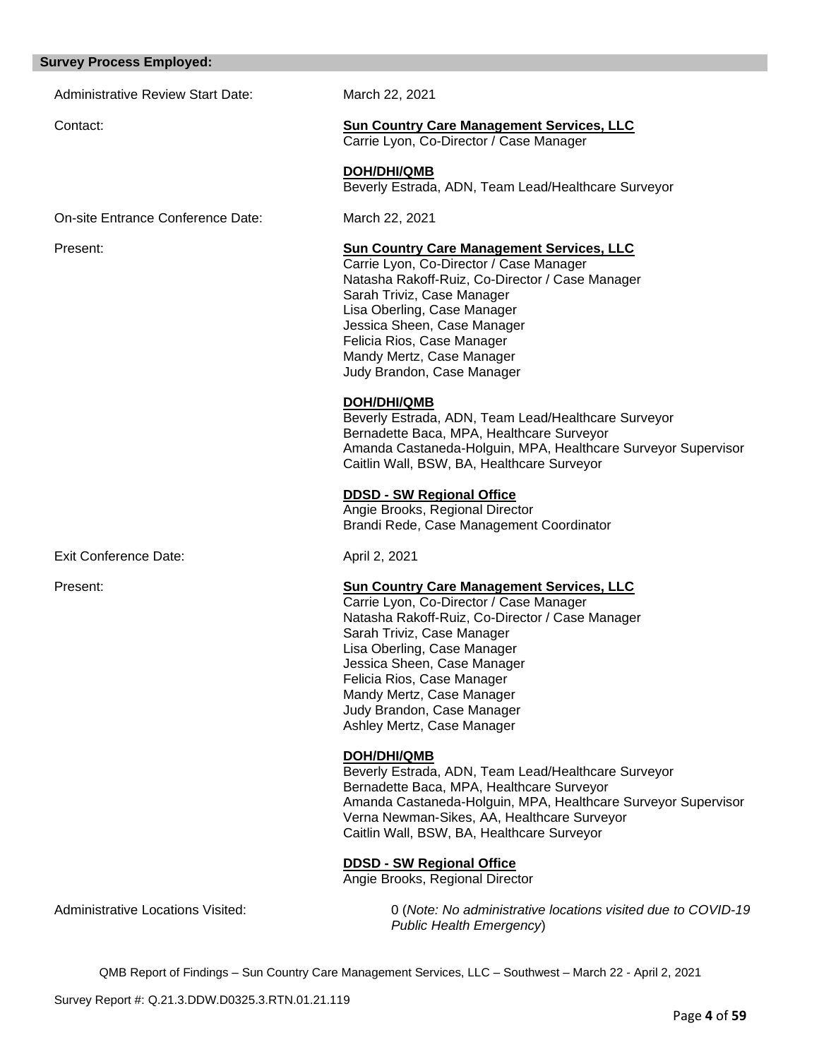**Survey Process Employed:**

Administrative Review Start Date: March 22, 2021

Contact:

**Sun Country Care Management Services, LLC**
Carrie Lyon, Co-Director / Case Manager

**DOH/DHI/QMB**
Beverly Estrada, ADN, Team Lead/Healthcare Surveyor

On-site Entrance Conference Date: March 22, 2021

Present:

**Sun Country Care Management Services, LLC**
Carrie Lyon, Co-Director / Case Manager
Natasha Rakoff-Ruiz, Co-Director / Case Manager
Sarah Triviz, Case Manager
Lisa Oberling, Case Manager
Jessica Sheen, Case Manager
Felicia Rios, Case Manager
Mandy Mertz, Case Manager
Judy Brandon, Case Manager

**DOH/DHI/QMB**
Beverly Estrada, ADN, Team Lead/Healthcare Surveyor
Bernadette Baca, MPA, Healthcare Surveyor
Amanda Castaneda-Holguin, MPA, Healthcare Surveyor Supervisor
Caitlin Wall, BSW, BA, Healthcare Surveyor

**DDSD - SW Regional Office**
Angie Brooks, Regional Director
Brandi Rede, Case Management Coordinator

Exit Conference Date: April 2, 2021

Present:

**Sun Country Care Management Services, LLC**
Carrie Lyon, Co-Director / Case Manager
Natasha Rakoff-Ruiz, Co-Director / Case Manager
Sarah Triviz, Case Manager
Lisa Oberling, Case Manager
Jessica Sheen, Case Manager
Felicia Rios, Case Manager
Mandy Mertz, Case Manager
Judy Brandon, Case Manager
Ashley Mertz, Case Manager

**DOH/DHI/QMB**
Beverly Estrada, ADN, Team Lead/Healthcare Surveyor
Bernadette Baca, MPA, Healthcare Surveyor
Amanda Castaneda-Holguin, MPA, Healthcare Surveyor Supervisor
Verna Newman-Sikes, AA, Healthcare Surveyor
Caitlin Wall, BSW, BA, Healthcare Surveyor

**DDSD - SW Regional Office**
Angie Brooks, Regional Director

Administrative Locations Visited: 0 (*Note: No administrative locations visited due to COVID-19 Public Health Emergency*)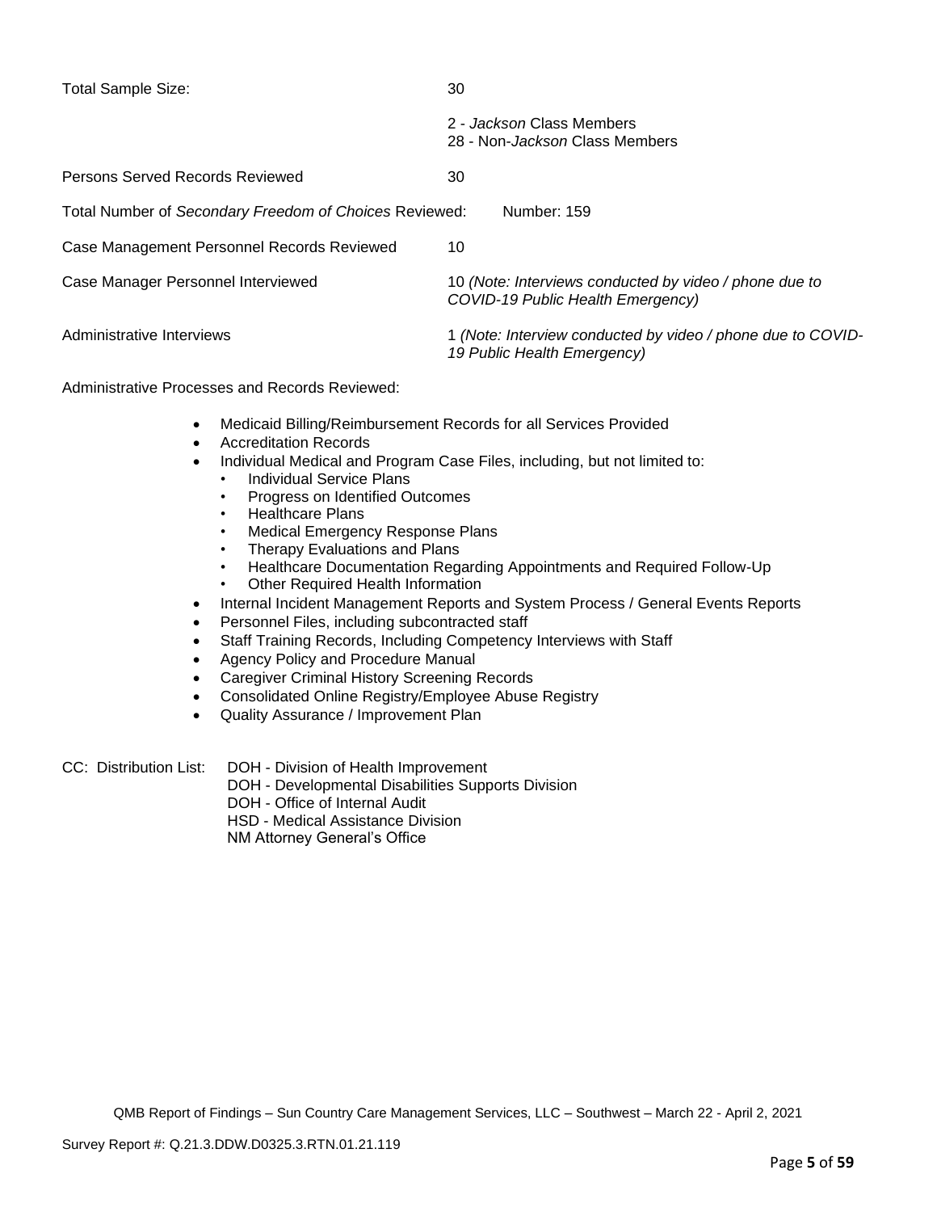| | |
|---|---|
| Total Sample Size: | 30 |
| | 2 - *Jackson* Class Members<br>28 - Non-*Jackson* Class Members |
| Persons Served Records Reviewed | 30 |
| Total Number of *Secondary Freedom of Choices* Reviewed: | Number: 159 |
| Case Management Personnel Records Reviewed | 10 |
| Case Manager Personnel Interviewed | 10 *(Note: Interviews conducted by video / phone due to COVID-19 Public Health Emergency)* |
| Administrative Interviews | 1 *(Note: Interview conducted by video / phone due to COVID-19 Public Health Emergency)* |

Administrative Processes and Records Reviewed:

- Medicaid Billing/Reimbursement Records for all Services Provided
- Accreditation Records
- Individual Medical and Program Case Files, including, but not limited to:
  - Individual Service Plans
  - Progress on Identified Outcomes
  - Healthcare Plans
  - Medical Emergency Response Plans
  - Therapy Evaluations and Plans
  - Healthcare Documentation Regarding Appointments and Required Follow-Up
  - Other Required Health Information
- Internal Incident Management Reports and System Process / General Events Reports
- Personnel Files, including subcontracted staff
- Staff Training Records, Including Competency Interviews with Staff
- Agency Policy and Procedure Manual
- Caregiver Criminal History Screening Records
- Consolidated Online Registry/Employee Abuse Registry
- Quality Assurance / Improvement Plan

CC: Distribution List:
DOH - Division of Health Improvement
DOH - Developmental Disabilities Supports Division
DOH - Office of Internal Audit
HSD - Medical Assistance Division
NM Attorney General's Office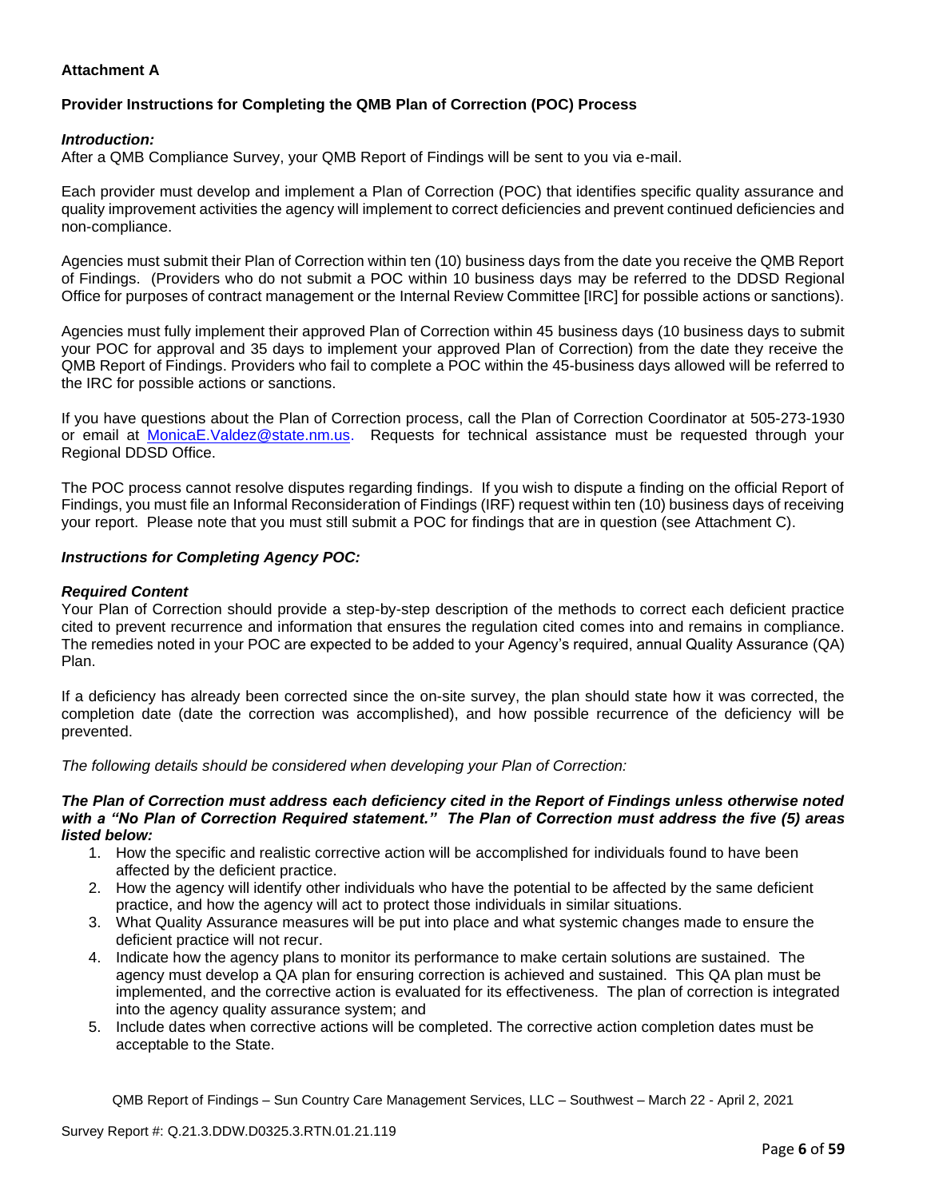**Attachment A**

**Provider Instructions for Completing the QMB Plan of Correction (POC) Process**

***Introduction:***
After a QMB Compliance Survey, your QMB Report of Findings will be sent to you via e-mail.

Each provider must develop and implement a Plan of Correction (POC) that identifies specific quality assurance and quality improvement activities the agency will implement to correct deficiencies and prevent continued deficiencies and non-compliance.

Agencies must submit their Plan of Correction within ten (10) business days from the date you receive the QMB Report of Findings. (Providers who do not submit a POC within 10 business days may be referred to the DDSD Regional Office for purposes of contract management or the Internal Review Committee [IRC] for possible actions or sanctions).

Agencies must fully implement their approved Plan of Correction within 45 business days (10 business days to submit your POC for approval and 35 days to implement your approved Plan of Correction) from the date they receive the QMB Report of Findings. Providers who fail to complete a POC within the 45-business days allowed will be referred to the IRC for possible actions or sanctions.

If you have questions about the Plan of Correction process, call the Plan of Correction Coordinator at 505-273-1930 or email at MonicaE.Valdez@state.nm.us. Requests for technical assistance must be requested through your Regional DDSD Office.

The POC process cannot resolve disputes regarding findings. If you wish to dispute a finding on the official Report of Findings, you must file an Informal Reconsideration of Findings (IRF) request within ten (10) business days of receiving your report. Please note that you must still submit a POC for findings that are in question (see Attachment C).

***Instructions for Completing Agency POC:***

***Required Content***
Your Plan of Correction should provide a step-by-step description of the methods to correct each deficient practice cited to prevent recurrence and information that ensures the regulation cited comes into and remains in compliance. The remedies noted in your POC are expected to be added to your Agency's required, annual Quality Assurance (QA) Plan.

If a deficiency has already been corrected since the on-site survey, the plan should state how it was corrected, the completion date (date the correction was accomplished), and how possible recurrence of the deficiency will be prevented.

*The following details should be considered when developing your Plan of Correction:*

***The Plan of Correction must address each deficiency cited in the Report of Findings unless otherwise noted with a "No Plan of Correction Required statement." The Plan of Correction must address the five (5) areas listed below:***

1. How the specific and realistic corrective action will be accomplished for individuals found to have been affected by the deficient practice.
2. How the agency will identify other individuals who have the potential to be affected by the same deficient practice, and how the agency will act to protect those individuals in similar situations.
3. What Quality Assurance measures will be put into place and what systemic changes made to ensure the deficient practice will not recur.
4. Indicate how the agency plans to monitor its performance to make certain solutions are sustained. The agency must develop a QA plan for ensuring correction is achieved and sustained. This QA plan must be implemented, and the corrective action is evaluated for its effectiveness. The plan of correction is integrated into the agency quality assurance system; and
5. Include dates when corrective actions will be completed. The corrective action completion dates must be acceptable to the State.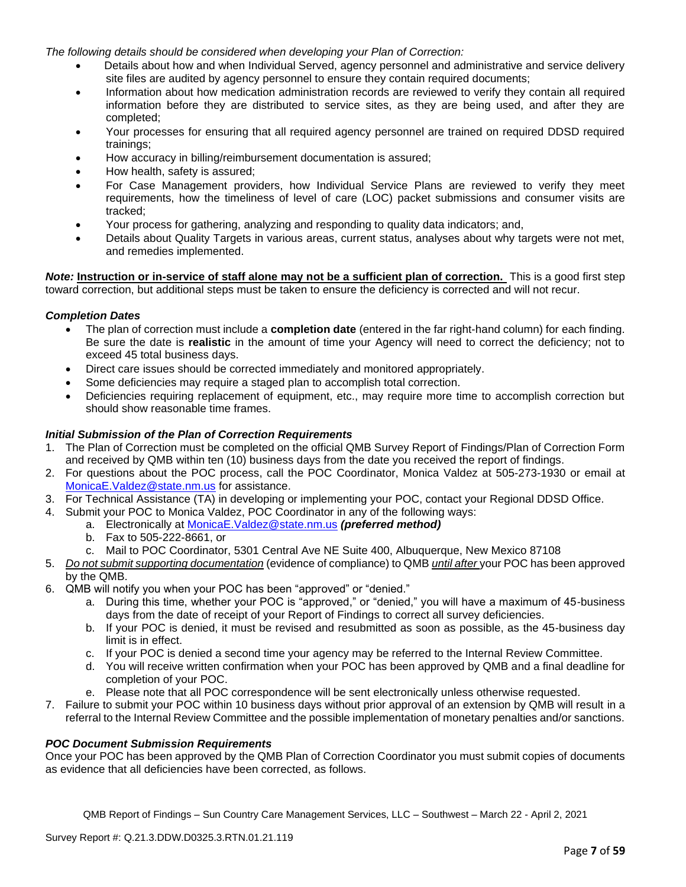*The following details should be considered when developing your Plan of Correction:*

- Details about how and when Individual Served, agency personnel and administrative and service delivery site files are audited by agency personnel to ensure they contain required documents;
- Information about how medication administration records are reviewed to verify they contain all required information before they are distributed to service sites, as they are being used, and after they are completed;
- Your processes for ensuring that all required agency personnel are trained on required DDSD required trainings;
- How accuracy in billing/reimbursement documentation is assured;
- How health, safety is assured;
- For Case Management providers, how Individual Service Plans are reviewed to verify they meet requirements, how the timeliness of level of care (LOC) packet submissions and consumer visits are tracked;
- Your process for gathering, analyzing and responding to quality data indicators; and,
- Details about Quality Targets in various areas, current status, analyses about why targets were not met, and remedies implemented.

***Note:*** **Instruction or in-service of staff alone may not be a sufficient plan of correction.** This is a good first step toward correction, but additional steps must be taken to ensure the deficiency is corrected and will not recur.

***Completion Dates***

- The plan of correction must include a **completion date** (entered in the far right-hand column) for each finding. Be sure the date is **realistic** in the amount of time your Agency will need to correct the deficiency; not to exceed 45 total business days.
- Direct care issues should be corrected immediately and monitored appropriately.
- Some deficiencies may require a staged plan to accomplish total correction.
- Deficiencies requiring replacement of equipment, etc., may require more time to accomplish correction but should show reasonable time frames.

***Initial Submission of the Plan of Correction Requirements***

1. The Plan of Correction must be completed on the official QMB Survey Report of Findings/Plan of Correction Form and received by QMB within ten (10) business days from the date you received the report of findings.
2. For questions about the POC process, call the POC Coordinator, Monica Valdez at 505-273-1930 or email at MonicaE.Valdez@state.nm.us for assistance.
3. For Technical Assistance (TA) in developing or implementing your POC, contact your Regional DDSD Office.
4. Submit your POC to Monica Valdez, POC Coordinator in any of the following ways:
   a. Electronically at MonicaE.Valdez@state.nm.us ***(preferred method)***
   b. Fax to 505-222-8661, or
   c. Mail to POC Coordinator, 5301 Central Ave NE Suite 400, Albuquerque, New Mexico 87108
5. *Do not submit supporting documentation* (evidence of compliance) to QMB *until after* your POC has been approved by the QMB.
6. QMB will notify you when your POC has been "approved" or "denied."
   a. During this time, whether your POC is "approved," or "denied," you will have a maximum of 45-business days from the date of receipt of your Report of Findings to correct all survey deficiencies.
   b. If your POC is denied, it must be revised and resubmitted as soon as possible, as the 45-business day limit is in effect.
   c. If your POC is denied a second time your agency may be referred to the Internal Review Committee.
   d. You will receive written confirmation when your POC has been approved by QMB and a final deadline for completion of your POC.
   e. Please note that all POC correspondence will be sent electronically unless otherwise requested.
7. Failure to submit your POC within 10 business days without prior approval of an extension by QMB will result in a referral to the Internal Review Committee and the possible implementation of monetary penalties and/or sanctions.

***POC Document Submission Requirements***

Once your POC has been approved by the QMB Plan of Correction Coordinator you must submit copies of documents as evidence that all deficiencies have been corrected, as follows.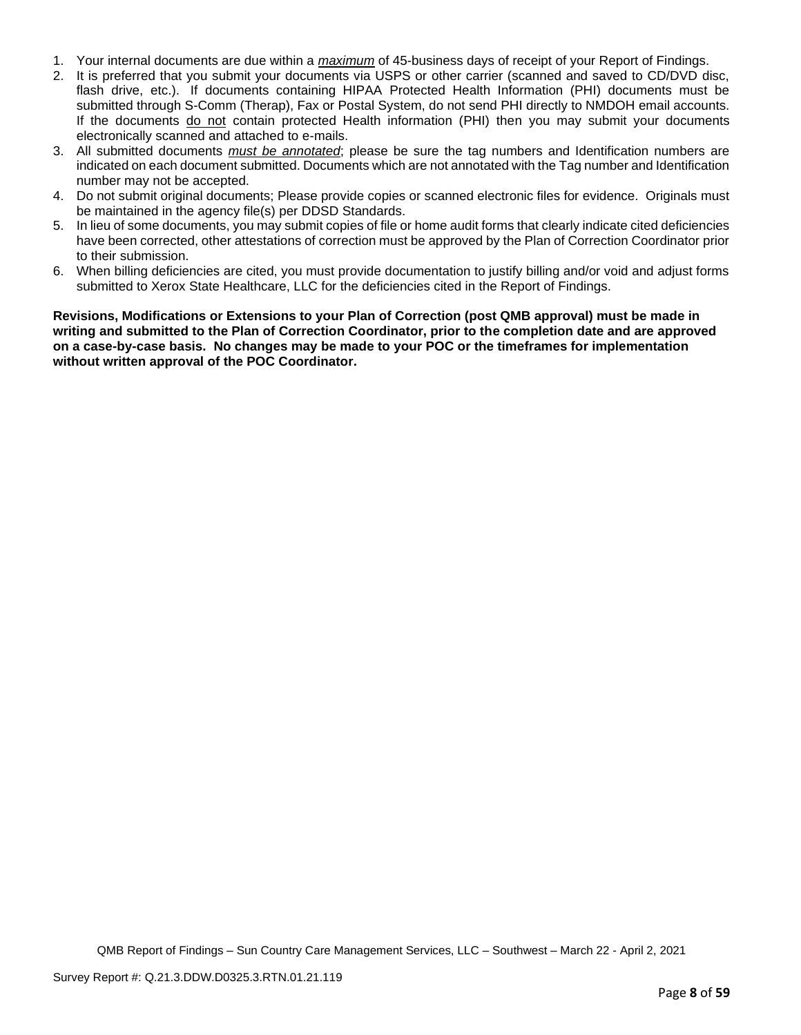1. Your internal documents are due within a ***maximum*** of 45-business days of receipt of your Report of Findings.
2. It is preferred that you submit your documents via USPS or other carrier (scanned and saved to CD/DVD disc, flash drive, etc.). If documents containing HIPAA Protected Health Information (PHI) documents must be submitted through S-Comm (Therap), Fax or Postal System, do not send PHI directly to NMDOH email accounts. If the documents do not contain protected Health information (PHI) then you may submit your documents electronically scanned and attached to e-mails.
3. All submitted documents ***must be annotated***; please be sure the tag numbers and Identification numbers are indicated on each document submitted. Documents which are not annotated with the Tag number and Identification number may not be accepted.
4. Do not submit original documents; Please provide copies or scanned electronic files for evidence. Originals must be maintained in the agency file(s) per DDSD Standards.
5. In lieu of some documents, you may submit copies of file or home audit forms that clearly indicate cited deficiencies have been corrected, other attestations of correction must be approved by the Plan of Correction Coordinator prior to their submission.
6. When billing deficiencies are cited, you must provide documentation to justify billing and/or void and adjust forms submitted to Xerox State Healthcare, LLC for the deficiencies cited in the Report of Findings.

**Revisions, Modifications or Extensions to your Plan of Correction (post QMB approval) must be made in writing and submitted to the Plan of Correction Coordinator, prior to the completion date and are approved on a case-by-case basis. No changes may be made to your POC or the timeframes for implementation without written approval of the POC Coordinator.**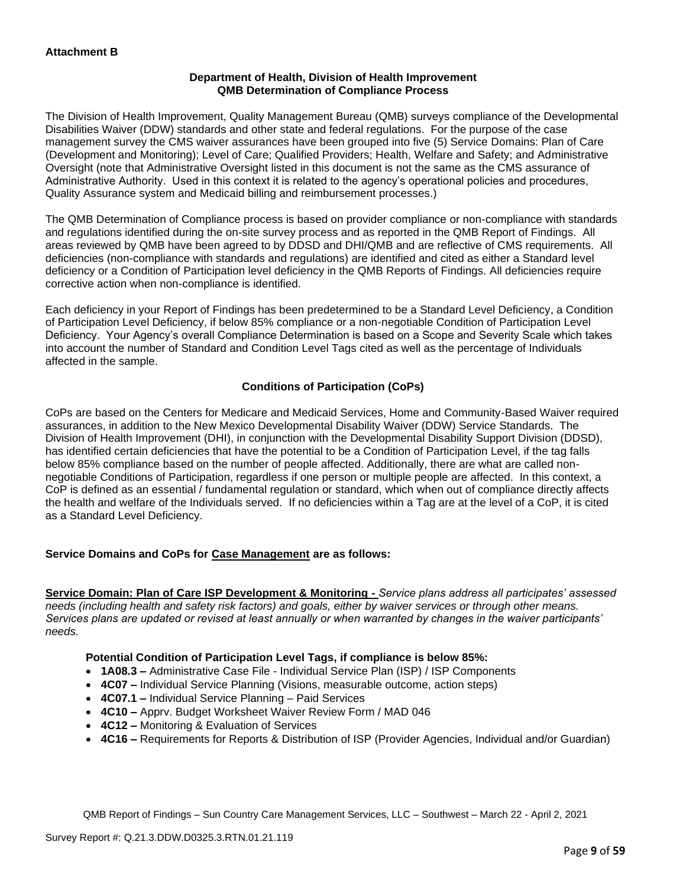**Attachment B**

**Department of Health, Division of Health Improvement**
**QMB Determination of Compliance Process**

The Division of Health Improvement, Quality Management Bureau (QMB) surveys compliance of the Developmental Disabilities Waiver (DDW) standards and other state and federal regulations. For the purpose of the case management survey the CMS waiver assurances have been grouped into five (5) Service Domains: Plan of Care (Development and Monitoring); Level of Care; Qualified Providers; Health, Welfare and Safety; and Administrative Oversight (note that Administrative Oversight listed in this document is not the same as the CMS assurance of Administrative Authority. Used in this context it is related to the agency's operational policies and procedures, Quality Assurance system and Medicaid billing and reimbursement processes.)

The QMB Determination of Compliance process is based on provider compliance or non-compliance with standards and regulations identified during the on-site survey process and as reported in the QMB Report of Findings. All areas reviewed by QMB have been agreed to by DDSD and DHI/QMB and are reflective of CMS requirements. All deficiencies (non-compliance with standards and regulations) are identified and cited as either a Standard level deficiency or a Condition of Participation level deficiency in the QMB Reports of Findings. All deficiencies require corrective action when non-compliance is identified.

Each deficiency in your Report of Findings has been predetermined to be a Standard Level Deficiency, a Condition of Participation Level Deficiency, if below 85% compliance or a non-negotiable Condition of Participation Level Deficiency. Your Agency's overall Compliance Determination is based on a Scope and Severity Scale which takes into account the number of Standard and Condition Level Tags cited as well as the percentage of Individuals affected in the sample.

**Conditions of Participation (CoPs)**

CoPs are based on the Centers for Medicare and Medicaid Services, Home and Community-Based Waiver required assurances, in addition to the New Mexico Developmental Disability Waiver (DDW) Service Standards. The Division of Health Improvement (DHI), in conjunction with the Developmental Disability Support Division (DDSD), has identified certain deficiencies that have the potential to be a Condition of Participation Level, if the tag falls below 85% compliance based on the number of people affected. Additionally, there are what are called non-negotiable Conditions of Participation, regardless if one person or multiple people are affected. In this context, a CoP is defined as an essential / fundamental regulation or standard, which when out of compliance directly affects the health and welfare of the Individuals served. If no deficiencies within a Tag are at the level of a CoP, it is cited as a Standard Level Deficiency.

**Service Domains and CoPs for Case Management are as follows:**

**Service Domain: Plan of Care ISP Development & Monitoring -** *Service plans address all participates' assessed needs (including health and safety risk factors) and goals, either by waiver services or through other means. Services plans are updated or revised at least annually or when warranted by changes in the waiver participants' needs.*

**Potential Condition of Participation Level Tags, if compliance is below 85%:**

- **1A08.3 –** Administrative Case File - Individual Service Plan (ISP) / ISP Components
- **4C07 –** Individual Service Planning (Visions, measurable outcome, action steps)
- **4C07.1 –** Individual Service Planning – Paid Services
- **4C10 –** Apprv. Budget Worksheet Waiver Review Form / MAD 046
- **4C12 –** Monitoring & Evaluation of Services
- **4C16 –** Requirements for Reports & Distribution of ISP (Provider Agencies, Individual and/or Guardian)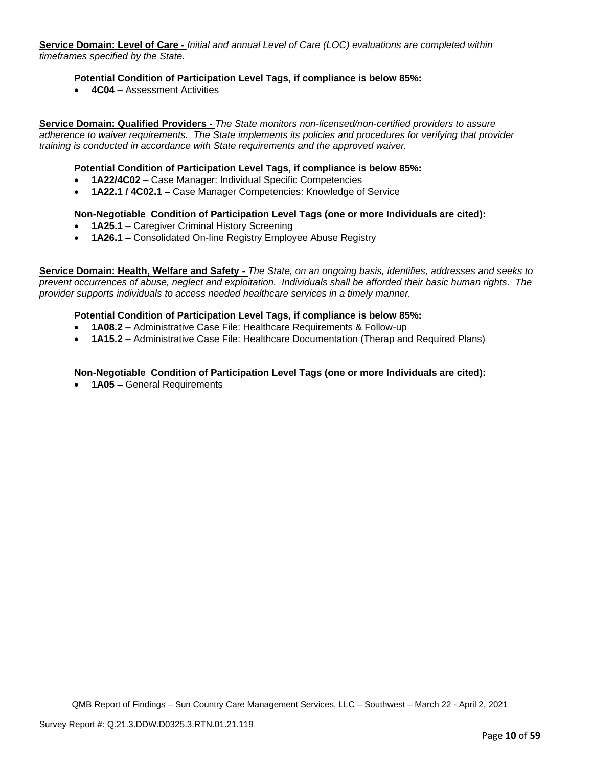**Service Domain: Level of Care -** *Initial and annual Level of Care (LOC) evaluations are completed within timeframes specified by the State.*

**Potential Condition of Participation Level Tags, if compliance is below 85%:**

- **4C04 –** Assessment Activities

**Service Domain: Qualified Providers -** *The State monitors non-licensed/non-certified providers to assure adherence to waiver requirements. The State implements its policies and procedures for verifying that provider training is conducted in accordance with State requirements and the approved waiver.*

**Potential Condition of Participation Level Tags, if compliance is below 85%:**

- **1A22/4C02 –** Case Manager: Individual Specific Competencies
- **1A22.1 / 4C02.1 –** Case Manager Competencies: Knowledge of Service

**Non-Negotiable Condition of Participation Level Tags (one or more Individuals are cited):**

- **1A25.1 –** Caregiver Criminal History Screening
- **1A26.1 –** Consolidated On-line Registry Employee Abuse Registry

**Service Domain: Health, Welfare and Safety -** *The State, on an ongoing basis, identifies, addresses and seeks to prevent occurrences of abuse, neglect and exploitation. Individuals shall be afforded their basic human rights. The provider supports individuals to access needed healthcare services in a timely manner.*

**Potential Condition of Participation Level Tags, if compliance is below 85%:**

- **1A08.2 –** Administrative Case File: Healthcare Requirements & Follow-up
- **1A15.2 –** Administrative Case File: Healthcare Documentation (Therap and Required Plans)

**Non-Negotiable Condition of Participation Level Tags (one or more Individuals are cited):**

- **1A05 –** General Requirements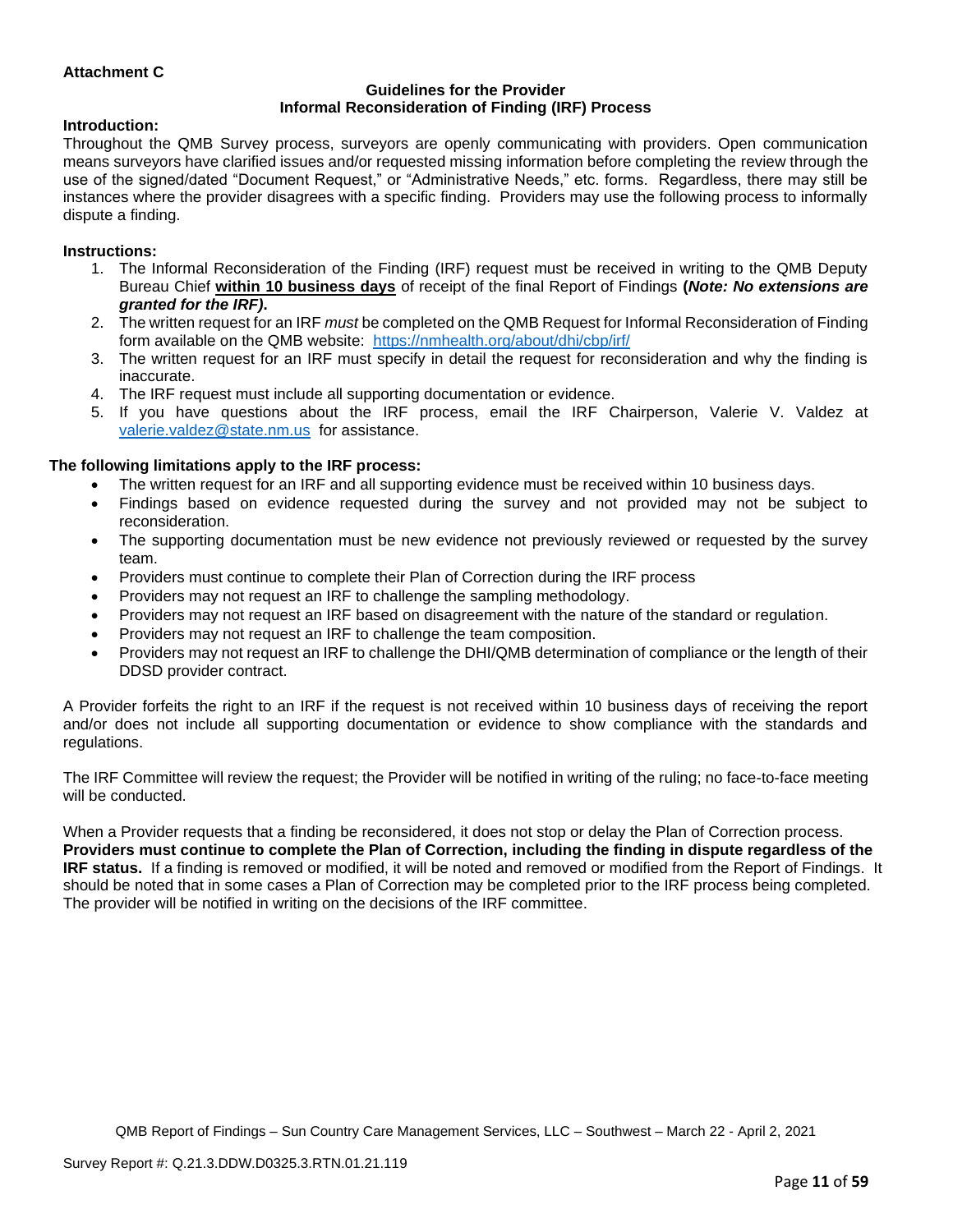**Attachment C**

**Guidelines for the Provider**
**Informal Reconsideration of Finding (IRF) Process**

**Introduction:**

Throughout the QMB Survey process, surveyors are openly communicating with providers. Open communication means surveyors have clarified issues and/or requested missing information before completing the review through the use of the signed/dated "Document Request," or "Administrative Needs," etc. forms. Regardless, there may still be instances where the provider disagrees with a specific finding. Providers may use the following process to informally dispute a finding.

**Instructions:**

1. The Informal Reconsideration of the Finding (IRF) request must be received in writing to the QMB Deputy Bureau Chief **within 10 business days** of receipt of the final Report of Findings **(*Note: No extensions are granted for the IRF).***
2. The written request for an IRF *must* be completed on the QMB Request for Informal Reconsideration of Finding form available on the QMB website: https://nmhealth.org/about/dhi/cbp/irf/
3. The written request for an IRF must specify in detail the request for reconsideration and why the finding is inaccurate.
4. The IRF request must include all supporting documentation or evidence.
5. If you have questions about the IRF process, email the IRF Chairperson, Valerie V. Valdez at valerie.valdez@state.nm.us for assistance.

**The following limitations apply to the IRF process:**

- The written request for an IRF and all supporting evidence must be received within 10 business days.
- Findings based on evidence requested during the survey and not provided may not be subject to reconsideration.
- The supporting documentation must be new evidence not previously reviewed or requested by the survey team.
- Providers must continue to complete their Plan of Correction during the IRF process
- Providers may not request an IRF to challenge the sampling methodology.
- Providers may not request an IRF based on disagreement with the nature of the standard or regulation.
- Providers may not request an IRF to challenge the team composition.
- Providers may not request an IRF to challenge the DHI/QMB determination of compliance or the length of their DDSD provider contract.

A Provider forfeits the right to an IRF if the request is not received within 10 business days of receiving the report and/or does not include all supporting documentation or evidence to show compliance with the standards and regulations.

The IRF Committee will review the request; the Provider will be notified in writing of the ruling; no face-to-face meeting will be conducted.

When a Provider requests that a finding be reconsidered, it does not stop or delay the Plan of Correction process. **Providers must continue to complete the Plan of Correction, including the finding in dispute regardless of the IRF status.** If a finding is removed or modified, it will be noted and removed or modified from the Report of Findings. It should be noted that in some cases a Plan of Correction may be completed prior to the IRF process being completed. The provider will be notified in writing on the decisions of the IRF committee.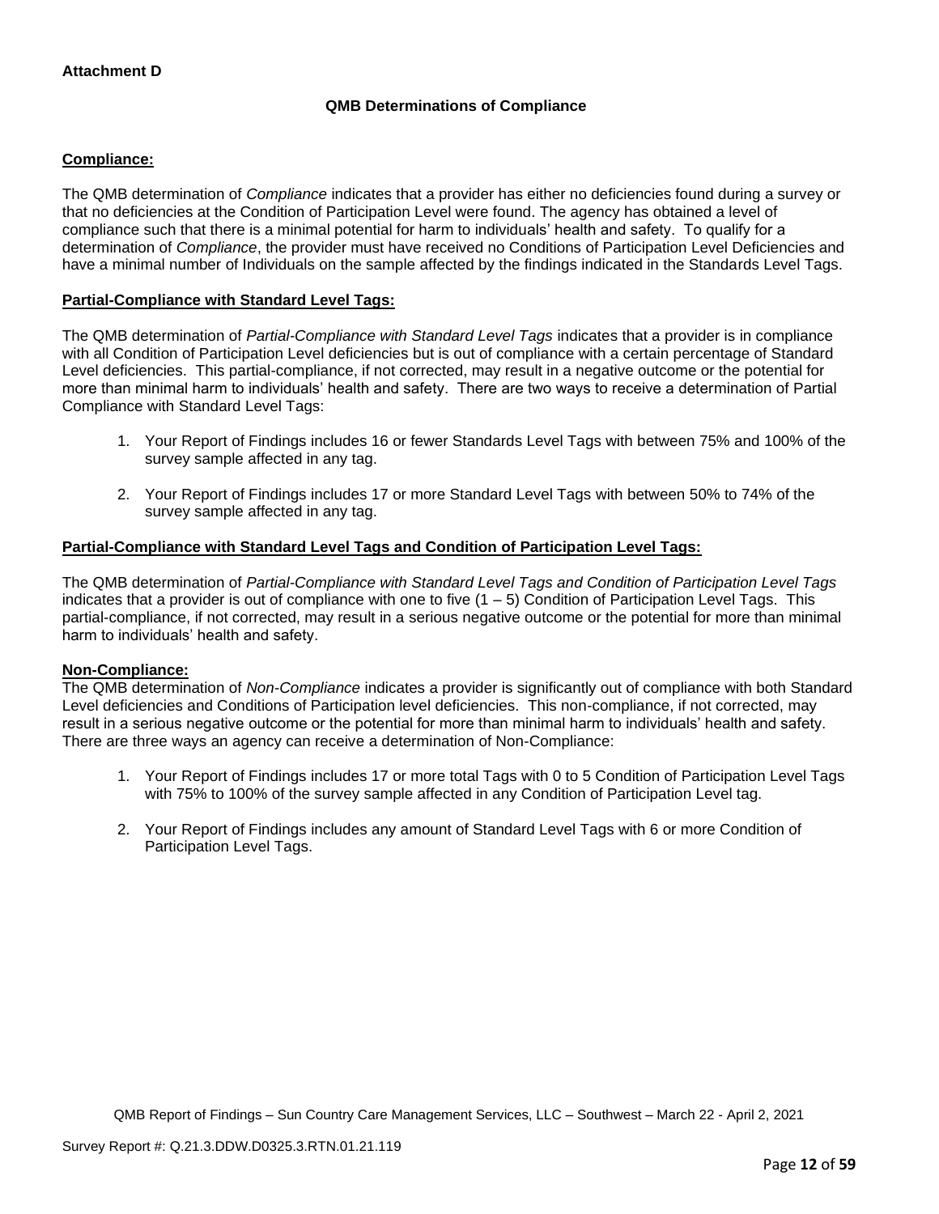**Attachment D**

### QMB Determinations of Compliance

**Compliance:**

The QMB determination of *Compliance* indicates that a provider has either no deficiencies found during a survey or that no deficiencies at the Condition of Participation Level were found. The agency has obtained a level of compliance such that there is a minimal potential for harm to individuals' health and safety. To qualify for a determination of *Compliance*, the provider must have received no Conditions of Participation Level Deficiencies and have a minimal number of Individuals on the sample affected by the findings indicated in the Standards Level Tags.

**Partial-Compliance with Standard Level Tags:**

The QMB determination of *Partial-Compliance with Standard Level Tags* indicates that a provider is in compliance with all Condition of Participation Level deficiencies but is out of compliance with a certain percentage of Standard Level deficiencies. This partial-compliance, if not corrected, may result in a negative outcome or the potential for more than minimal harm to individuals' health and safety. There are two ways to receive a determination of Partial Compliance with Standard Level Tags:

1. Your Report of Findings includes 16 or fewer Standards Level Tags with between 75% and 100% of the survey sample affected in any tag.
2. Your Report of Findings includes 17 or more Standard Level Tags with between 50% to 74% of the survey sample affected in any tag.

**Partial-Compliance with Standard Level Tags and Condition of Participation Level Tags:**

The QMB determination of *Partial-Compliance with Standard Level Tags and Condition of Participation Level Tags* indicates that a provider is out of compliance with one to five (1 – 5) Condition of Participation Level Tags. This partial-compliance, if not corrected, may result in a serious negative outcome or the potential for more than minimal harm to individuals' health and safety.

**Non-Compliance:**

The QMB determination of *Non-Compliance* indicates a provider is significantly out of compliance with both Standard Level deficiencies and Conditions of Participation level deficiencies. This non-compliance, if not corrected, may result in a serious negative outcome or the potential for more than minimal harm to individuals' health and safety. There are three ways an agency can receive a determination of Non-Compliance:

1. Your Report of Findings includes 17 or more total Tags with 0 to 5 Condition of Participation Level Tags with 75% to 100% of the survey sample affected in any Condition of Participation Level tag.
2. Your Report of Findings includes any amount of Standard Level Tags with 6 or more Condition of Participation Level Tags.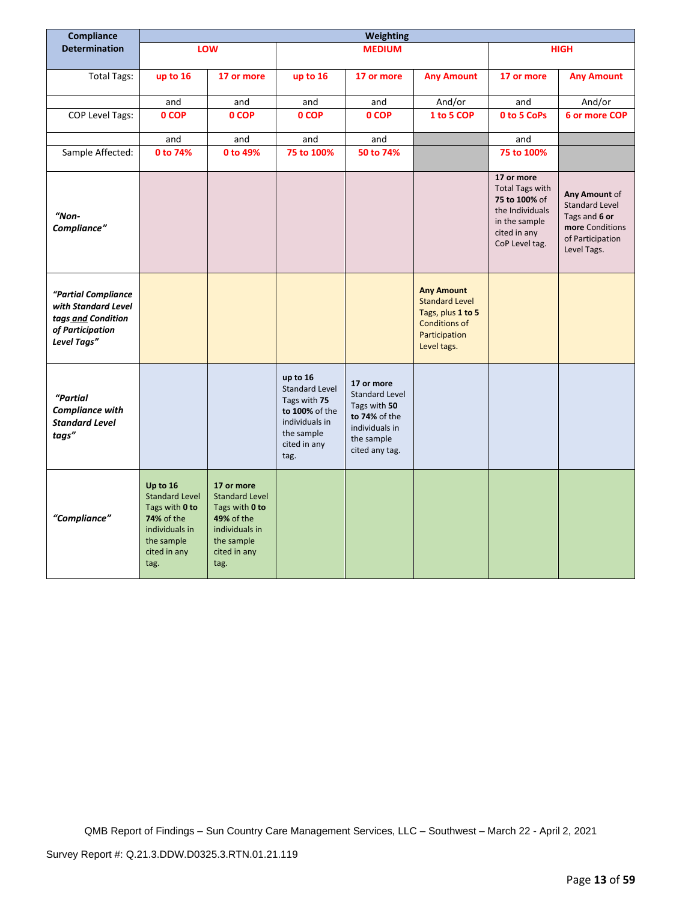| Compliance Determination | Weighting | | | | | | |
|---|---|---|---|---|---|---|---|
| | LOW | | MEDIUM | | | HIGH | |
| Total Tags: | up to 16 | 17 or more | up to 16 | 17 or more | Any Amount | 17 or more | Any Amount |
| | and | and | and | and | And/or | and | And/or |
| COP Level Tags: | 0 COP | 0 COP | 0 COP | 0 COP | 1 to 5 COP | 0 to 5 CoPs | 6 or more COP |
| | and | and | and | and | | and | |
| Sample Affected: | 0 to 74% | 0 to 49% | 75 to 100% | 50 to 74% | | 75 to 100% | |
| *"Non-Compliance"* | | | | | | **17 or more** Total Tags with **75 to 100%** of the Individuals in the sample cited in any CoP Level tag. | **Any Amount** of Standard Level Tags and **6 or more** Conditions of Participation Level Tags. |
| ***"Partial Compliance with Standard Level tags and Condition of Participation Level Tags"*** | | | | | **Any Amount** Standard Level Tags, plus **1 to 5** Conditions of Participation Level tags. | | |
| ***"Partial Compliance with Standard Level tags"*** | | | **up to 16** Standard Level Tags with **75 to 100%** of the individuals in the sample cited in any tag. | **17 or more** Standard Level Tags with **50 to 74%** of the individuals in the sample cited any tag. | | | |
| ***"Compliance"*** | **Up to 16** Standard Level Tags with **0 to 74%** of the individuals in the sample cited in any tag. | **17 or more** Standard Level Tags with **0 to 49%** of the individuals in the sample cited in any tag. | | | | | |

QMB Report of Findings – Sun Country Care Management Services, LLC – Southwest – March 22 - April 2, 2021

Survey Report #: Q.21.3.DDW.D0325.3.RTN.01.21.119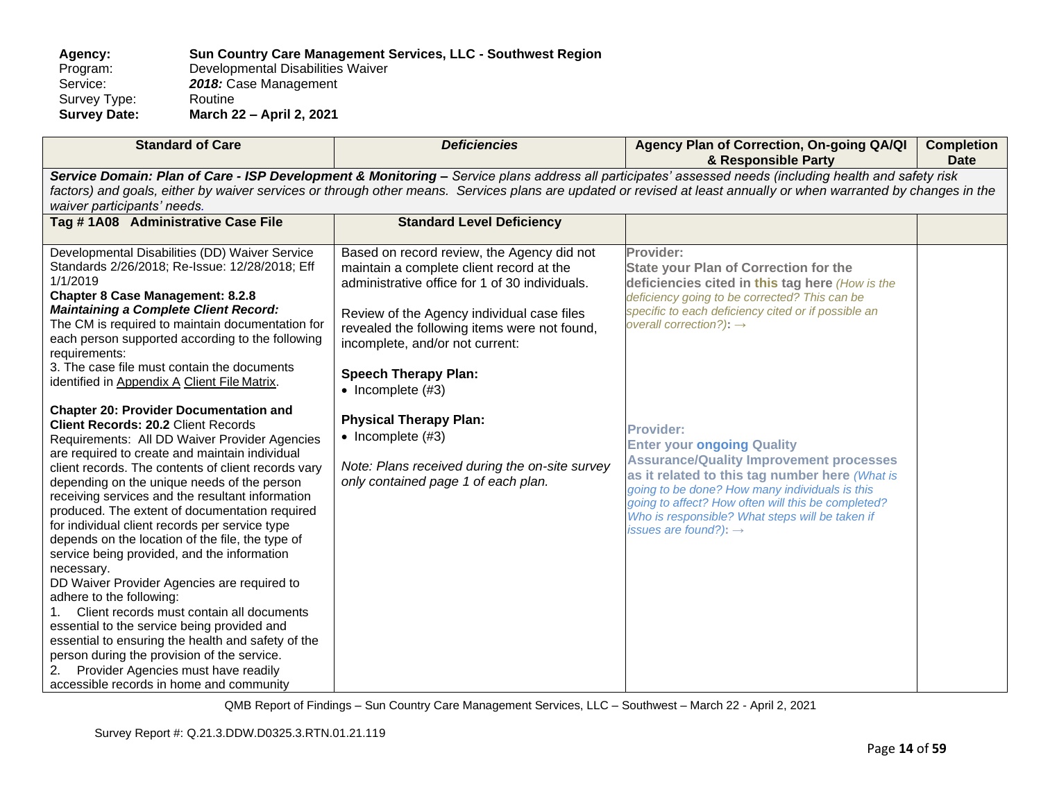**Agency:** **Sun Country Care Management Services, LLC - Southwest Region**
Program: Developmental Disabilities Waiver
Service: ***2018:*** Case Management
Survey Type: Routine
**Survey Date:** **March 22 – April 2, 2021**

| Standard of Care | *Deficiencies* | Agency Plan of Correction, On-going QA/QI & Responsible Party | Completion Date |
|---|---|---|---|
| ***Service Domain: Plan of Care - ISP Development & Monitoring –*** *Service plans address all participates' assessed needs (including health and safety risk factors) and goals, either by waiver services or through other means. Services plans are updated or revised at least annually or when warranted by changes in the waiver participants' needs.* | | | |
| **Tag # 1A08 Administrative Case File** | **Standard Level Deficiency** | | |
| Developmental Disabilities (DD) Waiver Service Standards 2/26/2018; Re-Issue: 12/28/2018; Eff 1/1/2019<br>**Chapter 8 Case Management: 8.2.8** ***Maintaining a Complete Client Record:*** The CM is required to maintain documentation for each person supported according to the following requirements:<br>3. The case file must contain the documents identified in Appendix A Client File Matrix.<br><br>**Chapter 20: Provider Documentation and Client Records: 20.2** Client Records Requirements: All DD Waiver Provider Agencies are required to create and maintain individual client records. The contents of client records vary depending on the unique needs of the person receiving services and the resultant information produced. The extent of documentation required for individual client records per service type depends on the location of the file, the type of service being provided, and the information necessary.<br>DD Waiver Provider Agencies are required to adhere to the following:<br>1. Client records must contain all documents essential to the service being provided and essential to ensuring the health and safety of the person during the provision of the service.<br>2. Provider Agencies must have readily accessible records in home and community | Based on record review, the Agency did not maintain a complete client record at the administrative office for 1 of 30 individuals.<br><br>Review of the Agency individual case files revealed the following items were not found, incomplete, and/or not current:<br><br>**Speech Therapy Plan:**<br>• Incomplete (#3)<br><br>**Physical Therapy Plan:**<br>• Incomplete (#3)<br><br>*Note: Plans received during the on-site survey only contained page 1 of each plan.* | **Provider:**<br>**State your Plan of Correction for the deficiencies cited in this tag here** *(How is the deficiency going to be corrected? This can be specific to each deficiency cited or if possible an overall correction?)*: →<br><br>**Provider:**<br>**Enter your ongoing Quality Assurance/Quality Improvement processes as it related to this tag number here** *(What is going to be done? How many individuals is this going to affect? How often will this be completed? Who is responsible? What steps will be taken if issues are found?)*: → | |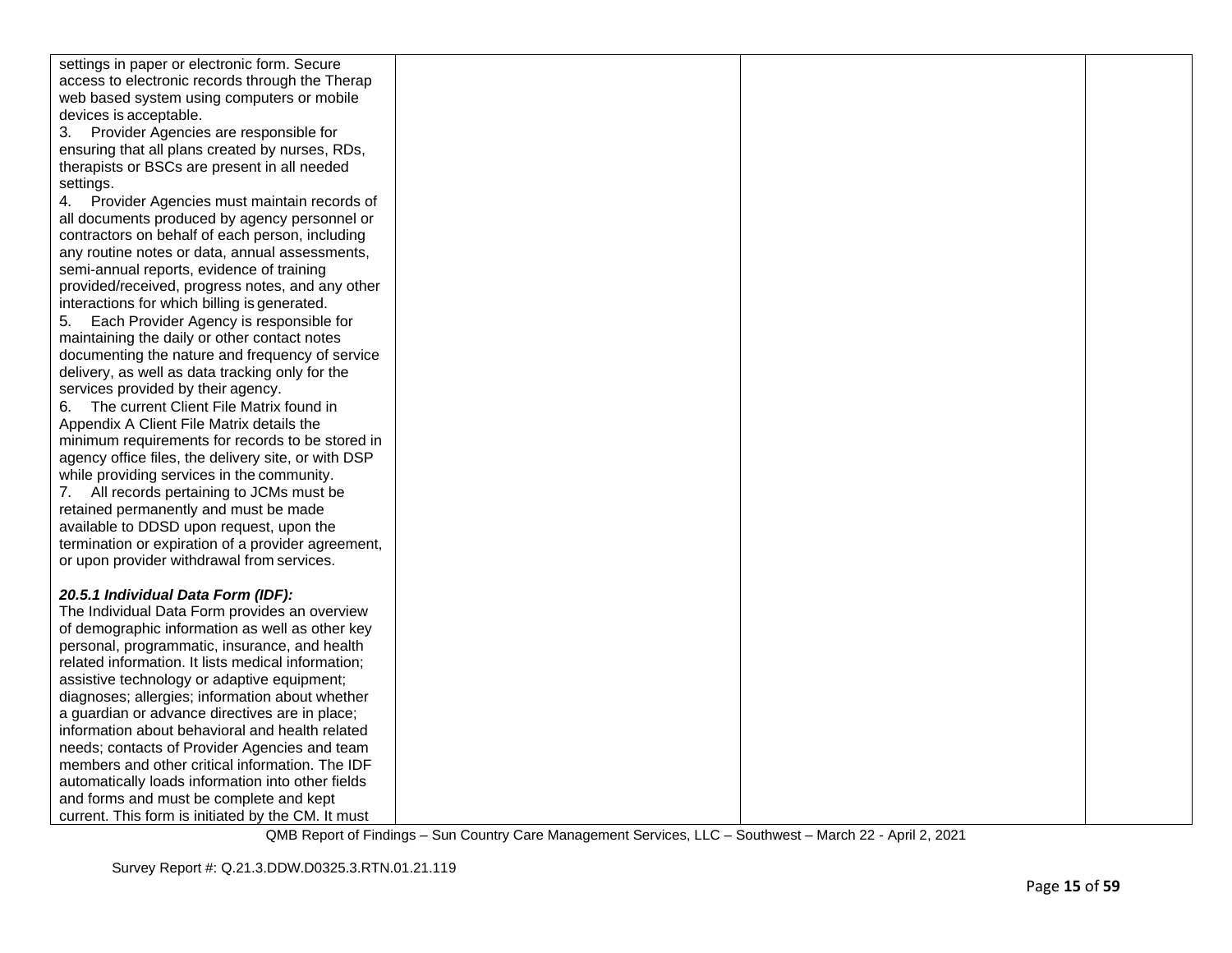| | | | |
|---|---|---|---|
| settings in paper or electronic form. Secure access to electronic records through the Therap web based system using computers or mobile devices is acceptable.<br>3. Provider Agencies are responsible for ensuring that all plans created by nurses, RDs, therapists or BSCs are present in all needed settings.<br>4. Provider Agencies must maintain records of all documents produced by agency personnel or contractors on behalf of each person, including any routine notes or data, annual assessments, semi-annual reports, evidence of training provided/received, progress notes, and any other interactions for which billing is generated.<br>5. Each Provider Agency is responsible for maintaining the daily or other contact notes documenting the nature and frequency of service delivery, as well as data tracking only for the services provided by their agency.<br>6. The current Client File Matrix found in Appendix A Client File Matrix details the minimum requirements for records to be stored in agency office files, the delivery site, or with DSP while providing services in the community.<br>7. All records pertaining to JCMs must be retained permanently and must be made available to DDSD upon request, upon the termination or expiration of a provider agreement, or upon provider withdrawal from services.<br><br>***20.5.1 Individual Data Form (IDF):***<br>The Individual Data Form provides an overview of demographic information as well as other key personal, programmatic, insurance, and health related information. It lists medical information; assistive technology or adaptive equipment; diagnoses; allergies; information about whether a guardian or advance directives are in place; information about behavioral and health related needs; contacts of Provider Agencies and team members and other critical information. The IDF automatically loads information into other fields and forms and must be complete and kept current. This form is initiated by the CM. It must | | | |

QMB Report of Findings – Sun Country Care Management Services, LLC – Southwest – March 22 - April 2, 2021

Survey Report #: Q.21.3.DDW.D0325.3.RTN.01.21.119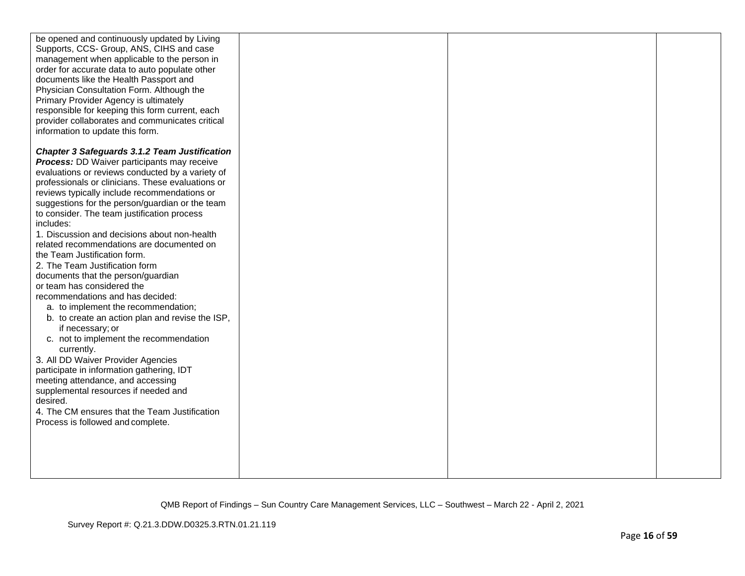| | | | |
|---|---|---|---|
| be opened and continuously updated by Living Supports, CCS- Group, ANS, CIHS and case management when applicable to the person in order for accurate data to auto populate other documents like the Health Passport and Physician Consultation Form. Although the Primary Provider Agency is ultimately responsible for keeping this form current, each provider collaborates and communicates critical information to update this form.<br><br>***Chapter 3 Safeguards 3.1.2 Team Justification Process:*** DD Waiver participants may receive evaluations or reviews conducted by a variety of professionals or clinicians. These evaluations or reviews typically include recommendations or suggestions for the person/guardian or the team to consider. The team justification process includes:<br>1. Discussion and decisions about non-health related recommendations are documented on the Team Justification form.<br>2. The Team Justification form documents that the person/guardian or team has considered the recommendations and has decided:<br>a. to implement the recommendation;<br>b. to create an action plan and revise the ISP, if necessary; or<br>c. not to implement the recommendation currently.<br>3. All DD Waiver Provider Agencies participate in information gathering, IDT meeting attendance, and accessing supplemental resources if needed and desired.<br>4. The CM ensures that the Team Justification Process is followed and complete. | | | |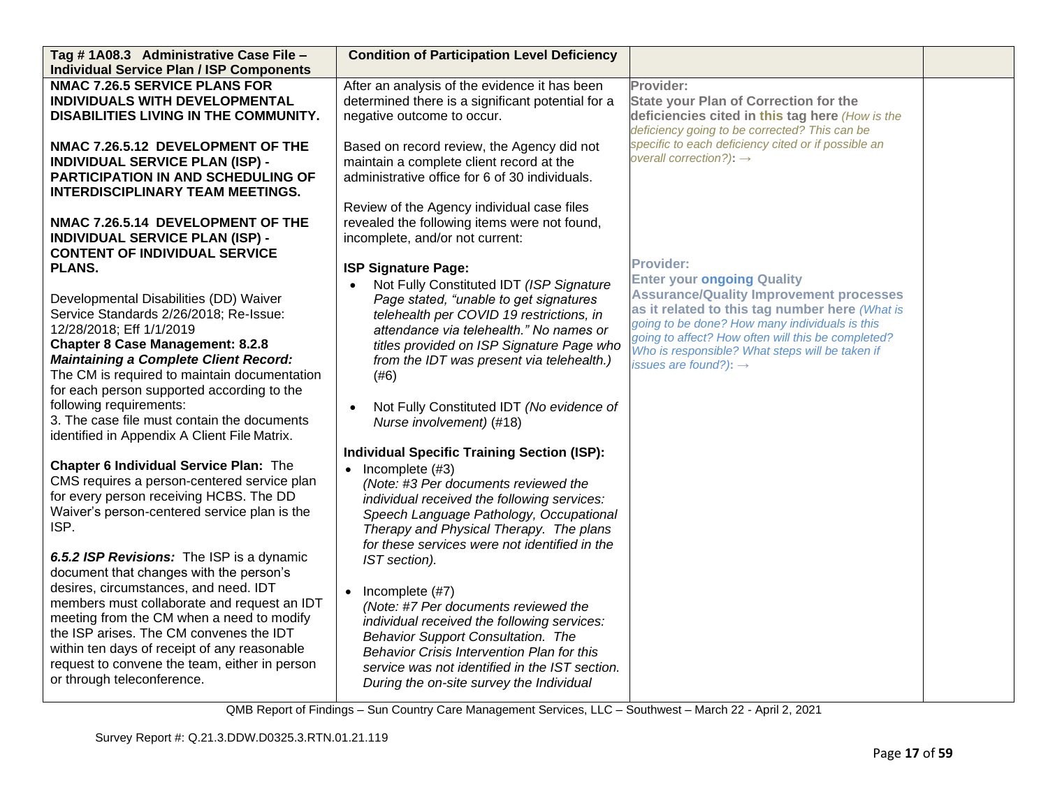| Tag # 1A08.3 Administrative Case File – Individual Service Plan / ISP Components | Condition of Participation Level Deficiency | | |
|---|---|---|---|
| **NMAC 7.26.5 SERVICE PLANS FOR INDIVIDUALS WITH DEVELOPMENTAL DISABILITIES LIVING IN THE COMMUNITY.**<br><br>**NMAC 7.26.5.12 DEVELOPMENT OF THE INDIVIDUAL SERVICE PLAN (ISP) - PARTICIPATION IN AND SCHEDULING OF INTERDISCIPLINARY TEAM MEETINGS.**<br><br>**NMAC 7.26.5.14 DEVELOPMENT OF THE INDIVIDUAL SERVICE PLAN (ISP) - CONTENT OF INDIVIDUAL SERVICE PLANS.**<br><br>Developmental Disabilities (DD) Waiver Service Standards 2/26/2018; Re-Issue: 12/28/2018; Eff 1/1/2019<br>**Chapter 8 Case Management: 8.2.8 *Maintaining a Complete Client Record:*** The CM is required to maintain documentation for each person supported according to the following requirements:<br>3. The case file must contain the documents identified in Appendix A Client File Matrix.<br><br>**Chapter 6 Individual Service Plan:** The CMS requires a person-centered service plan for every person receiving HCBS. The DD Waiver's person-centered service plan is the ISP.<br><br>***6.5.2 ISP Revisions:*** The ISP is a dynamic document that changes with the person's desires, circumstances, and need. IDT members must collaborate and request an IDT meeting from the CM when a need to modify the ISP arises. The CM convenes the IDT within ten days of receipt of any reasonable request to convene the team, either in person or through teleconference. | After an analysis of the evidence it has been determined there is a significant potential for a negative outcome to occur.<br><br>Based on record review, the Agency did not maintain a complete client record at the administrative office for 6 of 30 individuals.<br><br>Review of the Agency individual case files revealed the following items were not found, incomplete, and/or not current:<br><br>**ISP Signature Page:**<br>• Not Fully Constituted IDT *(ISP Signature Page stated, "unable to get signatures telehealth per COVID 19 restrictions, in attendance via telehealth." No names or titles provided on ISP Signature Page who from the IDT was present via telehealth.)* (#6)<br><br>• Not Fully Constituted IDT *(No evidence of Nurse involvement)* (#18)<br><br>**Individual Specific Training Section (ISP):**<br>• Incomplete (#3)<br>*(Note: #3 Per documents reviewed the individual received the following services: Speech Language Pathology, Occupational Therapy and Physical Therapy. The plans for these services were not identified in the IST section).*<br><br>• Incomplete (#7)<br>*(Note: #7 Per documents reviewed the individual received the following services: Behavior Support Consultation. The Behavior Crisis Intervention Plan for this service was not identified in the IST section. During the on-site survey the Individual* | **Provider:**<br>**State your Plan of Correction for the deficiencies cited in this tag here** *(How is the deficiency going to be corrected? This can be specific to each deficiency cited or if possible an overall correction?)*: →<br><br>**Provider:**<br>**Enter your ongoing Quality Assurance/Quality Improvement processes as it related to this tag number here** *(What is going to be done? How many individuals is this going to affect? How often will this be completed? Who is responsible? What steps will be taken if issues are found?)*: → | |

QMB Report of Findings – Sun Country Care Management Services, LLC – Southwest – March 22 - April 2, 2021

Survey Report #: Q.21.3.DDW.D0325.3.RTN.01.21.119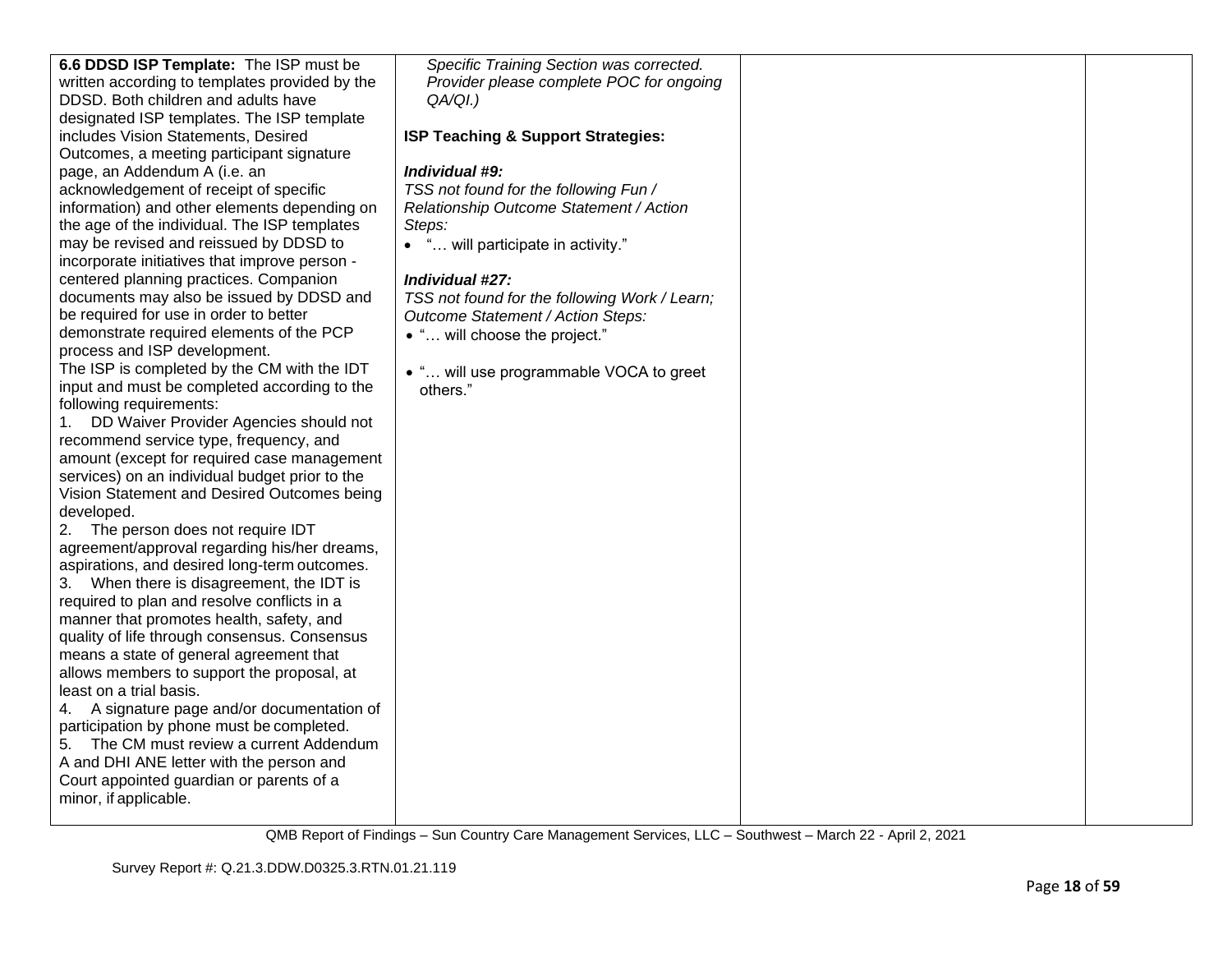| | | | |
|---|---|---|---|
| **6.6 DDSD ISP Template:** The ISP must be written according to templates provided by the DDSD. Both children and adults have designated ISP templates. The ISP template includes Vision Statements, Desired Outcomes, a meeting participant signature page, an Addendum A (i.e. an acknowledgement of receipt of specific information) and other elements depending on the age of the individual. The ISP templates may be revised and reissued by DDSD to incorporate initiatives that improve person - centered planning practices. Companion documents may also be issued by DDSD and be required for use in order to better demonstrate required elements of the PCP process and ISP development.<br>The ISP is completed by the CM with the IDT input and must be completed according to the following requirements:<br>1. DD Waiver Provider Agencies should not recommend service type, frequency, and amount (except for required case management services) on an individual budget prior to the Vision Statement and Desired Outcomes being developed.<br>2. The person does not require IDT agreement/approval regarding his/her dreams, aspirations, and desired long-term outcomes.<br>3. When there is disagreement, the IDT is required to plan and resolve conflicts in a manner that promotes health, safety, and quality of life through consensus. Consensus means a state of general agreement that allows members to support the proposal, at least on a trial basis.<br>4. A signature page and/or documentation of participation by phone must be completed.<br>5. The CM must review a current Addendum A and DHI ANE letter with the person and Court appointed guardian or parents of a minor, if applicable. | *Specific Training Section was corrected. Provider please complete POC for ongoing QA/QI.)*<br><br>**ISP Teaching & Support Strategies:**<br><br>***Individual #9:***<br>*TSS not found for the following Fun / Relationship Outcome Statement / Action Steps:*<br>• "… will participate in activity."<br><br>***Individual #27:***<br>*TSS not found for the following Work / Learn; Outcome Statement / Action Steps:*<br>• "… will choose the project."<br><br>• "… will use programmable VOCA to greet others." | | |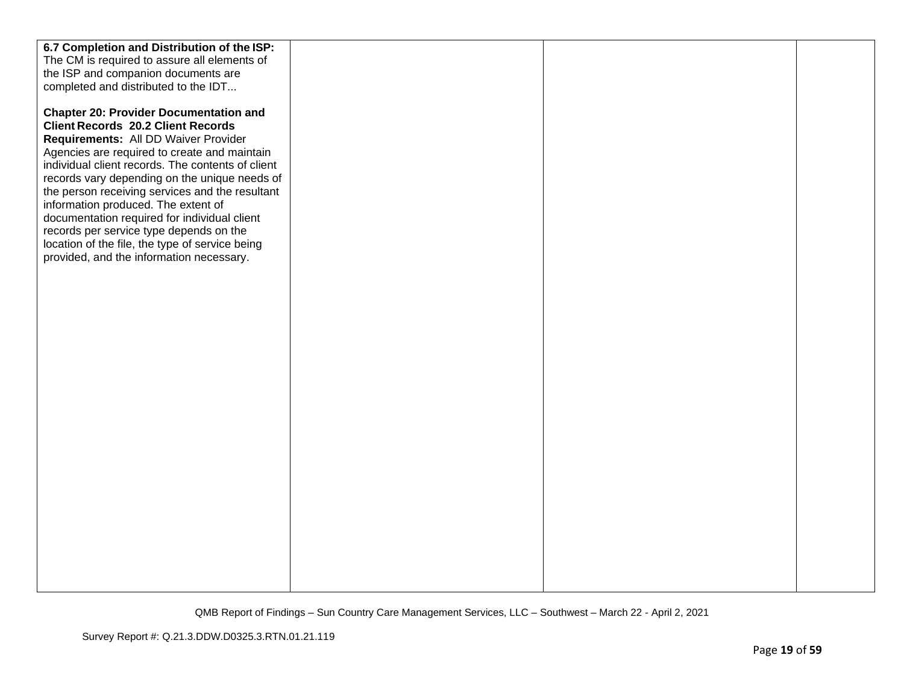| | | | |
|---|---|---|---|
| **6.7 Completion and Distribution of the ISP:** The CM is required to assure all elements of the ISP and companion documents are completed and distributed to the IDT...<br><br>**Chapter 20: Provider Documentation and Client Records 20.2 Client Records Requirements:** All DD Waiver Provider Agencies are required to create and maintain individual client records. The contents of client records vary depending on the unique needs of the person receiving services and the resultant information produced. The extent of documentation required for individual client records per service type depends on the location of the file, the type of service being provided, and the information necessary. | | | |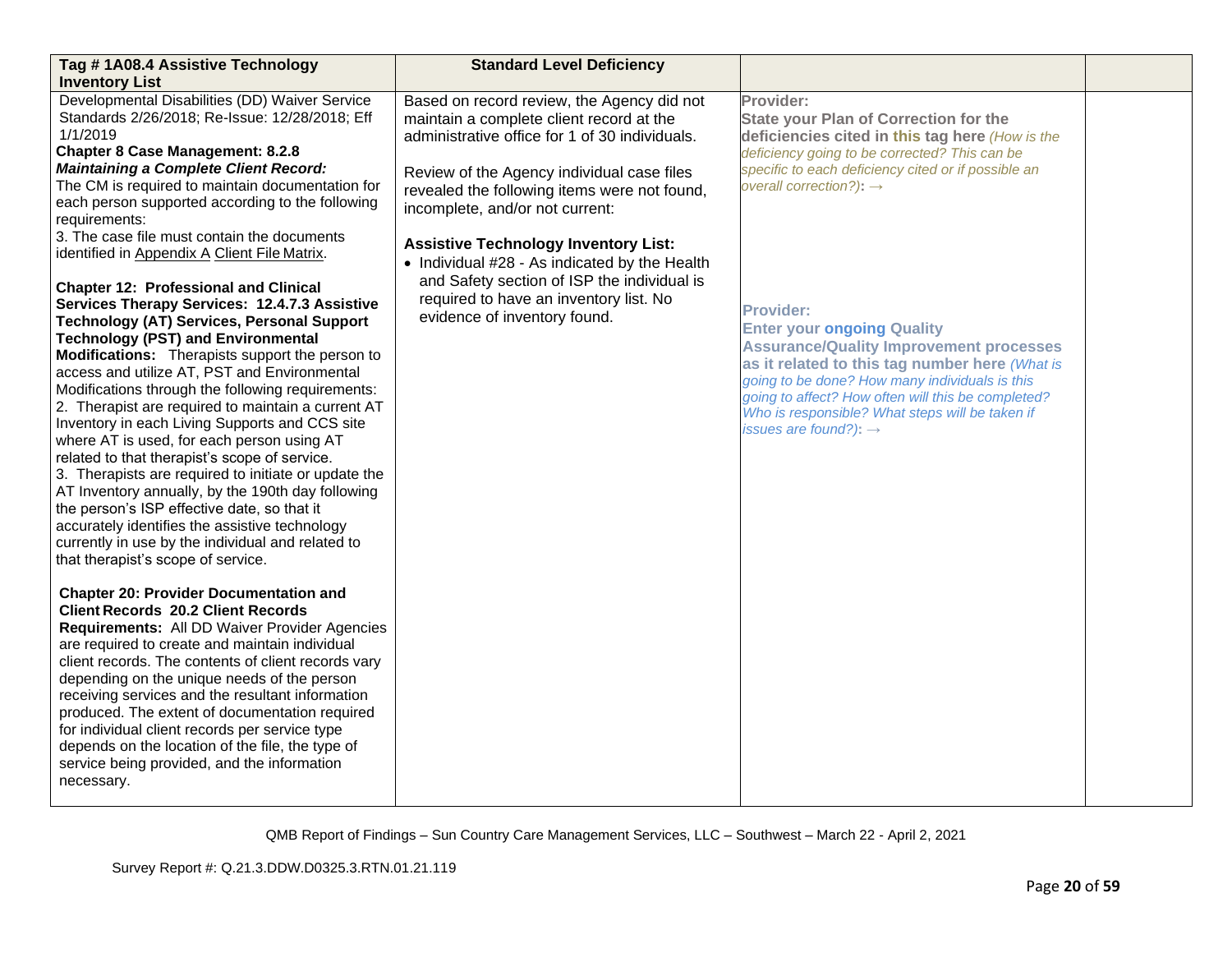| **Tag # 1A08.4 Assistive Technology Inventory List** | **Standard Level Deficiency** | | |
|---|---|---|---|
| Developmental Disabilities (DD) Waiver Service Standards 2/26/2018; Re-Issue: 12/28/2018; Eff 1/1/2019<br>**Chapter 8 Case Management: 8.2.8 *Maintaining a Complete Client Record:*** The CM is required to maintain documentation for each person supported according to the following requirements:<br>3. The case file must contain the documents identified in Appendix A Client File Matrix.<br><br>**Chapter 12: Professional and Clinical Services Therapy Services: 12.4.7.3 Assistive Technology (AT) Services, Personal Support Technology (PST) and Environmental Modifications:** Therapists support the person to access and utilize AT, PST and Environmental Modifications through the following requirements:<br>2. Therapist are required to maintain a current AT Inventory in each Living Supports and CCS site where AT is used, for each person using AT related to that therapist's scope of service.<br>3. Therapists are required to initiate or update the AT Inventory annually, by the 190th day following the person's ISP effective date, so that it accurately identifies the assistive technology currently in use by the individual and related to that therapist's scope of service.<br><br>**Chapter 20: Provider Documentation and Client Records 20.2 Client Records Requirements:** All DD Waiver Provider Agencies are required to create and maintain individual client records. The contents of client records vary depending on the unique needs of the person receiving services and the resultant information produced. The extent of documentation required for individual client records per service type depends on the location of the file, the type of service being provided, and the information necessary. | Based on record review, the Agency did not maintain a complete client record at the administrative office for 1 of 30 individuals.<br><br>Review of the Agency individual case files revealed the following items were not found, incomplete, and/or not current:<br><br>**Assistive Technology Inventory List:**<br>• Individual #28 - As indicated by the Health and Safety section of ISP the individual is required to have an inventory list. No evidence of inventory found. | **Provider:**<br>**State your Plan of Correction for the deficiencies cited in this tag here** *(How is the deficiency going to be corrected? This can be specific to each deficiency cited or if possible an overall correction?)*: →<br><br>**Provider:**<br>**Enter your ongoing Quality Assurance/Quality Improvement processes as it related to this tag number here** *(What is going to be done? How many individuals is this going to affect? How often will this be completed? Who is responsible? What steps will be taken if issues are found?)*: → | |

QMB Report of Findings – Sun Country Care Management Services, LLC – Southwest – March 22 - April 2, 2021

Survey Report #: Q.21.3.DDW.D0325.3.RTN.01.21.119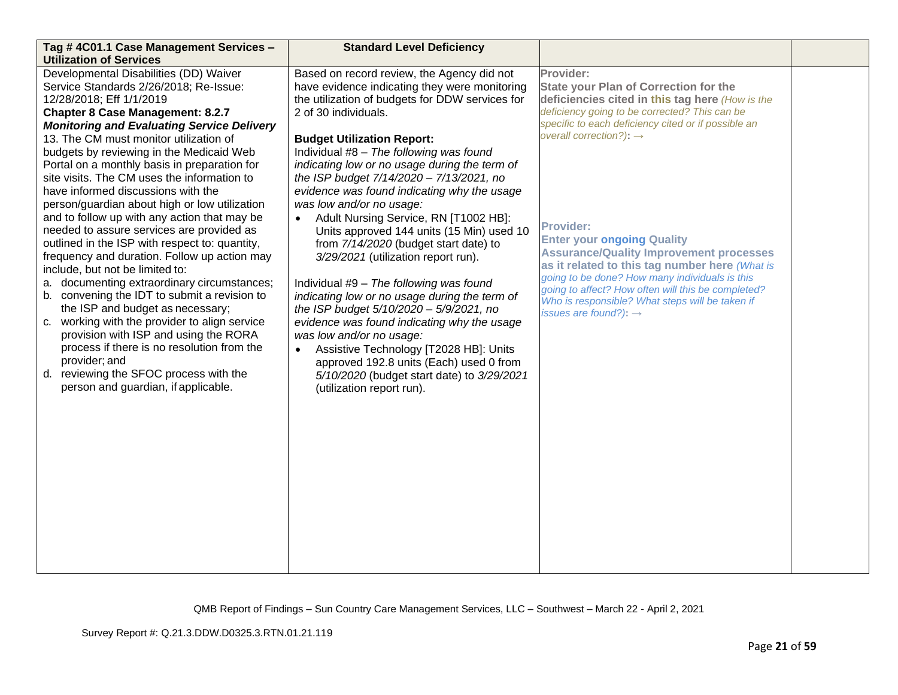| Tag # 4C01.1 Case Management Services – Utilization of Services | Standard Level Deficiency | | |
|---|---|---|---|
| Developmental Disabilities (DD) Waiver Service Standards 2/26/2018; Re-Issue: 12/28/2018; Eff 1/1/2019<br>**Chapter 8 Case Management: 8.2.7** ***Monitoring and Evaluating Service Delivery***<br>13. The CM must monitor utilization of budgets by reviewing in the Medicaid Web Portal on a monthly basis in preparation for site visits. The CM uses the information to have informed discussions with the person/guardian about high or low utilization and to follow up with any action that may be needed to assure services are provided as outlined in the ISP with respect to: quantity, frequency and duration. Follow up action may include, but not be limited to:<br>a. documenting extraordinary circumstances;<br>b. convening the IDT to submit a revision to the ISP and budget as necessary;<br>c. working with the provider to align service provision with ISP and using the RORA process if there is no resolution from the provider; and<br>d. reviewing the SFOC process with the person and guardian, if applicable. | Based on record review, the Agency did not have evidence indicating they were monitoring the utilization of budgets for DDW services for 2 of 30 individuals.<br><br>**Budget Utilization Report:**<br>Individual #8 – *The following was found indicating low or no usage during the term of the ISP budget 7/14/2020 – 7/13/2021, no evidence was found indicating why the usage was low and/or no usage:*<br>• Adult Nursing Service, RN [T1002 HB]: Units approved 144 units (15 Min) used 10 from *7/14/2020* (budget start date) to *3/29/2021* (utilization report run).<br><br>Individual #9 – *The following was found indicating low or no usage during the term of the ISP budget 5/10/2020 – 5/9/2021, no evidence was found indicating why the usage was low and/or no usage:*<br>• Assistive Technology [T2028 HB]: Units approved 192.8 units (Each) used 0 from *5/10/2020* (budget start date) to *3/29/2021* (utilization report run). | **Provider:**<br>**State your Plan of Correction for the deficiencies cited in this tag here** *(How is the deficiency going to be corrected? This can be specific to each deficiency cited or if possible an overall correction?)*: →<br><br>**Provider:**<br>**Enter your ongoing Quality Assurance/Quality Improvement processes as it related to this tag number here** *(What is going to be done? How many individuals is this going to affect? How often will this be completed? Who is responsible? What steps will be taken if issues are found?)*: → | |

QMB Report of Findings – Sun Country Care Management Services, LLC – Southwest – March 22 - April 2, 2021

Survey Report #: Q.21.3.DDW.D0325.3.RTN.01.21.119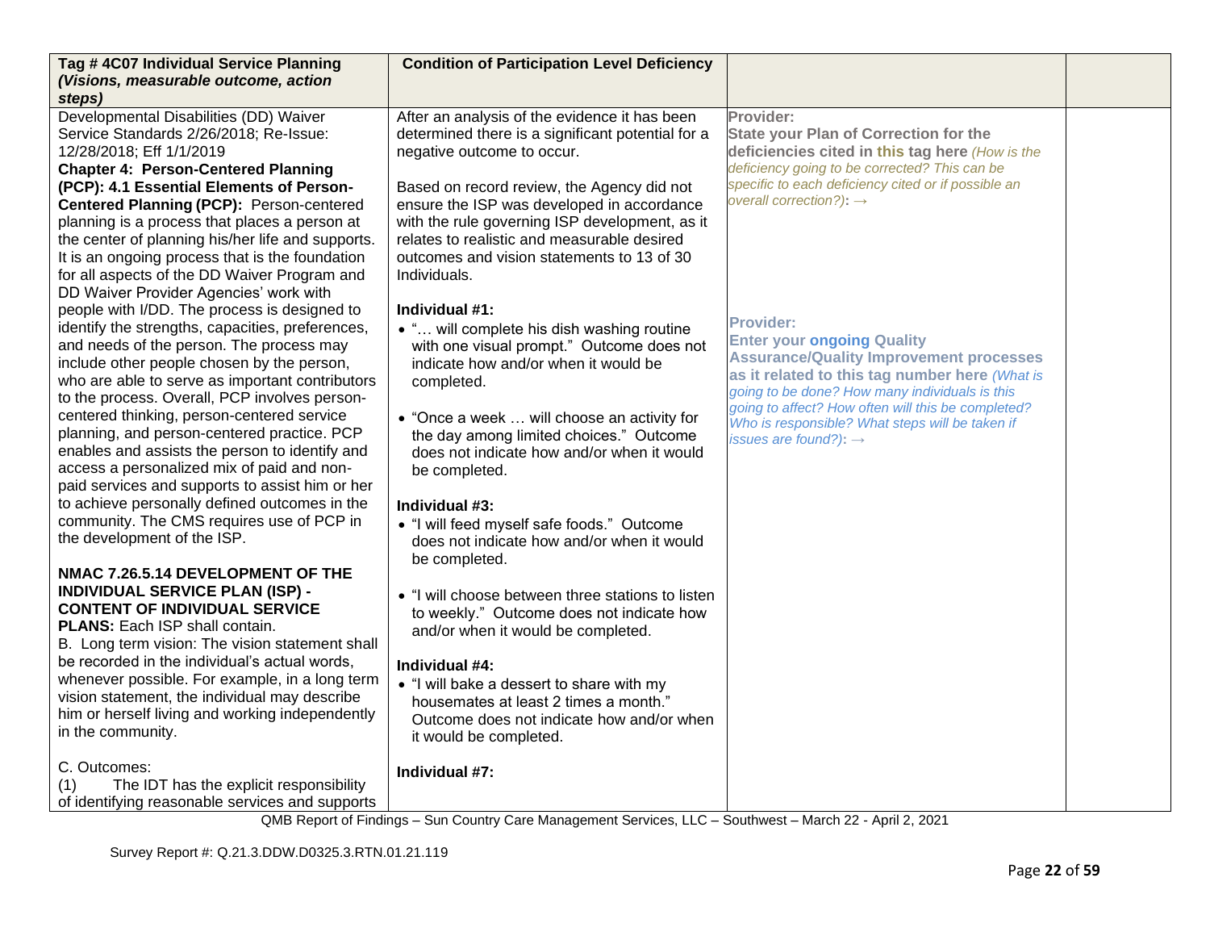| Tag # 4C07 Individual Service Planning *(Visions, measurable outcome, action steps)* | Condition of Participation Level Deficiency | | |
|---|---|---|---|
| Developmental Disabilities (DD) Waiver Service Standards 2/26/2018; Re-Issue: 12/28/2018; Eff 1/1/2019<br>**Chapter 4: Person-Centered Planning (PCP): 4.1 Essential Elements of Person-Centered Planning (PCP):** Person-centered planning is a process that places a person at the center of planning his/her life and supports. It is an ongoing process that is the foundation for all aspects of the DD Waiver Program and DD Waiver Provider Agencies' work with people with I/DD. The process is designed to identify the strengths, capacities, preferences, and needs of the person. The process may include other people chosen by the person, who are able to serve as important contributors to the process. Overall, PCP involves person-centered thinking, person-centered service planning, and person-centered practice. PCP enables and assists the person to identify and access a personalized mix of paid and non-paid services and supports to assist him or her to achieve personally defined outcomes in the community. The CMS requires use of PCP in the development of the ISP.<br><br>**NMAC 7.26.5.14 DEVELOPMENT OF THE INDIVIDUAL SERVICE PLAN (ISP) - CONTENT OF INDIVIDUAL SERVICE PLANS:** Each ISP shall contain.<br>B. Long term vision: The vision statement shall be recorded in the individual's actual words, whenever possible. For example, in a long term vision statement, the individual may describe him or herself living and working independently in the community.<br><br>C. Outcomes:<br>(1) The IDT has the explicit responsibility of identifying reasonable services and supports | After an analysis of the evidence it has been determined there is a significant potential for a negative outcome to occur.<br><br>Based on record review, the Agency did not ensure the ISP was developed in accordance with the rule governing ISP development, as it relates to realistic and measurable desired outcomes and vision statements to 13 of 30 Individuals.<br><br>**Individual #1:**<br>• "… will complete his dish washing routine with one visual prompt." Outcome does not indicate how and/or when it would be completed.<br><br>• "Once a week … will choose an activity for the day among limited choices." Outcome does not indicate how and/or when it would be completed.<br><br>**Individual #3:**<br>• "I will feed myself safe foods." Outcome does not indicate how and/or when it would be completed.<br><br>• "I will choose between three stations to listen to weekly." Outcome does not indicate how and/or when it would be completed.<br><br>**Individual #4:**<br>• "I will bake a dessert to share with my housemates at least 2 times a month." Outcome does not indicate how and/or when it would be completed.<br><br>**Individual #7:** | **Provider:**<br>**State your Plan of Correction for the deficiencies cited in this tag here** *(How is the deficiency going to be corrected? This can be specific to each deficiency cited or if possible an overall correction?)*: →<br><br>**Provider:**<br>**Enter your ongoing Quality Assurance/Quality Improvement processes as it related to this tag number here** *(What is going to be done? How many individuals is this going to affect? How often will this be completed? Who is responsible? What steps will be taken if issues are found?)*: → | |

QMB Report of Findings – Sun Country Care Management Services, LLC – Southwest – March 22 - April 2, 2021

Survey Report #: Q.21.3.DDW.D0325.3.RTN.01.21.119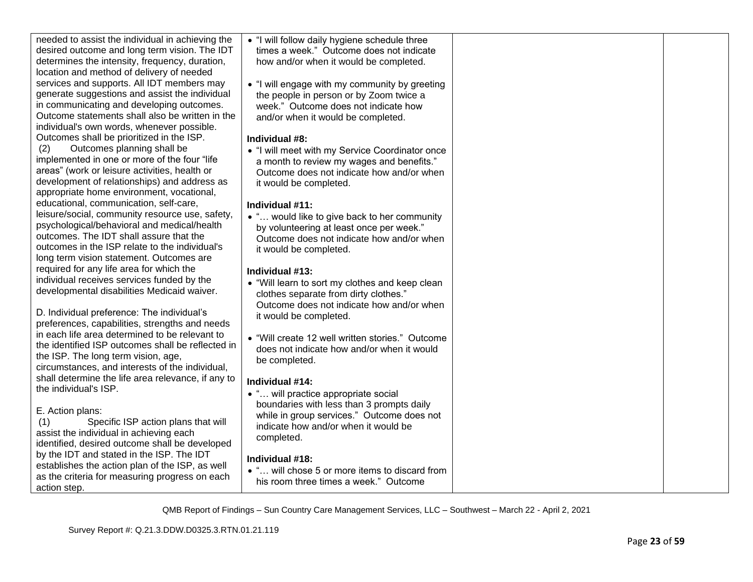| | | | |
|---|---|---|---|
| needed to assist the individual in achieving the desired outcome and long term vision. The IDT determines the intensity, frequency, duration, location and method of delivery of needed services and supports. All IDT members may generate suggestions and assist the individual in communicating and developing outcomes. Outcome statements shall also be written in the individual's own words, whenever possible. Outcomes shall be prioritized in the ISP.<br>(2) Outcomes planning shall be implemented in one or more of the four "life areas" (work or leisure activities, health or development of relationships) and address as appropriate home environment, vocational, educational, communication, self-care, leisure/social, community resource use, safety, psychological/behavioral and medical/health outcomes. The IDT shall assure that the outcomes in the ISP relate to the individual's long term vision statement. Outcomes are required for any life area for which the individual receives services funded by the developmental disabilities Medicaid waiver.<br><br>D. Individual preference: The individual's preferences, capabilities, strengths and needs in each life area determined to be relevant to the identified ISP outcomes shall be reflected in the ISP. The long term vision, age, circumstances, and interests of the individual, shall determine the life area relevance, if any to the individual's ISP.<br><br>E. Action plans:<br>(1) Specific ISP action plans that will assist the individual in achieving each identified, desired outcome shall be developed by the IDT and stated in the ISP. The IDT establishes the action plan of the ISP, as well as the criteria for measuring progress on each action step. | • "I will follow daily hygiene schedule three times a week." Outcome does not indicate how and/or when it would be completed.<br><br>• "I will engage with my community by greeting the people in person or by Zoom twice a week." Outcome does not indicate how and/or when it would be completed.<br><br>**Individual #8:**<br>• "I will meet with my Service Coordinator once a month to review my wages and benefits." Outcome does not indicate how and/or when it would be completed.<br><br>**Individual #11:**<br>• "… would like to give back to her community by volunteering at least once per week." Outcome does not indicate how and/or when it would be completed.<br><br>**Individual #13:**<br>• "Will learn to sort my clothes and keep clean clothes separate from dirty clothes." Outcome does not indicate how and/or when it would be completed.<br><br>• "Will create 12 well written stories." Outcome does not indicate how and/or when it would be completed.<br><br>**Individual #14:**<br>• "… will practice appropriate social boundaries with less than 3 prompts daily while in group services." Outcome does not indicate how and/or when it would be completed.<br><br>**Individual #18:**<br>• "… will chose 5 or more items to discard from his room three times a week." Outcome | | |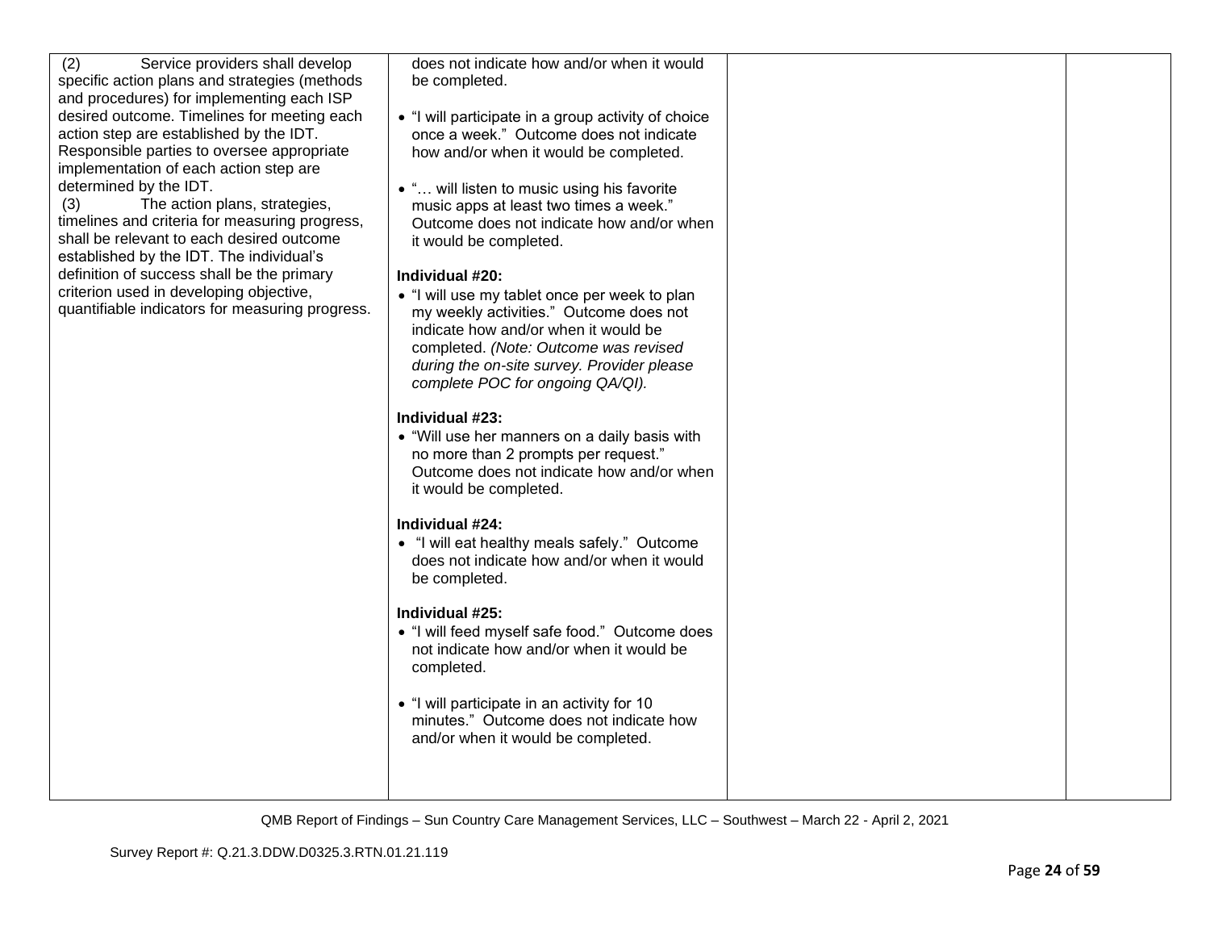| | | | |
|---|---|---|---|
| (2) Service providers shall develop specific action plans and strategies (methods and procedures) for implementing each ISP desired outcome. Timelines for meeting each action step are established by the IDT. Responsible parties to oversee appropriate implementation of each action step are determined by the IDT.<br>(3) The action plans, strategies, timelines and criteria for measuring progress, shall be relevant to each desired outcome established by the IDT. The individual's definition of success shall be the primary criterion used in developing objective, quantifiable indicators for measuring progress. | does not indicate how and/or when it would be completed.<br><br>• "I will participate in a group activity of choice once a week." Outcome does not indicate how and/or when it would be completed.<br><br>• "… will listen to music using his favorite music apps at least two times a week." Outcome does not indicate how and/or when it would be completed.<br><br>**Individual #20:**<br>• "I will use my tablet once per week to plan my weekly activities." Outcome does not indicate how and/or when it would be completed. *(Note: Outcome was revised during the on-site survey. Provider please complete POC for ongoing QA/QI).*<br><br>**Individual #23:**<br>• "Will use her manners on a daily basis with no more than 2 prompts per request." Outcome does not indicate how and/or when it would be completed.<br><br>**Individual #24:**<br>• "I will eat healthy meals safely." Outcome does not indicate how and/or when it would be completed.<br><br>**Individual #25:**<br>• "I will feed myself safe food." Outcome does not indicate how and/or when it would be completed.<br><br>• "I will participate in an activity for 10 minutes." Outcome does not indicate how and/or when it would be completed. | | |

QMB Report of Findings – Sun Country Care Management Services, LLC – Southwest – March 22 - April 2, 2021

Survey Report #: Q.21.3.DDW.D0325.3.RTN.01.21.119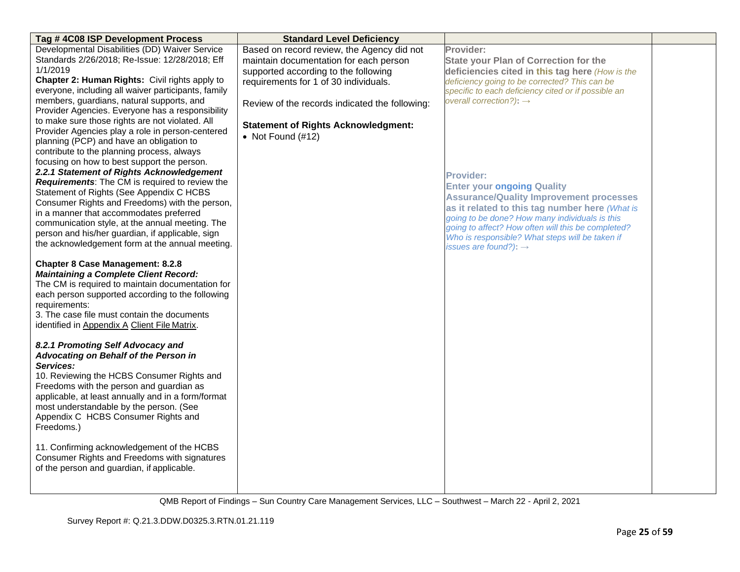| Tag # 4C08 ISP Development Process | Standard Level Deficiency | | |
|---|---|---|---|
| Developmental Disabilities (DD) Waiver Service Standards 2/26/2018; Re-Issue: 12/28/2018; Eff 1/1/2019<br>**Chapter 2: Human Rights:** Civil rights apply to everyone, including all waiver participants, family members, guardians, natural supports, and Provider Agencies. Everyone has a responsibility to make sure those rights are not violated. All Provider Agencies play a role in person-centered planning (PCP) and have an obligation to contribute to the planning process, always focusing on how to best support the person.<br>***2.2.1 Statement of Rights Acknowledgement Requirements***: The CM is required to review the Statement of Rights (See Appendix C HCBS Consumer Rights and Freedoms) with the person, in a manner that accommodates preferred communication style, at the annual meeting. The person and his/her guardian, if applicable, sign the acknowledgement form at the annual meeting.<br><br>**Chapter 8 Case Management: 8.2.8 *Maintaining a Complete Client Record:*** The CM is required to maintain documentation for each person supported according to the following requirements:<br>3. The case file must contain the documents identified in Appendix A Client File Matrix.<br><br>***8.2.1 Promoting Self Advocacy and Advocating on Behalf of the Person in Services:***<br>10. Reviewing the HCBS Consumer Rights and Freedoms with the person and guardian as applicable, at least annually and in a form/format most understandable by the person. (See Appendix C HCBS Consumer Rights and Freedoms.)<br><br>11. Confirming acknowledgement of the HCBS Consumer Rights and Freedoms with signatures of the person and guardian, if applicable. | Based on record review, the Agency did not maintain documentation for each person supported according to the following requirements for 1 of 30 individuals.<br><br>Review of the records indicated the following:<br><br>**Statement of Rights Acknowledgment:**<br>• Not Found (#12) | **Provider:**<br>**State your Plan of Correction for the deficiencies cited in this tag here** *(How is the deficiency going to be corrected? This can be specific to each deficiency cited or if possible an overall correction?)*: →<br><br>**Provider:**<br>**Enter your ongoing Quality Assurance/Quality Improvement processes as it related to this tag number here** *(What is going to be done? How many individuals is this going to affect? How often will this be completed? Who is responsible? What steps will be taken if issues are found?)*: → | |

QMB Report of Findings – Sun Country Care Management Services, LLC – Southwest – March 22 - April 2, 2021

Survey Report #: Q.21.3.DDW.D0325.3.RTN.01.21.119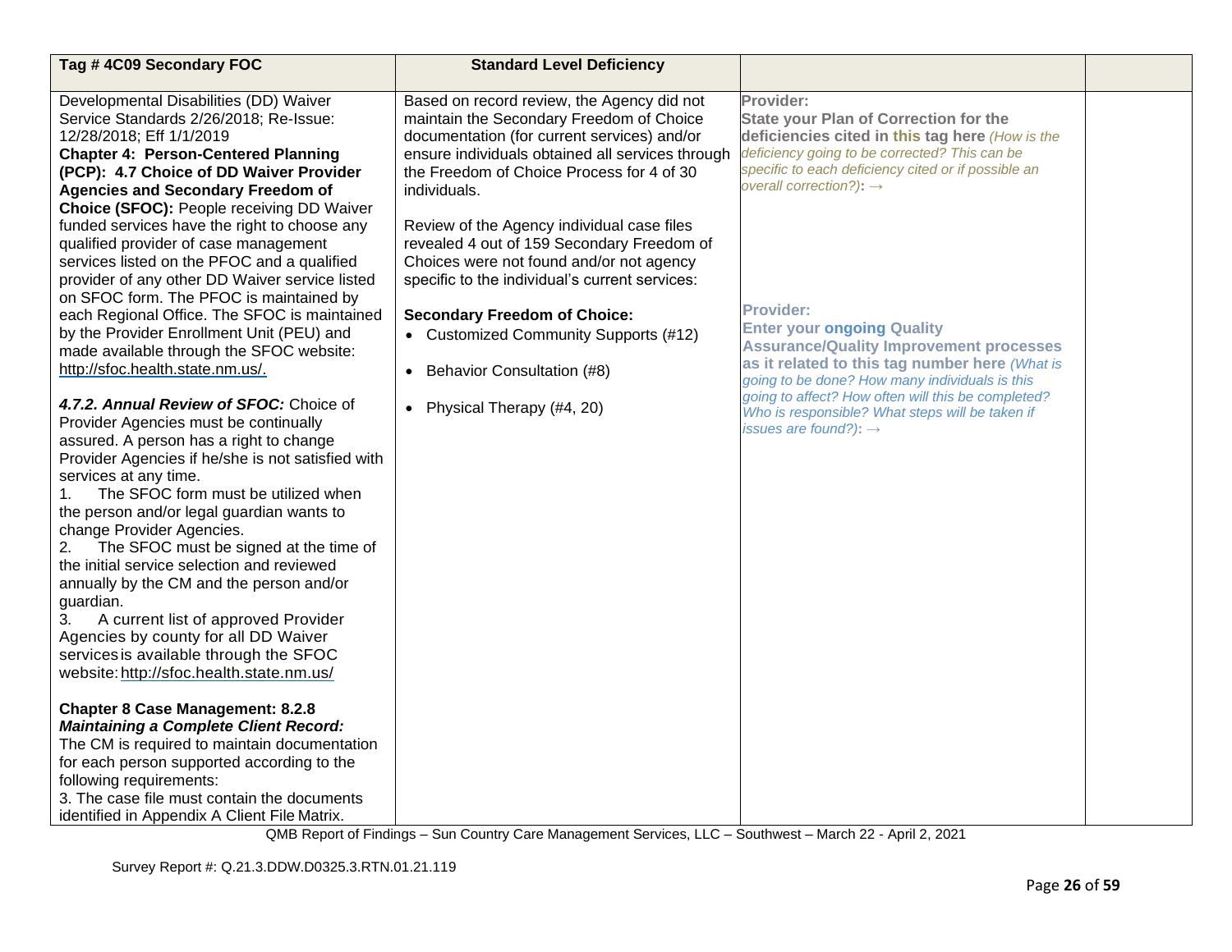| Tag # 4C09 Secondary FOC | Standard Level Deficiency | | |
|---|---|---|---|
| Developmental Disabilities (DD) Waiver Service Standards 2/26/2018; Re-Issue: 12/28/2018; Eff 1/1/2019<br>**Chapter 4: Person-Centered Planning (PCP): 4.7 Choice of DD Waiver Provider Agencies and Secondary Freedom of Choice (SFOC):** People receiving DD Waiver funded services have the right to choose any qualified provider of case management services listed on the PFOC and a qualified provider of any other DD Waiver service listed on SFOC form. The PFOC is maintained by each Regional Office. The SFOC is maintained by the Provider Enrollment Unit (PEU) and made available through the SFOC website: http://sfoc.health.state.nm.us/.<br><br>***4.7.2. Annual Review of SFOC:*** Choice of Provider Agencies must be continually assured. A person has a right to change Provider Agencies if he/she is not satisfied with services at any time.<br>1. The SFOC form must be utilized when the person and/or legal guardian wants to change Provider Agencies.<br>2. The SFOC must be signed at the time of the initial service selection and reviewed annually by the CM and the person and/or guardian.<br>3. A current list of approved Provider Agencies by county for all DD Waiver services is available through the SFOC website: http://sfoc.health.state.nm.us/<br><br>**Chapter 8 Case Management: 8.2.8 *Maintaining a Complete Client Record:*** The CM is required to maintain documentation for each person supported according to the following requirements:<br>3. The case file must contain the documents identified in Appendix A Client File Matrix. | Based on record review, the Agency did not maintain the Secondary Freedom of Choice documentation (for current services) and/or ensure individuals obtained all services through the Freedom of Choice Process for 4 of 30 individuals.<br><br>Review of the Agency individual case files revealed 4 out of 159 Secondary Freedom of Choices were not found and/or not agency specific to the individual's current services:<br><br>**Secondary Freedom of Choice:**<br>• Customized Community Supports (#12)<br><br>• Behavior Consultation (#8)<br><br>• Physical Therapy (#4, 20) | **Provider:**<br>**State your Plan of Correction for the deficiencies cited in this tag here** *(How is the deficiency going to be corrected? This can be specific to each deficiency cited or if possible an overall correction?):* →<br><br>**Provider:**<br>**Enter your ongoing Quality Assurance/Quality Improvement processes as it related to this tag number here** *(What is going to be done? How many individuals is this going to affect? How often will this be completed? Who is responsible? What steps will be taken if issues are found?):* → | |

QMB Report of Findings – Sun Country Care Management Services, LLC – Southwest – March 22 - April 2, 2021

Survey Report #: Q.21.3.DDW.D0325.3.RTN.01.21.119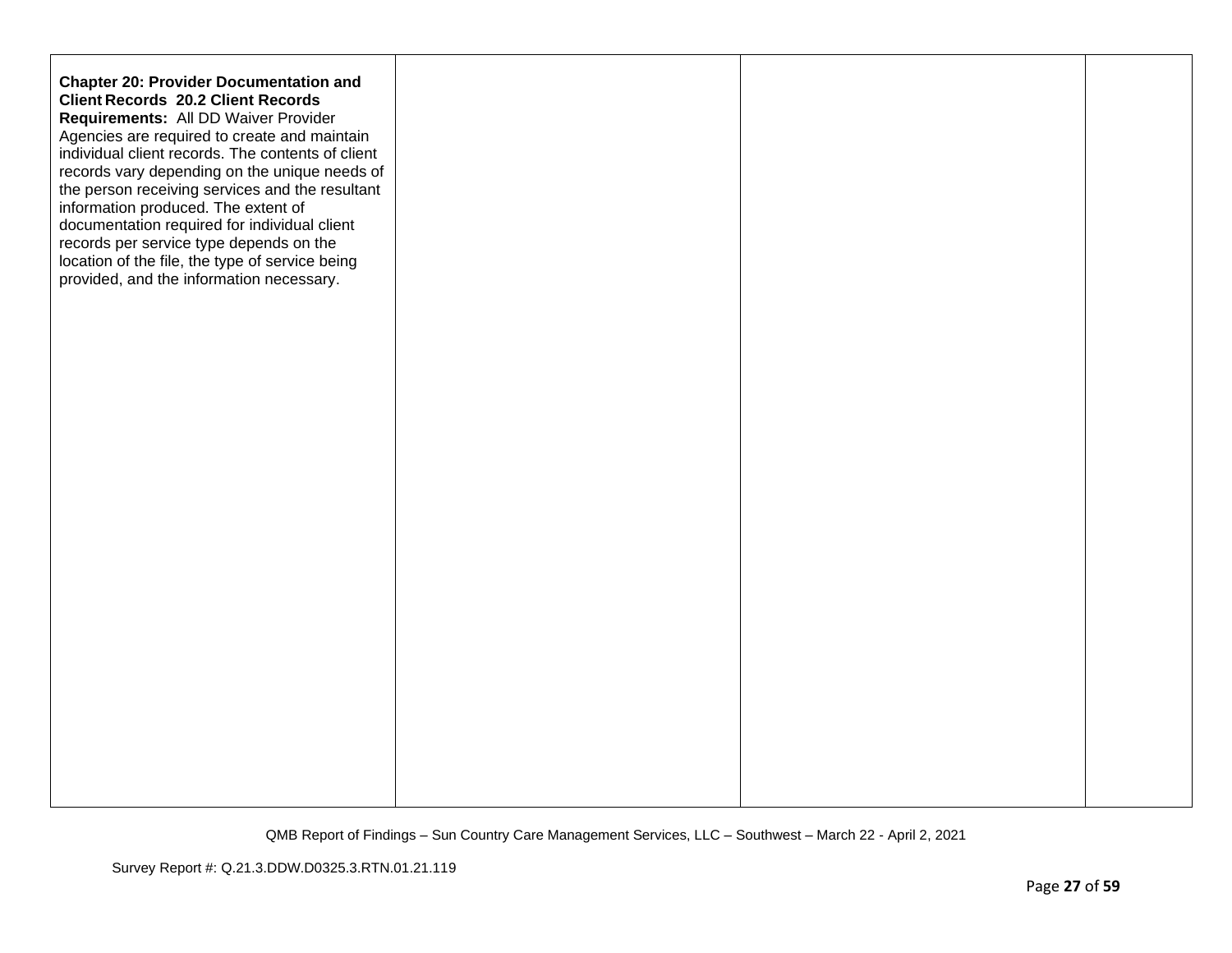| | | | |
|---|---|---|---|
| **Chapter 20: Provider Documentation and Client Records 20.2 Client Records Requirements:** All DD Waiver Provider Agencies are required to create and maintain individual client records. The contents of client records vary depending on the unique needs of the person receiving services and the resultant information produced. The extent of documentation required for individual client records per service type depends on the location of the file, the type of service being provided, and the information necessary. | | | |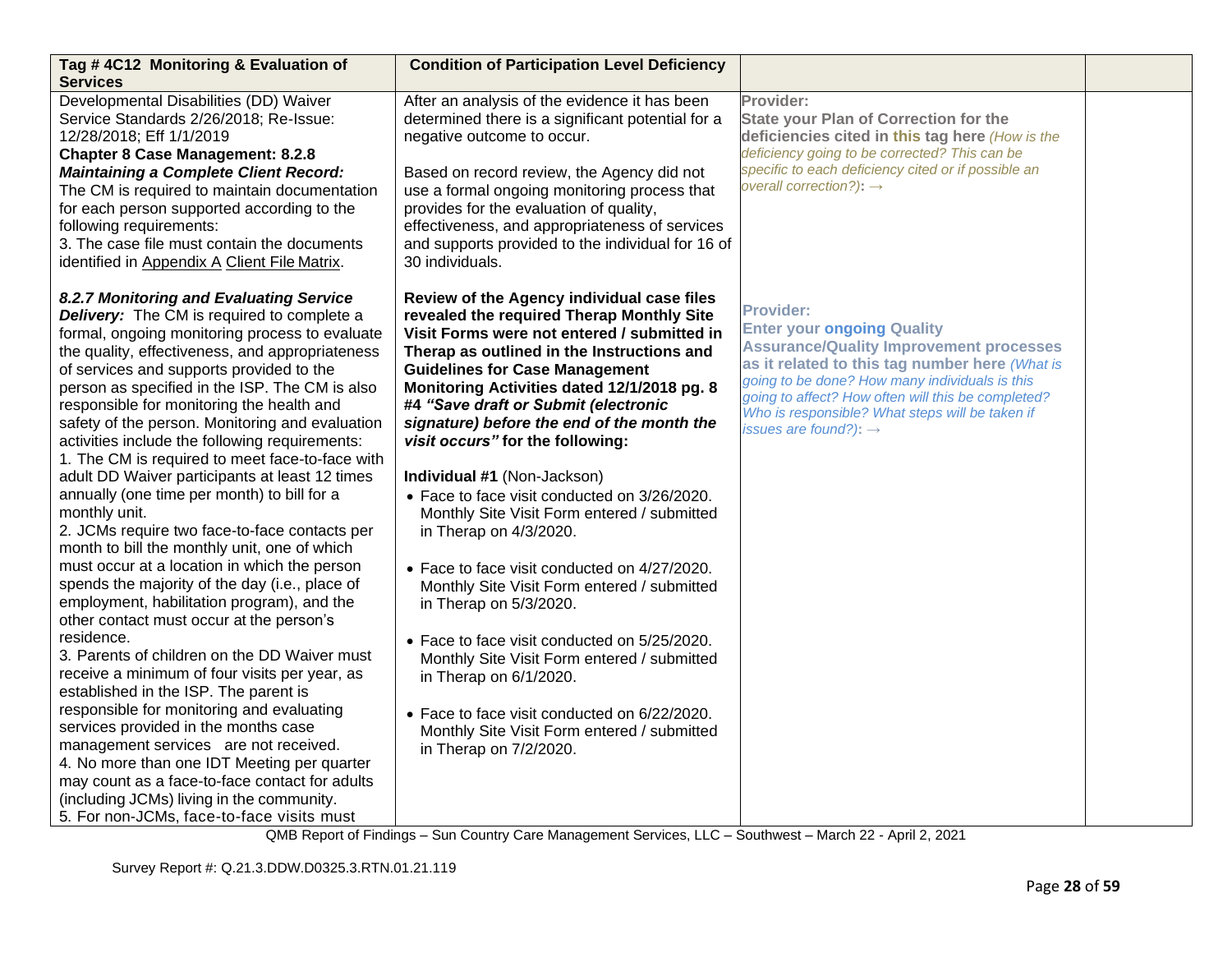| Tag # 4C12 Monitoring & Evaluation of Services | Condition of Participation Level Deficiency | | |
|---|---|---|---|
| Developmental Disabilities (DD) Waiver Service Standards 2/26/2018; Re-Issue: 12/28/2018; Eff 1/1/2019<br>**Chapter 8 Case Management: 8.2.8 *Maintaining a Complete Client Record:*** The CM is required to maintain documentation for each person supported according to the following requirements:<br>3. The case file must contain the documents identified in Appendix A Client File Matrix.<br><br>***8.2.7 Monitoring and Evaluating Service Delivery:*** The CM is required to complete a formal, ongoing monitoring process to evaluate the quality, effectiveness, and appropriateness of services and supports provided to the person as specified in the ISP. The CM is also responsible for monitoring the health and safety of the person. Monitoring and evaluation activities include the following requirements:<br>1. The CM is required to meet face-to-face with adult DD Waiver participants at least 12 times annually (one time per month) to bill for a monthly unit.<br>2. JCMs require two face-to-face contacts per month to bill the monthly unit, one of which must occur at a location in which the person spends the majority of the day (i.e., place of employment, habilitation program), and the other contact must occur at the person's residence.<br>3. Parents of children on the DD Waiver must receive a minimum of four visits per year, as established in the ISP. The parent is responsible for monitoring and evaluating services provided in the months case management services are not received.<br>4. No more than one IDT Meeting per quarter may count as a face-to-face contact for adults (including JCMs) living in the community.<br>5. For non-JCMs, face-to-face visits must | After an analysis of the evidence it has been determined there is a significant potential for a negative outcome to occur.<br><br>Based on record review, the Agency did not use a formal ongoing monitoring process that provides for the evaluation of quality, effectiveness, and appropriateness of services and supports provided to the individual for 16 of 30 individuals.<br><br>**Review of the Agency individual case files revealed the required Therap Monthly Site Visit Forms were not entered / submitted in Therap as outlined in the Instructions and Guidelines for Case Management Monitoring Activities dated 12/1/2018 pg. 8 #4 *"Save draft or Submit (electronic signature) before the end of the month the visit occurs"* for the following:**<br><br>**Individual #1** (Non-Jackson)<br>• Face to face visit conducted on 3/26/2020. Monthly Site Visit Form entered / submitted in Therap on 4/3/2020.<br><br>• Face to face visit conducted on 4/27/2020. Monthly Site Visit Form entered / submitted in Therap on 5/3/2020.<br><br>• Face to face visit conducted on 5/25/2020. Monthly Site Visit Form entered / submitted in Therap on 6/1/2020.<br><br>• Face to face visit conducted on 6/22/2020. Monthly Site Visit Form entered / submitted in Therap on 7/2/2020. | **Provider:**<br>**State your Plan of Correction for the deficiencies cited in this tag here** *(How is the deficiency going to be corrected? This can be specific to each deficiency cited or if possible an overall correction?)*: →<br><br>**Provider:**<br>**Enter your ongoing Quality Assurance/Quality Improvement processes as it related to this tag number here** *(What is going to be done? How many individuals is this going to affect? How often will this be completed? Who is responsible? What steps will be taken if issues are found?)*: → | |

QMB Report of Findings – Sun Country Care Management Services, LLC – Southwest – March 22 - April 2, 2021

Survey Report #: Q.21.3.DDW.D0325.3.RTN.01.21.119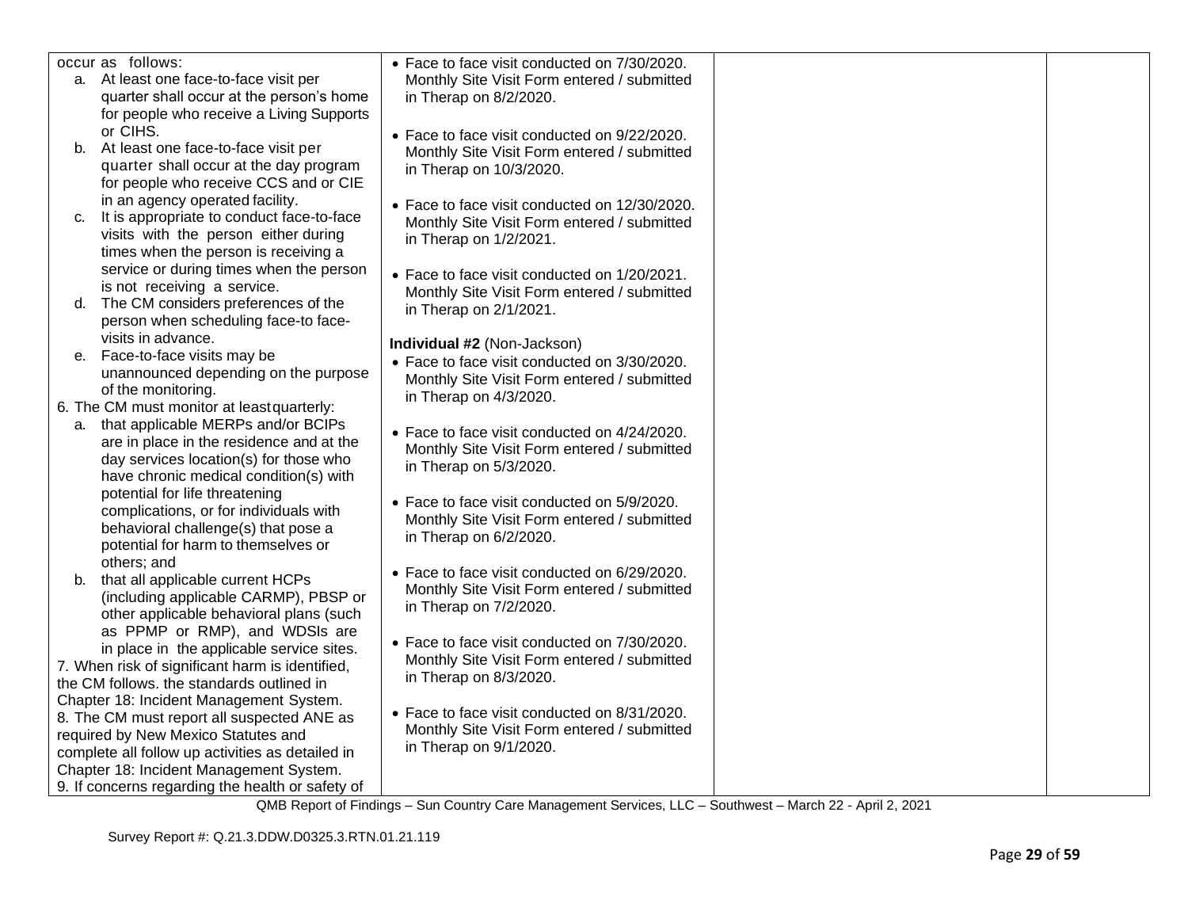| | | | |
|---|---|---|---|
| occur as follows:<br>a. At least one face-to-face visit per quarter shall occur at the person's home for people who receive a Living Supports or CIHS.<br>b. At least one face-to-face visit per quarter shall occur at the day program for people who receive CCS and or CIE in an agency operated facility.<br>c. It is appropriate to conduct face-to-face visits with the person either during times when the person is receiving a service or during times when the person is not receiving a service.<br>d. The CM considers preferences of the person when scheduling face-to face-visits in advance.<br>e. Face-to-face visits may be unannounced depending on the purpose of the monitoring.<br>6. The CM must monitor at least quarterly:<br>a. that applicable MERPs and/or BCIPs are in place in the residence and at the day services location(s) for those who have chronic medical condition(s) with potential for life threatening complications, or for individuals with behavioral challenge(s) that pose a potential for harm to themselves or others; and<br>b. that all applicable current HCPs (including applicable CARMP), PBSP or other applicable behavioral plans (such as PPMP or RMP), and WDSIs are in place in the applicable service sites.<br>7. When risk of significant harm is identified, the CM follows. the standards outlined in Chapter 18: Incident Management System.<br>8. The CM must report all suspected ANE as required by New Mexico Statutes and complete all follow up activities as detailed in Chapter 18: Incident Management System.<br>9. If concerns regarding the health or safety of | • Face to face visit conducted on 7/30/2020. Monthly Site Visit Form entered / submitted in Therap on 8/2/2020.<br><br>• Face to face visit conducted on 9/22/2020. Monthly Site Visit Form entered / submitted in Therap on 10/3/2020.<br><br>• Face to face visit conducted on 12/30/2020. Monthly Site Visit Form entered / submitted in Therap on 1/2/2021.<br><br>• Face to face visit conducted on 1/20/2021. Monthly Site Visit Form entered / submitted in Therap on 2/1/2021.<br><br>**Individual #2** (Non-Jackson)<br>• Face to face visit conducted on 3/30/2020. Monthly Site Visit Form entered / submitted in Therap on 4/3/2020.<br><br>• Face to face visit conducted on 4/24/2020. Monthly Site Visit Form entered / submitted in Therap on 5/3/2020.<br><br>• Face to face visit conducted on 5/9/2020. Monthly Site Visit Form entered / submitted in Therap on 6/2/2020.<br><br>• Face to face visit conducted on 6/29/2020. Monthly Site Visit Form entered / submitted in Therap on 7/2/2020.<br><br>• Face to face visit conducted on 7/30/2020. Monthly Site Visit Form entered / submitted in Therap on 8/3/2020.<br><br>• Face to face visit conducted on 8/31/2020. Monthly Site Visit Form entered / submitted in Therap on 9/1/2020. | | |

QMB Report of Findings – Sun Country Care Management Services, LLC – Southwest – March 22 - April 2, 2021

Survey Report #: Q.21.3.DDW.D0325.3.RTN.01.21.119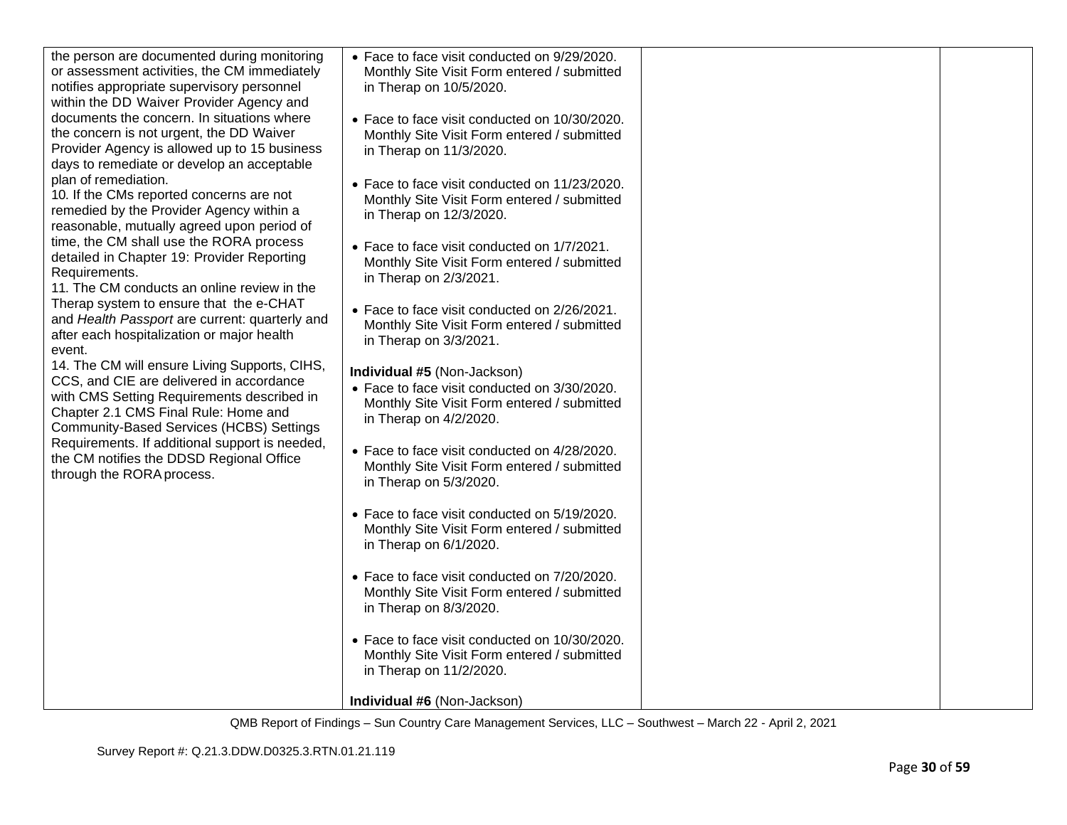| | | | |
|---|---|---|---|
| the person are documented during monitoring or assessment activities, the CM immediately notifies appropriate supervisory personnel within the DD Waiver Provider Agency and documents the concern. In situations where the concern is not urgent, the DD Waiver Provider Agency is allowed up to 15 business days to remediate or develop an acceptable plan of remediation.<br>10. If the CMs reported concerns are not remedied by the Provider Agency within a reasonable, mutually agreed upon period of time, the CM shall use the RORA process detailed in Chapter 19: Provider Reporting Requirements.<br>11. The CM conducts an online review in the Therap system to ensure that the e-CHAT and *Health Passport* are current: quarterly and after each hospitalization or major health event.<br>14. The CM will ensure Living Supports, CIHS, CCS, and CIE are delivered in accordance with CMS Setting Requirements described in Chapter 2.1 CMS Final Rule: Home and Community-Based Services (HCBS) Settings Requirements. If additional support is needed, the CM notifies the DDSD Regional Office through the RORA process. | • Face to face visit conducted on 9/29/2020. Monthly Site Visit Form entered / submitted in Therap on 10/5/2020.<br><br>• Face to face visit conducted on 10/30/2020. Monthly Site Visit Form entered / submitted in Therap on 11/3/2020.<br><br>• Face to face visit conducted on 11/23/2020. Monthly Site Visit Form entered / submitted in Therap on 12/3/2020.<br><br>• Face to face visit conducted on 1/7/2021. Monthly Site Visit Form entered / submitted in Therap on 2/3/2021.<br><br>• Face to face visit conducted on 2/26/2021. Monthly Site Visit Form entered / submitted in Therap on 3/3/2021.<br><br>**Individual #5** (Non-Jackson)<br>• Face to face visit conducted on 3/30/2020. Monthly Site Visit Form entered / submitted in Therap on 4/2/2020.<br><br>• Face to face visit conducted on 4/28/2020. Monthly Site Visit Form entered / submitted in Therap on 5/3/2020.<br><br>• Face to face visit conducted on 5/19/2020. Monthly Site Visit Form entered / submitted in Therap on 6/1/2020.<br><br>• Face to face visit conducted on 7/20/2020. Monthly Site Visit Form entered / submitted in Therap on 8/3/2020.<br><br>• Face to face visit conducted on 10/30/2020. Monthly Site Visit Form entered / submitted in Therap on 11/2/2020.<br><br>**Individual #6** (Non-Jackson) | | |

QMB Report of Findings – Sun Country Care Management Services, LLC – Southwest – March 22 - April 2, 2021

Survey Report #: Q.21.3.DDW.D0325.3.RTN.01.21.119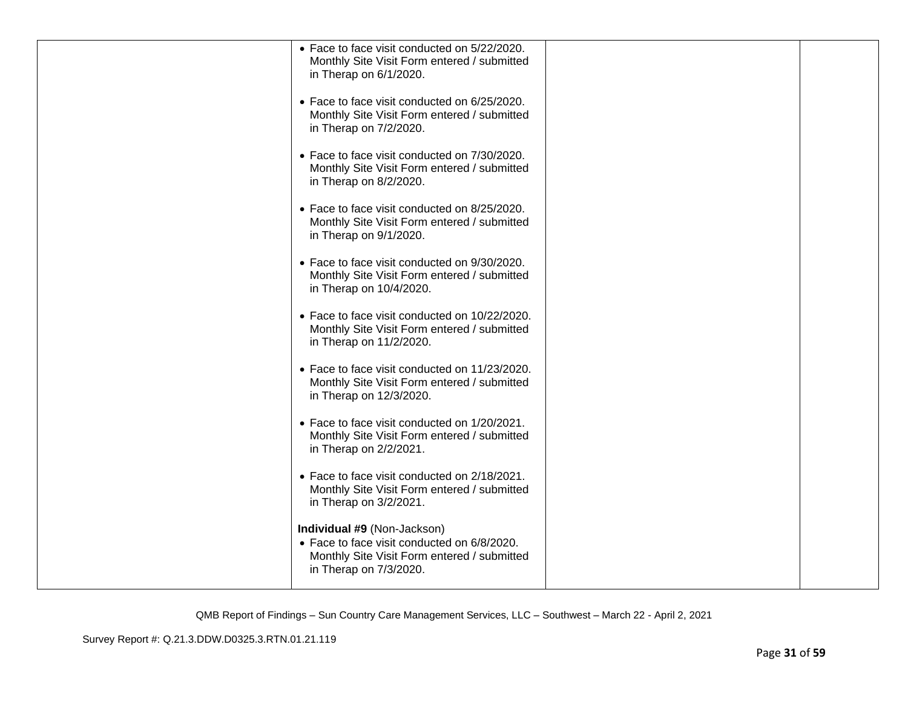| | | | |
|---|---|---|---|
| | • Face to face visit conducted on 5/22/2020. Monthly Site Visit Form entered / submitted in Therap on 6/1/2020.<br><br>• Face to face visit conducted on 6/25/2020. Monthly Site Visit Form entered / submitted in Therap on 7/2/2020.<br><br>• Face to face visit conducted on 7/30/2020. Monthly Site Visit Form entered / submitted in Therap on 8/2/2020.<br><br>• Face to face visit conducted on 8/25/2020. Monthly Site Visit Form entered / submitted in Therap on 9/1/2020.<br><br>• Face to face visit conducted on 9/30/2020. Monthly Site Visit Form entered / submitted in Therap on 10/4/2020.<br><br>• Face to face visit conducted on 10/22/2020. Monthly Site Visit Form entered / submitted in Therap on 11/2/2020.<br><br>• Face to face visit conducted on 11/23/2020. Monthly Site Visit Form entered / submitted in Therap on 12/3/2020.<br><br>• Face to face visit conducted on 1/20/2021. Monthly Site Visit Form entered / submitted in Therap on 2/2/2021.<br><br>• Face to face visit conducted on 2/18/2021. Monthly Site Visit Form entered / submitted in Therap on 3/2/2021.<br><br>**Individual #9** (Non-Jackson)<br>• Face to face visit conducted on 6/8/2020. Monthly Site Visit Form entered / submitted in Therap on 7/3/2020. | | |

QMB Report of Findings – Sun Country Care Management Services, LLC – Southwest – March 22 - April 2, 2021

Survey Report #: Q.21.3.DDW.D0325.3.RTN.01.21.119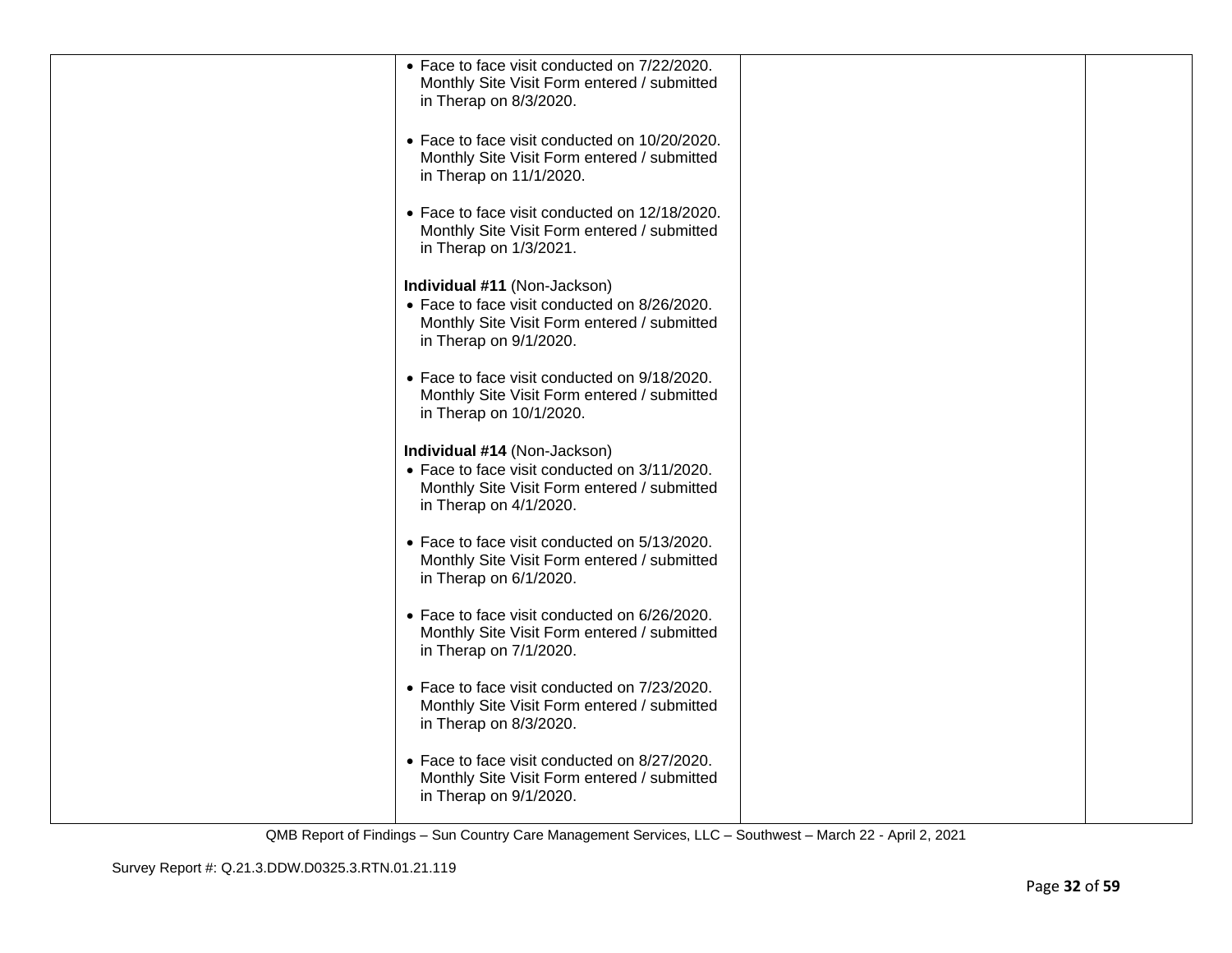| | | | |
|---|---|---|---|
| | • Face to face visit conducted on 7/22/2020. Monthly Site Visit Form entered / submitted in Therap on 8/3/2020.<br><br>• Face to face visit conducted on 10/20/2020. Monthly Site Visit Form entered / submitted in Therap on 11/1/2020.<br><br>• Face to face visit conducted on 12/18/2020. Monthly Site Visit Form entered / submitted in Therap on 1/3/2021.<br><br>**Individual #11** (Non-Jackson)<br>• Face to face visit conducted on 8/26/2020. Monthly Site Visit Form entered / submitted in Therap on 9/1/2020.<br><br>• Face to face visit conducted on 9/18/2020. Monthly Site Visit Form entered / submitted in Therap on 10/1/2020.<br><br>**Individual #14** (Non-Jackson)<br>• Face to face visit conducted on 3/11/2020. Monthly Site Visit Form entered / submitted in Therap on 4/1/2020.<br><br>• Face to face visit conducted on 5/13/2020. Monthly Site Visit Form entered / submitted in Therap on 6/1/2020.<br><br>• Face to face visit conducted on 6/26/2020. Monthly Site Visit Form entered / submitted in Therap on 7/1/2020.<br><br>• Face to face visit conducted on 7/23/2020. Monthly Site Visit Form entered / submitted in Therap on 8/3/2020.<br><br>• Face to face visit conducted on 8/27/2020. Monthly Site Visit Form entered / submitted in Therap on 9/1/2020. | | |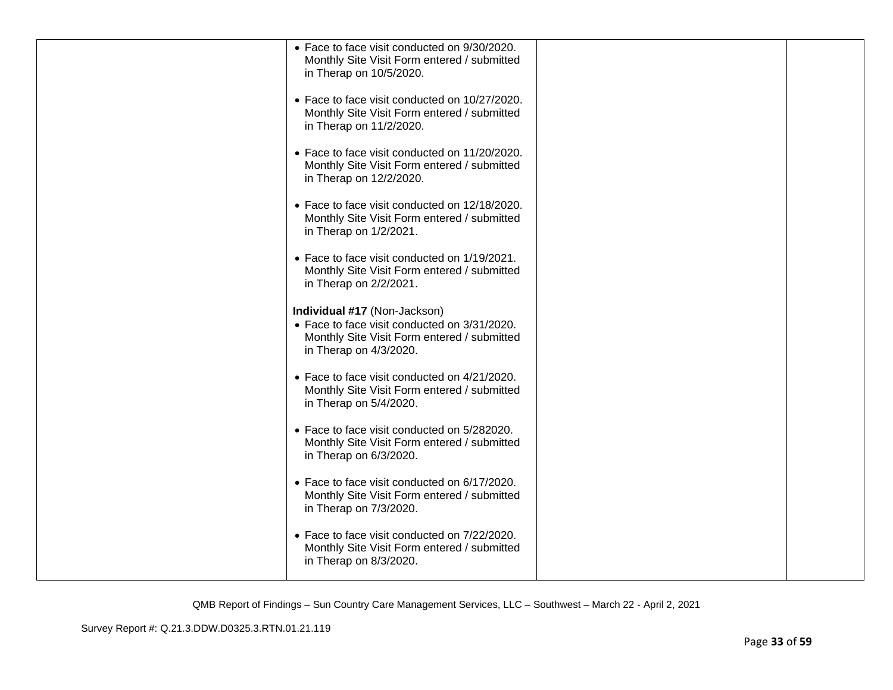| | | | |
|---|---|---|---|
| | • Face to face visit conducted on 9/30/2020. Monthly Site Visit Form entered / submitted in Therap on 10/5/2020.<br><br>• Face to face visit conducted on 10/27/2020. Monthly Site Visit Form entered / submitted in Therap on 11/2/2020.<br><br>• Face to face visit conducted on 11/20/2020. Monthly Site Visit Form entered / submitted in Therap on 12/2/2020.<br><br>• Face to face visit conducted on 12/18/2020. Monthly Site Visit Form entered / submitted in Therap on 1/2/2021.<br><br>• Face to face visit conducted on 1/19/2021. Monthly Site Visit Form entered / submitted in Therap on 2/2/2021.<br><br>**Individual #17** (Non-Jackson)<br>• Face to face visit conducted on 3/31/2020. Monthly Site Visit Form entered / submitted in Therap on 4/3/2020.<br><br>• Face to face visit conducted on 4/21/2020. Monthly Site Visit Form entered / submitted in Therap on 5/4/2020.<br><br>• Face to face visit conducted on 5/282020. Monthly Site Visit Form entered / submitted in Therap on 6/3/2020.<br><br>• Face to face visit conducted on 6/17/2020. Monthly Site Visit Form entered / submitted in Therap on 7/3/2020.<br><br>• Face to face visit conducted on 7/22/2020. Monthly Site Visit Form entered / submitted in Therap on 8/3/2020. | | |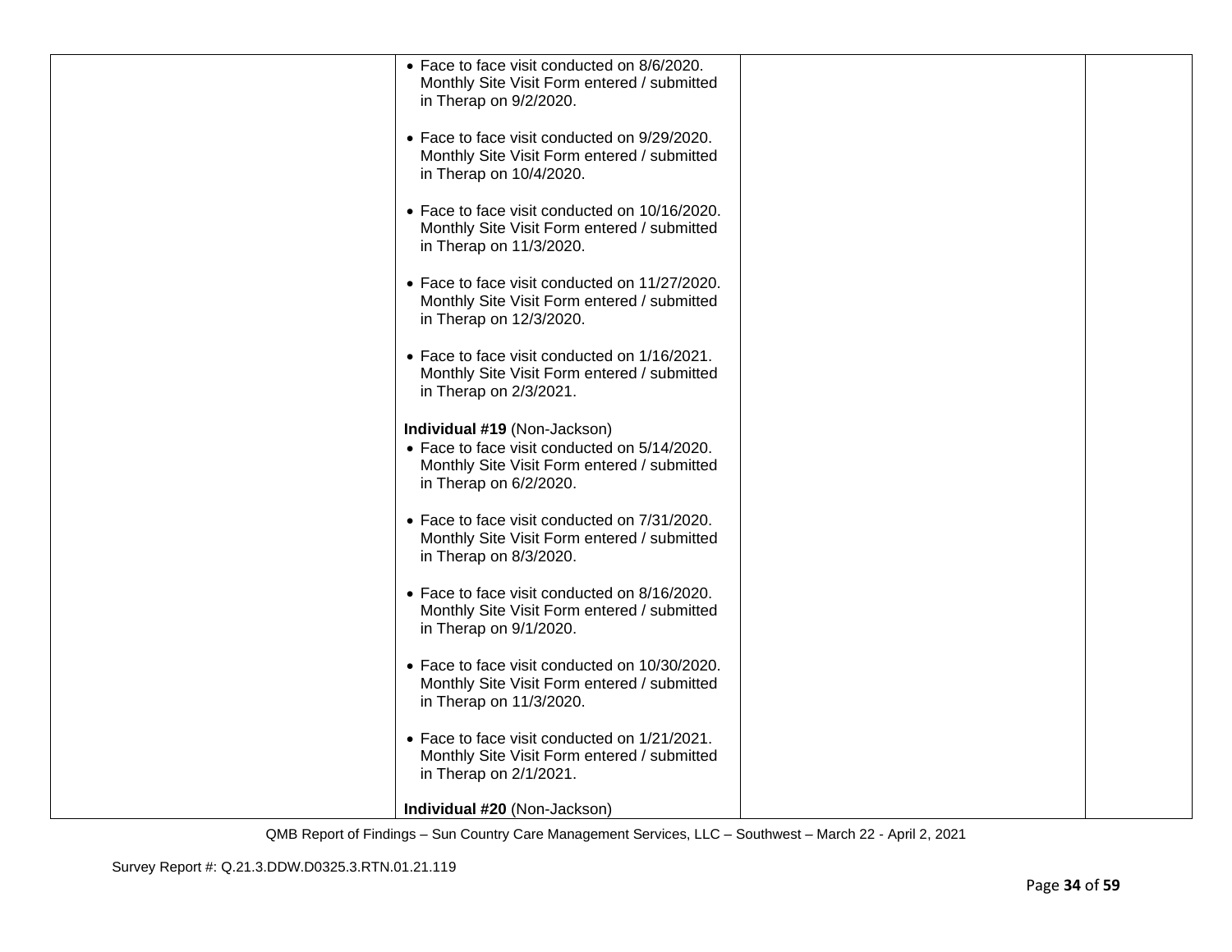| | | | |
|---|---|---|---|
| | • Face to face visit conducted on 8/6/2020. Monthly Site Visit Form entered / submitted in Therap on 9/2/2020.<br><br>• Face to face visit conducted on 9/29/2020. Monthly Site Visit Form entered / submitted in Therap on 10/4/2020.<br><br>• Face to face visit conducted on 10/16/2020. Monthly Site Visit Form entered / submitted in Therap on 11/3/2020.<br><br>• Face to face visit conducted on 11/27/2020. Monthly Site Visit Form entered / submitted in Therap on 12/3/2020.<br><br>• Face to face visit conducted on 1/16/2021. Monthly Site Visit Form entered / submitted in Therap on 2/3/2021.<br><br>**Individual #19** (Non-Jackson)<br>• Face to face visit conducted on 5/14/2020. Monthly Site Visit Form entered / submitted in Therap on 6/2/2020.<br><br>• Face to face visit conducted on 7/31/2020. Monthly Site Visit Form entered / submitted in Therap on 8/3/2020.<br><br>• Face to face visit conducted on 8/16/2020. Monthly Site Visit Form entered / submitted in Therap on 9/1/2020.<br><br>• Face to face visit conducted on 10/30/2020. Monthly Site Visit Form entered / submitted in Therap on 11/3/2020.<br><br>• Face to face visit conducted on 1/21/2021. Monthly Site Visit Form entered / submitted in Therap on 2/1/2021.<br><br>**Individual #20** (Non-Jackson) | | |

QMB Report of Findings – Sun Country Care Management Services, LLC – Southwest – March 22 - April 2, 2021

Survey Report #: Q.21.3.DDW.D0325.3.RTN.01.21.119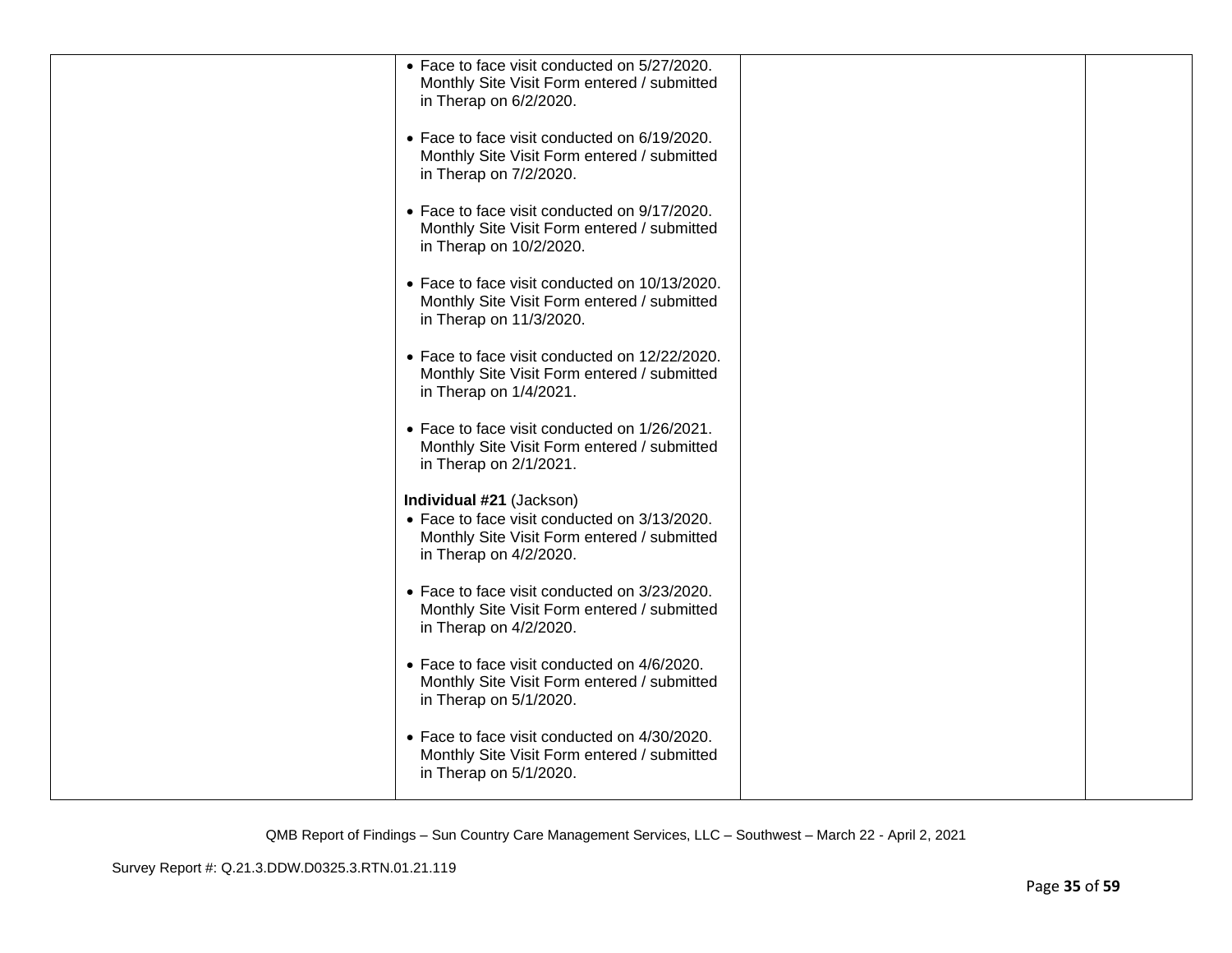| | | | |
|---|---|---|---|
| | • Face to face visit conducted on 5/27/2020. Monthly Site Visit Form entered / submitted in Therap on 6/2/2020.<br><br>• Face to face visit conducted on 6/19/2020. Monthly Site Visit Form entered / submitted in Therap on 7/2/2020.<br><br>• Face to face visit conducted on 9/17/2020. Monthly Site Visit Form entered / submitted in Therap on 10/2/2020.<br><br>• Face to face visit conducted on 10/13/2020. Monthly Site Visit Form entered / submitted in Therap on 11/3/2020.<br><br>• Face to face visit conducted on 12/22/2020. Monthly Site Visit Form entered / submitted in Therap on 1/4/2021.<br><br>• Face to face visit conducted on 1/26/2021. Monthly Site Visit Form entered / submitted in Therap on 2/1/2021.<br><br>**Individual #21** (Jackson)<br>• Face to face visit conducted on 3/13/2020. Monthly Site Visit Form entered / submitted in Therap on 4/2/2020.<br><br>• Face to face visit conducted on 3/23/2020. Monthly Site Visit Form entered / submitted in Therap on 4/2/2020.<br><br>• Face to face visit conducted on 4/6/2020. Monthly Site Visit Form entered / submitted in Therap on 5/1/2020.<br><br>• Face to face visit conducted on 4/30/2020. Monthly Site Visit Form entered / submitted in Therap on 5/1/2020. | | |

QMB Report of Findings – Sun Country Care Management Services, LLC – Southwest – March 22 - April 2, 2021

Survey Report #: Q.21.3.DDW.D0325.3.RTN.01.21.119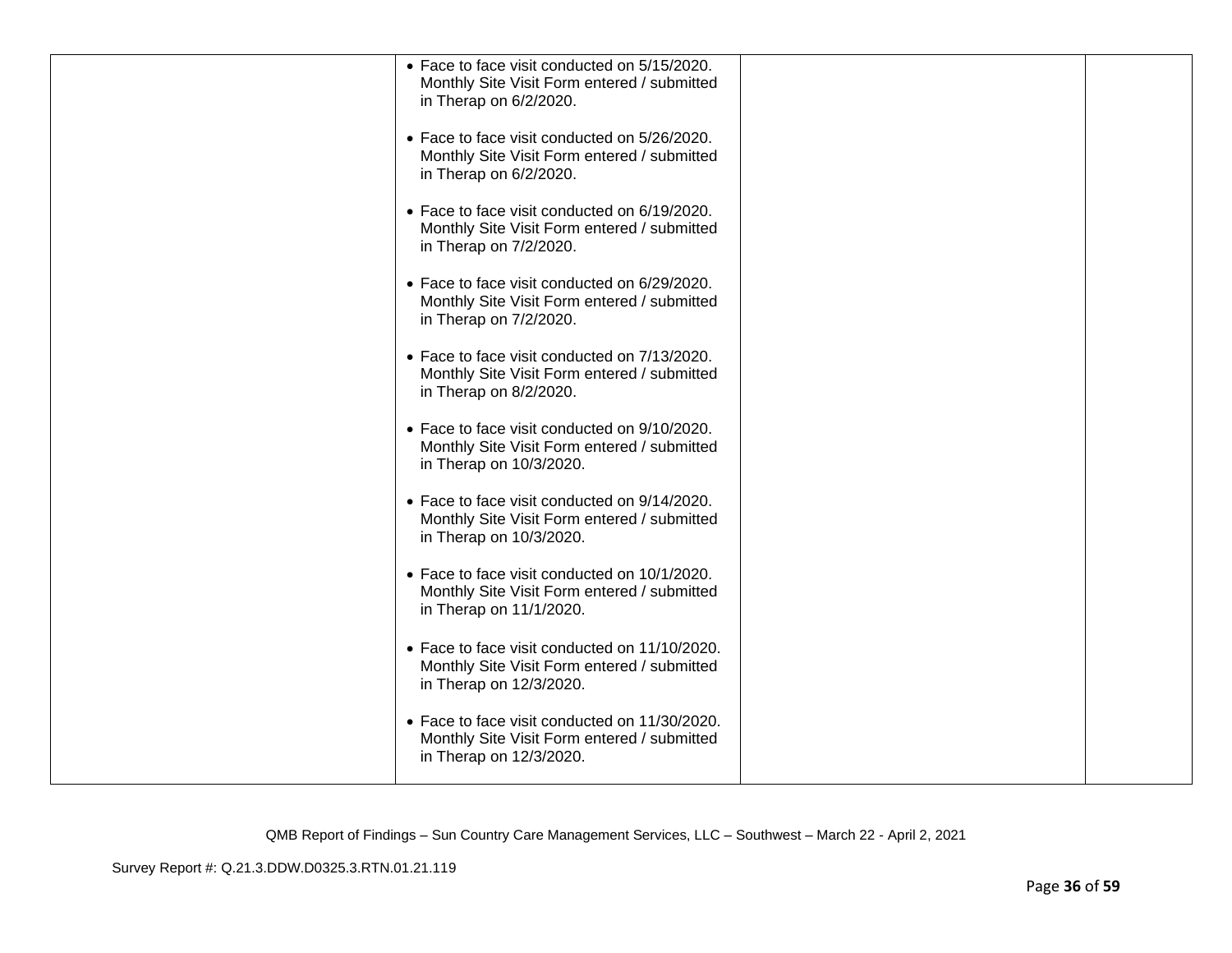| | | | |
|---|---|---|---|
| | • Face to face visit conducted on 5/15/2020. Monthly Site Visit Form entered / submitted in Therap on 6/2/2020.<br><br>• Face to face visit conducted on 5/26/2020. Monthly Site Visit Form entered / submitted in Therap on 6/2/2020.<br><br>• Face to face visit conducted on 6/19/2020. Monthly Site Visit Form entered / submitted in Therap on 7/2/2020.<br><br>• Face to face visit conducted on 6/29/2020. Monthly Site Visit Form entered / submitted in Therap on 7/2/2020.<br><br>• Face to face visit conducted on 7/13/2020. Monthly Site Visit Form entered / submitted in Therap on 8/2/2020.<br><br>• Face to face visit conducted on 9/10/2020. Monthly Site Visit Form entered / submitted in Therap on 10/3/2020.<br><br>• Face to face visit conducted on 9/14/2020. Monthly Site Visit Form entered / submitted in Therap on 10/3/2020.<br><br>• Face to face visit conducted on 10/1/2020. Monthly Site Visit Form entered / submitted in Therap on 11/1/2020.<br><br>• Face to face visit conducted on 11/10/2020. Monthly Site Visit Form entered / submitted in Therap on 12/3/2020.<br><br>• Face to face visit conducted on 11/30/2020. Monthly Site Visit Form entered / submitted in Therap on 12/3/2020. | | |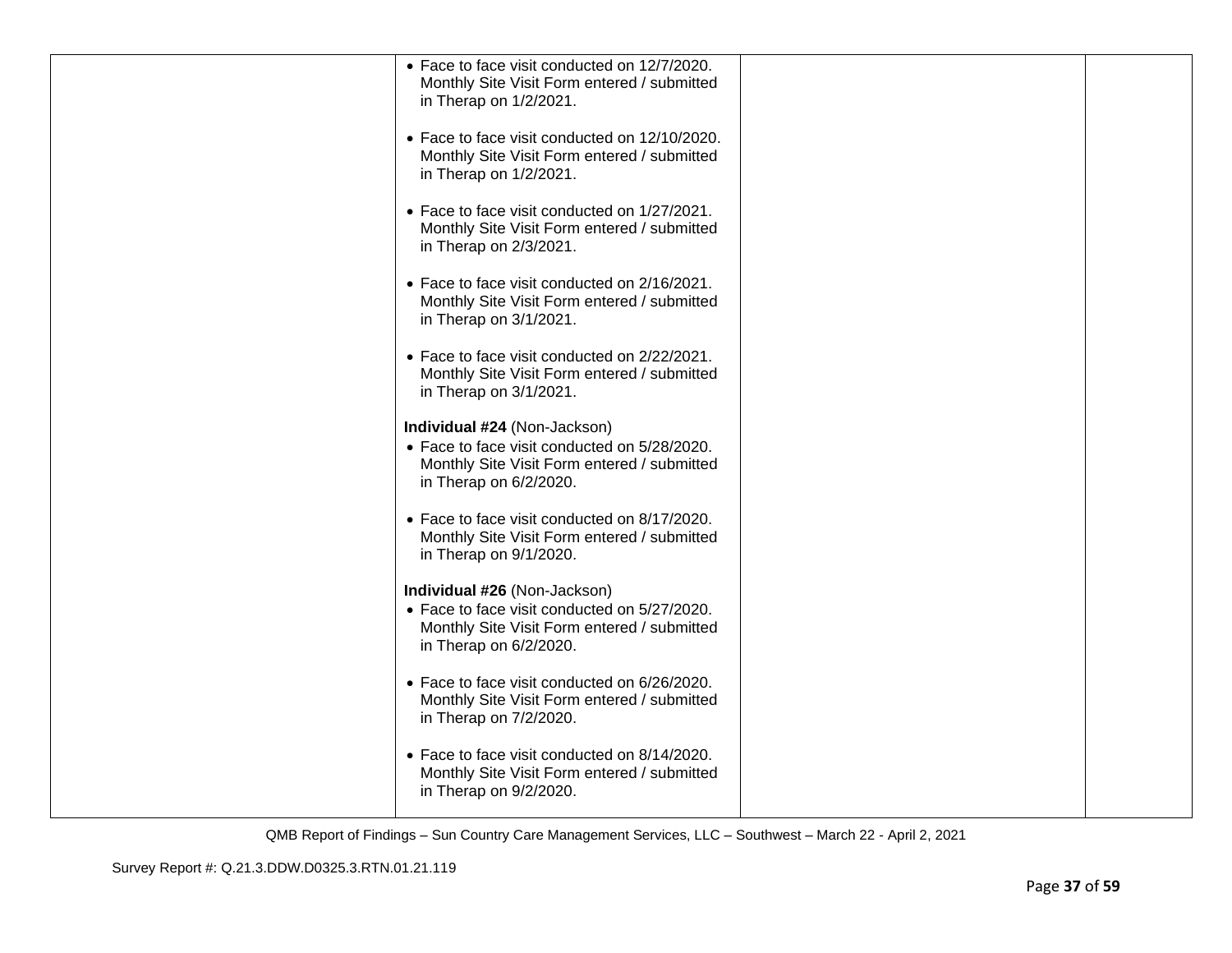| | | | |
|---|---|---|---|
| | • Face to face visit conducted on 12/7/2020. Monthly Site Visit Form entered / submitted in Therap on 1/2/2021.<br><br>• Face to face visit conducted on 12/10/2020. Monthly Site Visit Form entered / submitted in Therap on 1/2/2021.<br><br>• Face to face visit conducted on 1/27/2021. Monthly Site Visit Form entered / submitted in Therap on 2/3/2021.<br><br>• Face to face visit conducted on 2/16/2021. Monthly Site Visit Form entered / submitted in Therap on 3/1/2021.<br><br>• Face to face visit conducted on 2/22/2021. Monthly Site Visit Form entered / submitted in Therap on 3/1/2021.<br><br>**Individual #24** (Non-Jackson)<br>• Face to face visit conducted on 5/28/2020. Monthly Site Visit Form entered / submitted in Therap on 6/2/2020.<br><br>• Face to face visit conducted on 8/17/2020. Monthly Site Visit Form entered / submitted in Therap on 9/1/2020.<br><br>**Individual #26** (Non-Jackson)<br>• Face to face visit conducted on 5/27/2020. Monthly Site Visit Form entered / submitted in Therap on 6/2/2020.<br><br>• Face to face visit conducted on 6/26/2020. Monthly Site Visit Form entered / submitted in Therap on 7/2/2020.<br><br>• Face to face visit conducted on 8/14/2020. Monthly Site Visit Form entered / submitted in Therap on 9/2/2020. | | |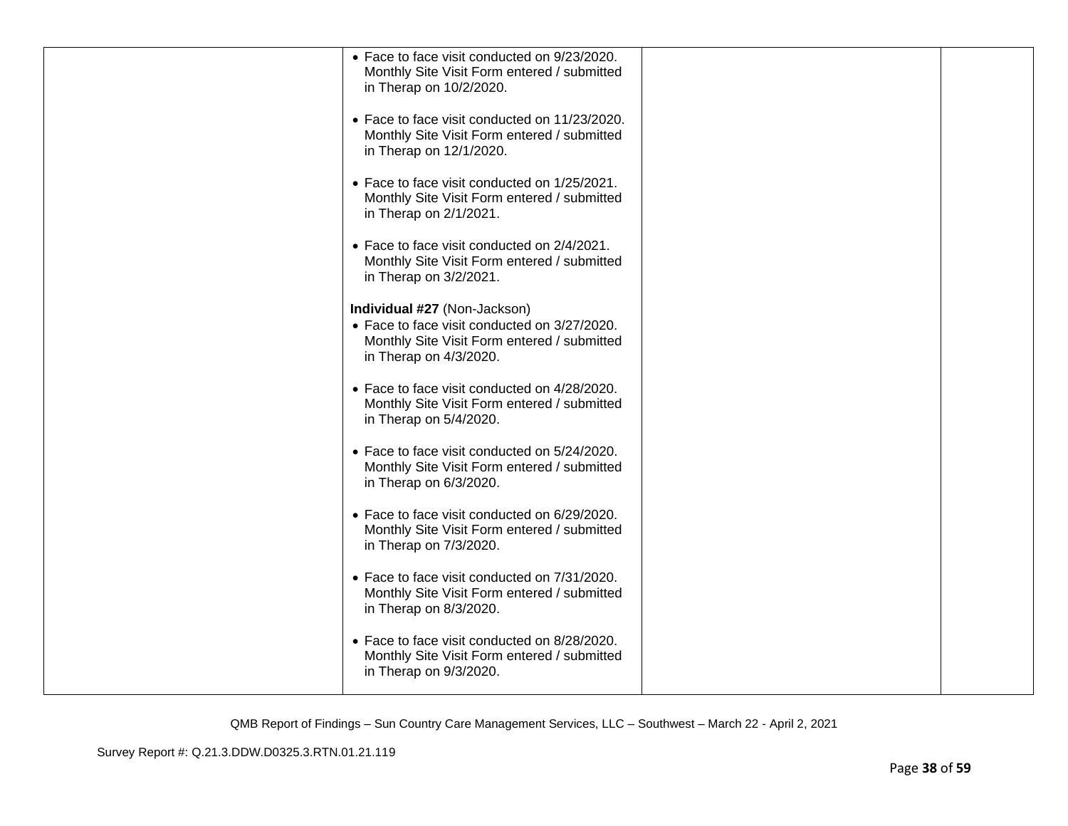| | | | |
|---|---|---|---|
| | • Face to face visit conducted on 9/23/2020. Monthly Site Visit Form entered / submitted in Therap on 10/2/2020.<br><br>• Face to face visit conducted on 11/23/2020. Monthly Site Visit Form entered / submitted in Therap on 12/1/2020.<br><br>• Face to face visit conducted on 1/25/2021. Monthly Site Visit Form entered / submitted in Therap on 2/1/2021.<br><br>• Face to face visit conducted on 2/4/2021. Monthly Site Visit Form entered / submitted in Therap on 3/2/2021.<br><br>**Individual #27** (Non-Jackson)<br>• Face to face visit conducted on 3/27/2020. Monthly Site Visit Form entered / submitted in Therap on 4/3/2020.<br><br>• Face to face visit conducted on 4/28/2020. Monthly Site Visit Form entered / submitted in Therap on 5/4/2020.<br><br>• Face to face visit conducted on 5/24/2020. Monthly Site Visit Form entered / submitted in Therap on 6/3/2020.<br><br>• Face to face visit conducted on 6/29/2020. Monthly Site Visit Form entered / submitted in Therap on 7/3/2020.<br><br>• Face to face visit conducted on 7/31/2020. Monthly Site Visit Form entered / submitted in Therap on 8/3/2020.<br><br>• Face to face visit conducted on 8/28/2020. Monthly Site Visit Form entered / submitted in Therap on 9/3/2020. | | |

QMB Report of Findings – Sun Country Care Management Services, LLC – Southwest – March 22 - April 2, 2021

Survey Report #: Q.21.3.DDW.D0325.3.RTN.01.21.119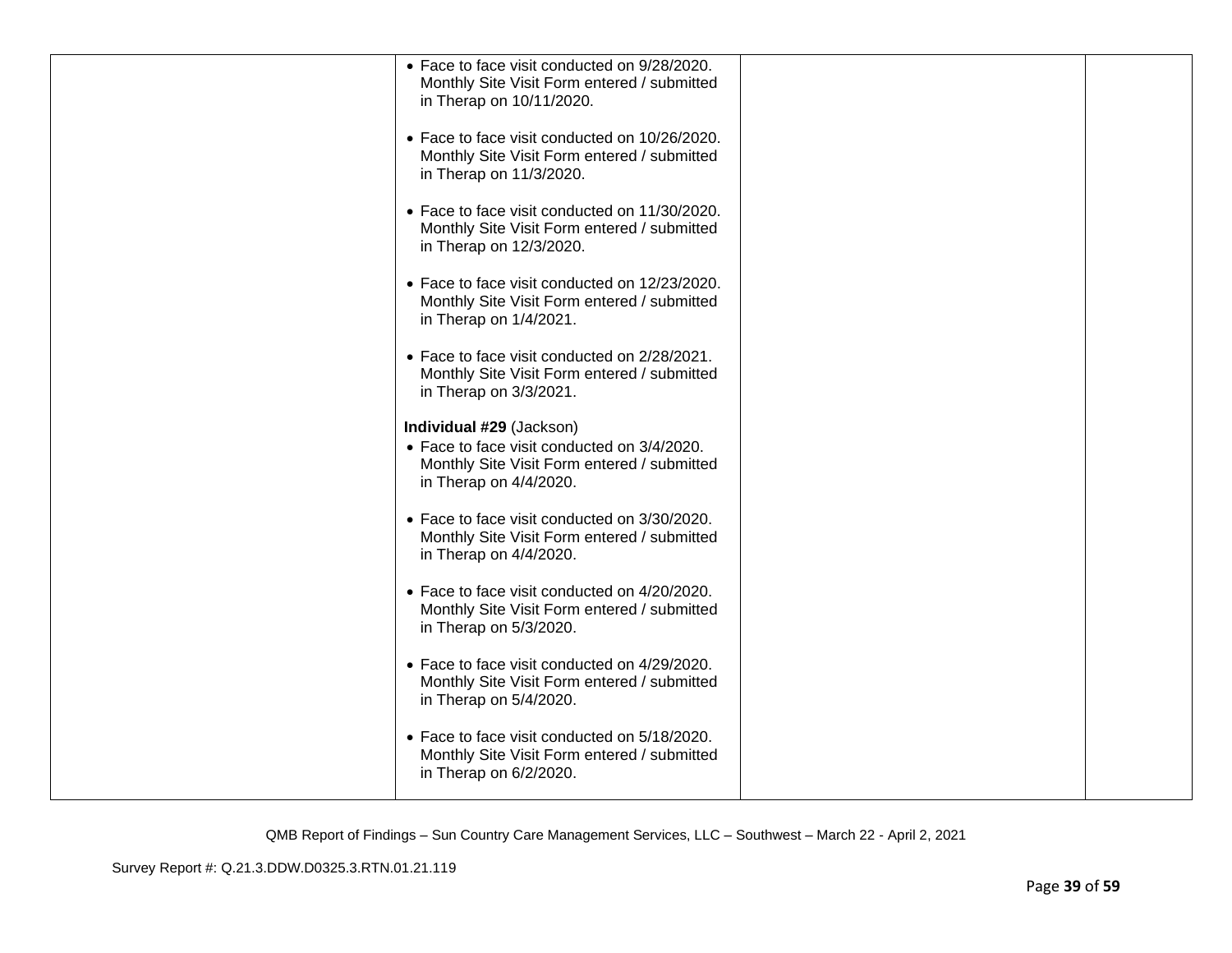| | | | |
|---|---|---|---|
| | • Face to face visit conducted on 9/28/2020. Monthly Site Visit Form entered / submitted in Therap on 10/11/2020.<br><br>• Face to face visit conducted on 10/26/2020. Monthly Site Visit Form entered / submitted in Therap on 11/3/2020.<br><br>• Face to face visit conducted on 11/30/2020. Monthly Site Visit Form entered / submitted in Therap on 12/3/2020.<br><br>• Face to face visit conducted on 12/23/2020. Monthly Site Visit Form entered / submitted in Therap on 1/4/2021.<br><br>• Face to face visit conducted on 2/28/2021. Monthly Site Visit Form entered / submitted in Therap on 3/3/2021.<br><br>**Individual #29** (Jackson)<br>• Face to face visit conducted on 3/4/2020. Monthly Site Visit Form entered / submitted in Therap on 4/4/2020.<br><br>• Face to face visit conducted on 3/30/2020. Monthly Site Visit Form entered / submitted in Therap on 4/4/2020.<br><br>• Face to face visit conducted on 4/20/2020. Monthly Site Visit Form entered / submitted in Therap on 5/3/2020.<br><br>• Face to face visit conducted on 4/29/2020. Monthly Site Visit Form entered / submitted in Therap on 5/4/2020.<br><br>• Face to face visit conducted on 5/18/2020. Monthly Site Visit Form entered / submitted in Therap on 6/2/2020. | | |

QMB Report of Findings – Sun Country Care Management Services, LLC – Southwest – March 22 - April 2, 2021

Survey Report #: Q.21.3.DDW.D0325.3.RTN.01.21.119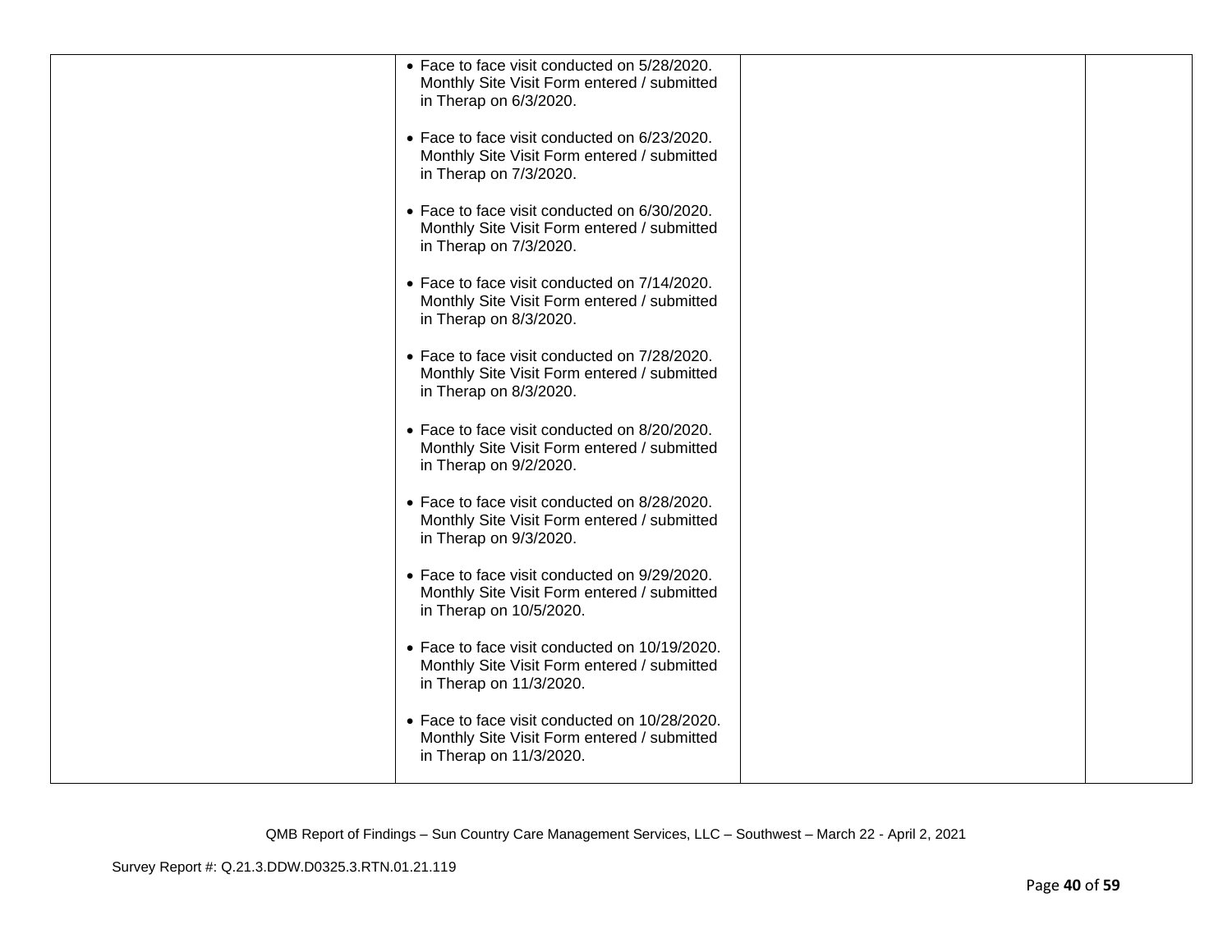| | | | |
|---|---|---|---|
| | • Face to face visit conducted on 5/28/2020. Monthly Site Visit Form entered / submitted in Therap on 6/3/2020.<br><br>• Face to face visit conducted on 6/23/2020. Monthly Site Visit Form entered / submitted in Therap on 7/3/2020.<br><br>• Face to face visit conducted on 6/30/2020. Monthly Site Visit Form entered / submitted in Therap on 7/3/2020.<br><br>• Face to face visit conducted on 7/14/2020. Monthly Site Visit Form entered / submitted in Therap on 8/3/2020.<br><br>• Face to face visit conducted on 7/28/2020. Monthly Site Visit Form entered / submitted in Therap on 8/3/2020.<br><br>• Face to face visit conducted on 8/20/2020. Monthly Site Visit Form entered / submitted in Therap on 9/2/2020.<br><br>• Face to face visit conducted on 8/28/2020. Monthly Site Visit Form entered / submitted in Therap on 9/3/2020.<br><br>• Face to face visit conducted on 9/29/2020. Monthly Site Visit Form entered / submitted in Therap on 10/5/2020.<br><br>• Face to face visit conducted on 10/19/2020. Monthly Site Visit Form entered / submitted in Therap on 11/3/2020.<br><br>• Face to face visit conducted on 10/28/2020. Monthly Site Visit Form entered / submitted in Therap on 11/3/2020. | | |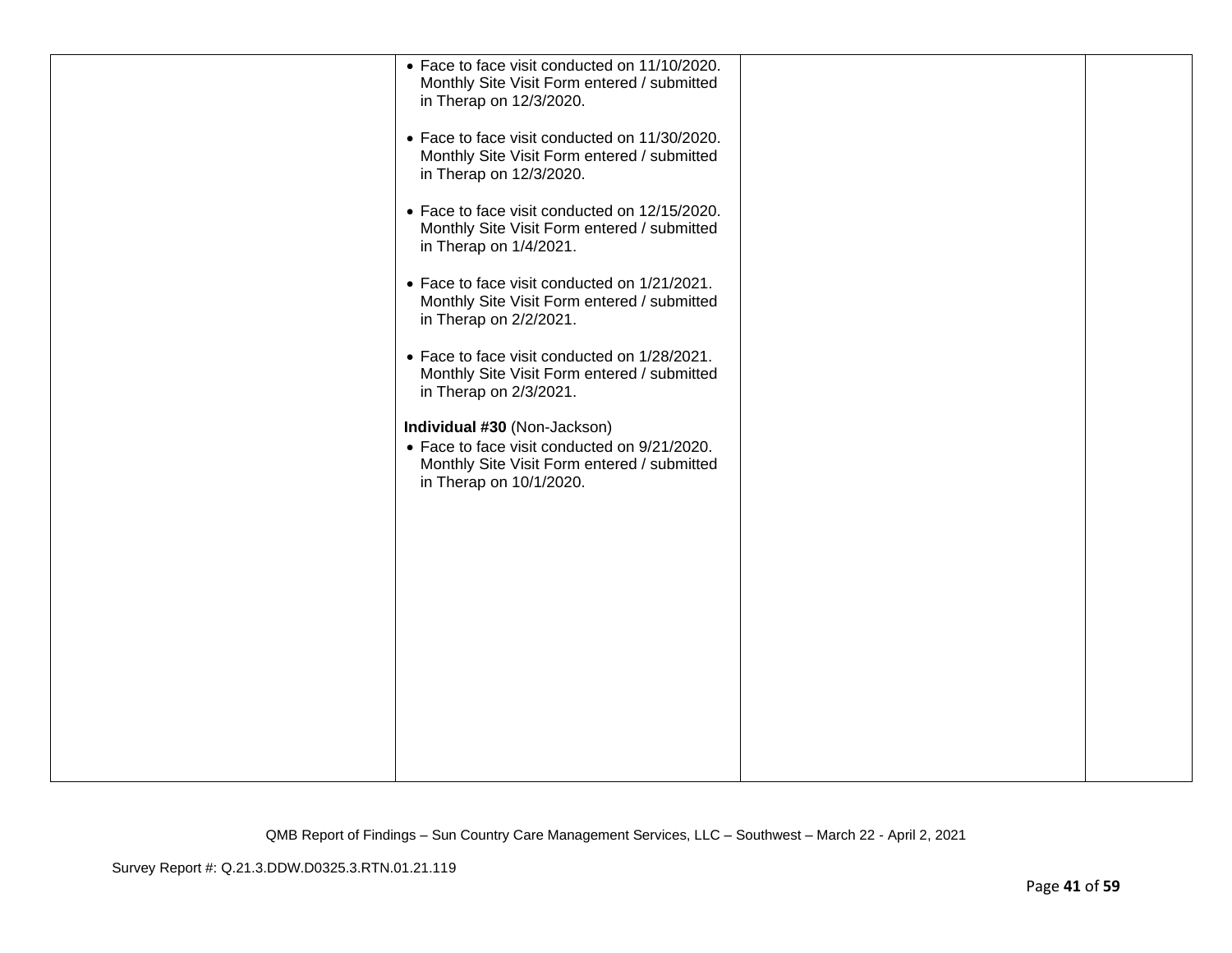| | | | |
|---|---|---|---|
| | • Face to face visit conducted on 11/10/2020. Monthly Site Visit Form entered / submitted in Therap on 12/3/2020.<br><br>• Face to face visit conducted on 11/30/2020. Monthly Site Visit Form entered / submitted in Therap on 12/3/2020.<br><br>• Face to face visit conducted on 12/15/2020. Monthly Site Visit Form entered / submitted in Therap on 1/4/2021.<br><br>• Face to face visit conducted on 1/21/2021. Monthly Site Visit Form entered / submitted in Therap on 2/2/2021.<br><br>• Face to face visit conducted on 1/28/2021. Monthly Site Visit Form entered / submitted in Therap on 2/3/2021.<br><br>**Individual #30** (Non-Jackson)<br>• Face to face visit conducted on 9/21/2020. Monthly Site Visit Form entered / submitted in Therap on 10/1/2020. | | |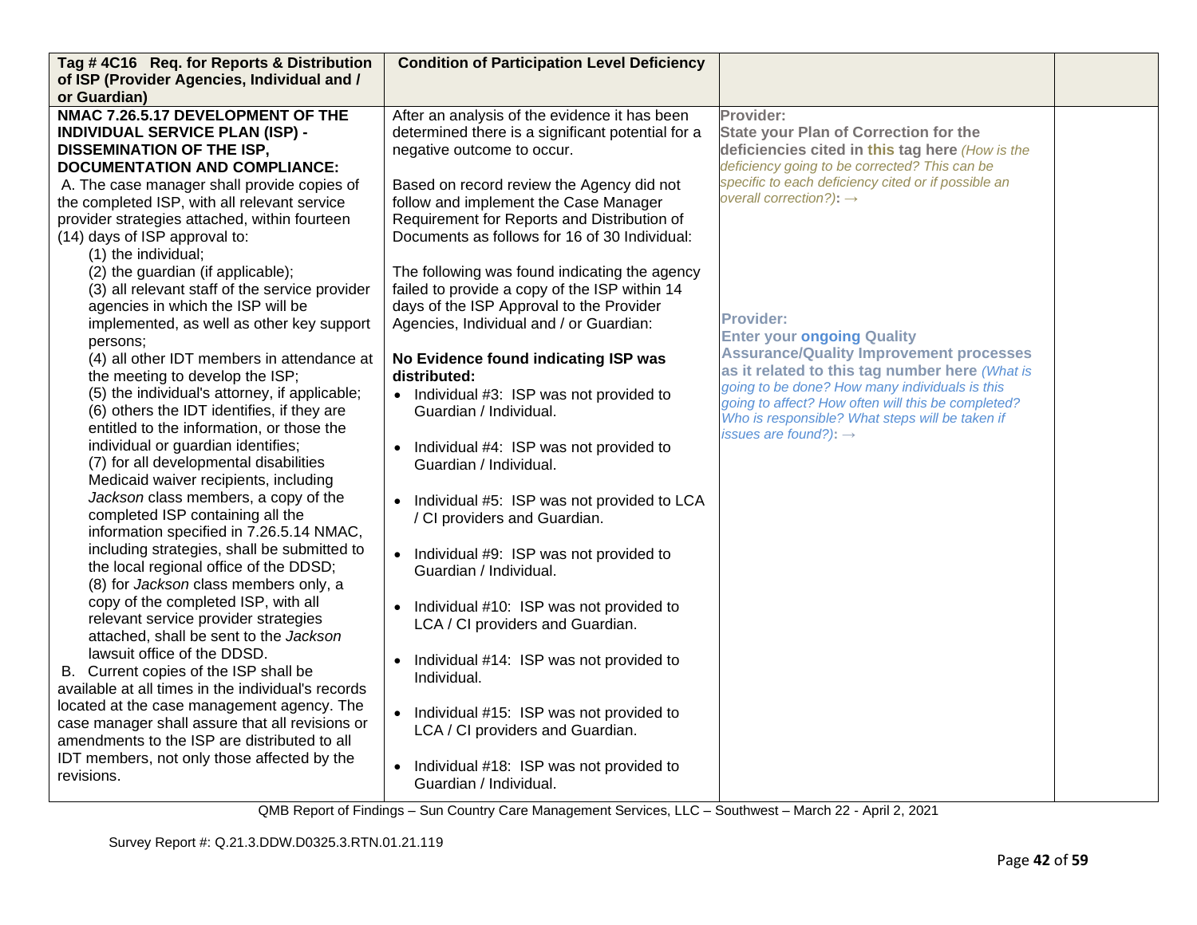| Tag # 4C16 Req. for Reports & Distribution of ISP (Provider Agencies, Individual and / or Guardian) | Condition of Participation Level Deficiency | | |
|---|---|---|---|
| **NMAC 7.26.5.17 DEVELOPMENT OF THE INDIVIDUAL SERVICE PLAN (ISP) - DISSEMINATION OF THE ISP, DOCUMENTATION AND COMPLIANCE:**<br>A. The case manager shall provide copies of the completed ISP, with all relevant service provider strategies attached, within fourteen (14) days of ISP approval to:<br>(1) the individual;<br>(2) the guardian (if applicable);<br>(3) all relevant staff of the service provider agencies in which the ISP will be implemented, as well as other key support persons;<br>(4) all other IDT members in attendance at the meeting to develop the ISP;<br>(5) the individual's attorney, if applicable;<br>(6) others the IDT identifies, if they are entitled to the information, or those the individual or guardian identifies;<br>(7) for all developmental disabilities Medicaid waiver recipients, including *Jackson* class members, a copy of the completed ISP containing all the information specified in 7.26.5.14 NMAC, including strategies, shall be submitted to the local regional office of the DDSD;<br>(8) for *Jackson* class members only, a copy of the completed ISP, with all relevant service provider strategies attached, shall be sent to the *Jackson* lawsuit office of the DDSD.<br>B. Current copies of the ISP shall be available at all times in the individual's records located at the case management agency. The case manager shall assure that all revisions or amendments to the ISP are distributed to all IDT members, not only those affected by the revisions. | After an analysis of the evidence it has been determined there is a significant potential for a negative outcome to occur.<br><br>Based on record review the Agency did not follow and implement the Case Manager Requirement for Reports and Distribution of Documents as follows for 16 of 30 Individual:<br><br>The following was found indicating the agency failed to provide a copy of the ISP within 14 days of the ISP Approval to the Provider Agencies, Individual and / or Guardian:<br><br>**No Evidence found indicating ISP was distributed:**<br>• Individual #3: ISP was not provided to Guardian / Individual.<br><br>• Individual #4: ISP was not provided to Guardian / Individual.<br><br>• Individual #5: ISP was not provided to LCA / CI providers and Guardian.<br><br>• Individual #9: ISP was not provided to Guardian / Individual.<br><br>• Individual #10: ISP was not provided to LCA / CI providers and Guardian.<br><br>• Individual #14: ISP was not provided to Individual.<br><br>• Individual #15: ISP was not provided to LCA / CI providers and Guardian.<br><br>• Individual #18: ISP was not provided to Guardian / Individual. | **Provider:**<br>**State your Plan of Correction for the deficiencies cited in this tag here** *(How is the deficiency going to be corrected? This can be specific to each deficiency cited or if possible an overall correction?)*: →<br><br>**Provider:**<br>**Enter your ongoing Quality Assurance/Quality Improvement processes as it related to this tag number here** *(What is going to be done? How many individuals is this going to affect? How often will this be completed? Who is responsible? What steps will be taken if issues are found?)*: → | |

QMB Report of Findings – Sun Country Care Management Services, LLC – Southwest – March 22 - April 2, 2021

Survey Report #: Q.21.3.DDW.D0325.3.RTN.01.21.119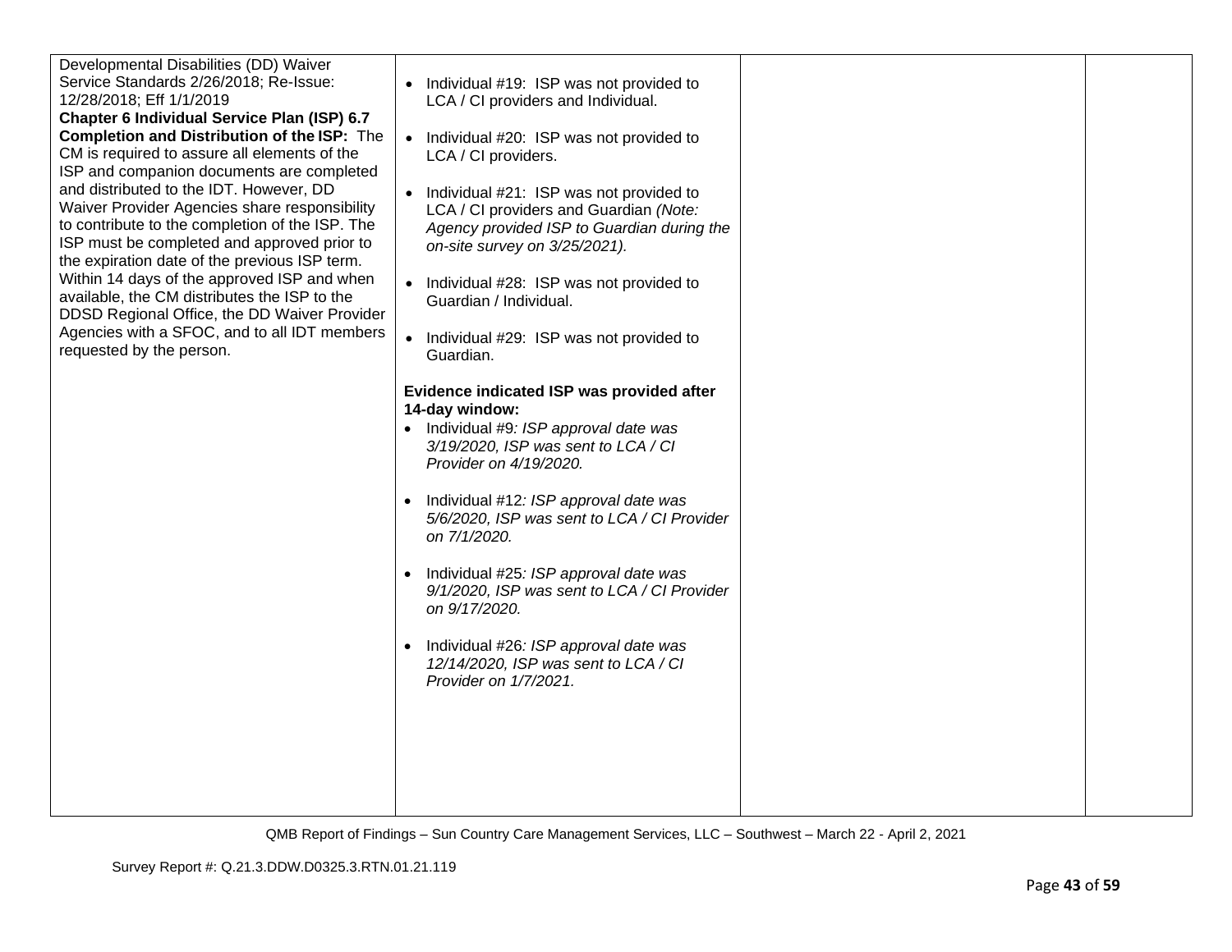| | | | |
|---|---|---|---|
| Developmental Disabilities (DD) Waiver Service Standards 2/26/2018; Re-Issue: 12/28/2018; Eff 1/1/2019<br>**Chapter 6 Individual Service Plan (ISP) 6.7 Completion and Distribution of the ISP:** The CM is required to assure all elements of the ISP and companion documents are completed and distributed to the IDT. However, DD Waiver Provider Agencies share responsibility to contribute to the completion of the ISP. The ISP must be completed and approved prior to the expiration date of the previous ISP term. Within 14 days of the approved ISP and when available, the CM distributes the ISP to the DDSD Regional Office, the DD Waiver Provider Agencies with a SFOC, and to all IDT members requested by the person. | • Individual #19: ISP was not provided to LCA / CI providers and Individual.<br><br>• Individual #20: ISP was not provided to LCA / CI providers.<br><br>• Individual #21: ISP was not provided to LCA / CI providers and Guardian *(Note: Agency provided ISP to Guardian during the on-site survey on 3/25/2021).*<br><br>• Individual #28: ISP was not provided to Guardian / Individual.<br><br>• Individual #29: ISP was not provided to Guardian.<br><br>**Evidence indicated ISP was provided after 14-day window:**<br>• Individual #9*: ISP approval date was 3/19/2020, ISP was sent to LCA / CI Provider on 4/19/2020.*<br><br>• Individual #12*: ISP approval date was 5/6/2020, ISP was sent to LCA / CI Provider on 7/1/2020.*<br><br>• Individual #25*: ISP approval date was 9/1/2020, ISP was sent to LCA / CI Provider on 9/17/2020.*<br><br>• Individual #26*: ISP approval date was 12/14/2020, ISP was sent to LCA / CI Provider on 1/7/2021.* | | |

QMB Report of Findings – Sun Country Care Management Services, LLC – Southwest – March 22 - April 2, 2021

Survey Report #: Q.21.3.DDW.D0325.3.RTN.01.21.119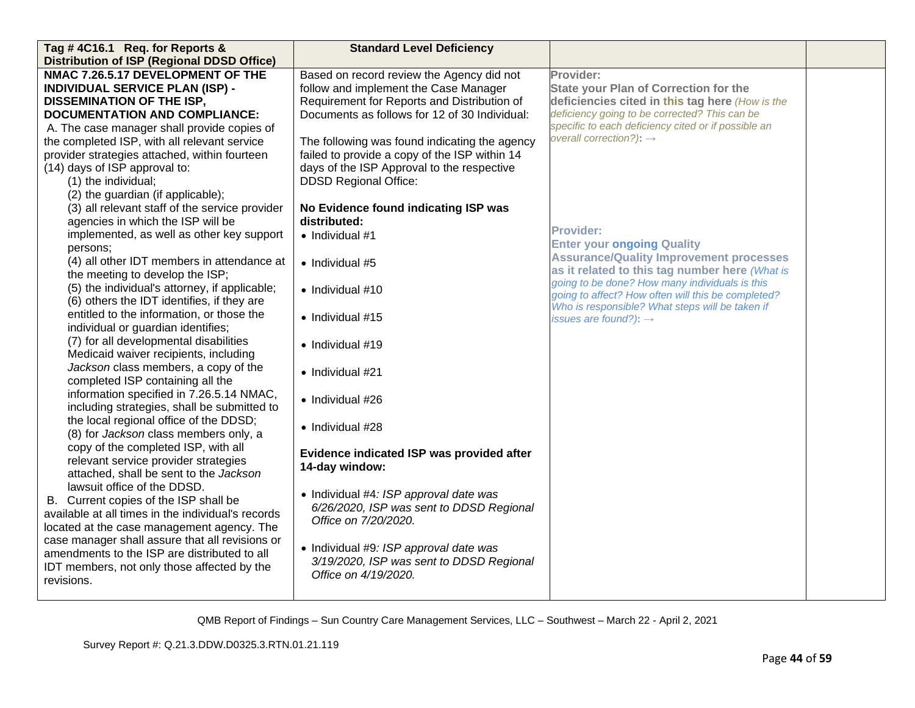| Tag # 4C16.1 Req. for Reports & Distribution of ISP (Regional DDSD Office) | Standard Level Deficiency | | |
|---|---|---|---|
| **NMAC 7.26.5.17 DEVELOPMENT OF THE INDIVIDUAL SERVICE PLAN (ISP) - DISSEMINATION OF THE ISP, DOCUMENTATION AND COMPLIANCE:**<br>A. The case manager shall provide copies of the completed ISP, with all relevant service provider strategies attached, within fourteen (14) days of ISP approval to:<br>(1) the individual;<br>(2) the guardian (if applicable);<br>(3) all relevant staff of the service provider agencies in which the ISP will be implemented, as well as other key support persons;<br>(4) all other IDT members in attendance at the meeting to develop the ISP;<br>(5) the individual's attorney, if applicable;<br>(6) others the IDT identifies, if they are entitled to the information, or those the individual or guardian identifies;<br>(7) for all developmental disabilities Medicaid waiver recipients, including *Jackson* class members, a copy of the completed ISP containing all the information specified in 7.26.5.14 NMAC, including strategies, shall be submitted to the local regional office of the DDSD;<br>(8) for *Jackson* class members only, a copy of the completed ISP, with all relevant service provider strategies attached, shall be sent to the *Jackson* lawsuit office of the DDSD.<br>B. Current copies of the ISP shall be available at all times in the individual's records located at the case management agency. The case manager shall assure that all revisions or amendments to the ISP are distributed to all IDT members, not only those affected by the revisions. | Based on record review the Agency did not follow and implement the Case Manager Requirement for Reports and Distribution of Documents as follows for 12 of 30 Individual:<br><br>The following was found indicating the agency failed to provide a copy of the ISP within 14 days of the ISP Approval to the respective DDSD Regional Office:<br><br>**No Evidence found indicating ISP was distributed:**<br>• Individual #1<br>• Individual #5<br>• Individual #10<br>• Individual #15<br>• Individual #19<br>• Individual #21<br>• Individual #26<br>• Individual #28<br><br>**Evidence indicated ISP was provided after 14-day window:**<br>• Individual #4*: ISP approval date was 6/26/2020, ISP was sent to DDSD Regional Office on 7/20/2020.*<br>• Individual #9*: ISP approval date was 3/19/2020, ISP was sent to DDSD Regional Office on 4/19/2020.* | **Provider:**<br>**State your Plan of Correction for the deficiencies cited in this tag here** *(How is the deficiency going to be corrected? This can be specific to each deficiency cited or if possible an overall correction?)*: →<br><br>**Provider:**<br>**Enter your ongoing Quality Assurance/Quality Improvement processes as it related to this tag number here** *(What is going to be done? How many individuals is this going to affect? How often will this be completed? Who is responsible? What steps will be taken if issues are found?)*: → | |

QMB Report of Findings – Sun Country Care Management Services, LLC – Southwest – March 22 - April 2, 2021

Survey Report #: Q.21.3.DDW.D0325.3.RTN.01.21.119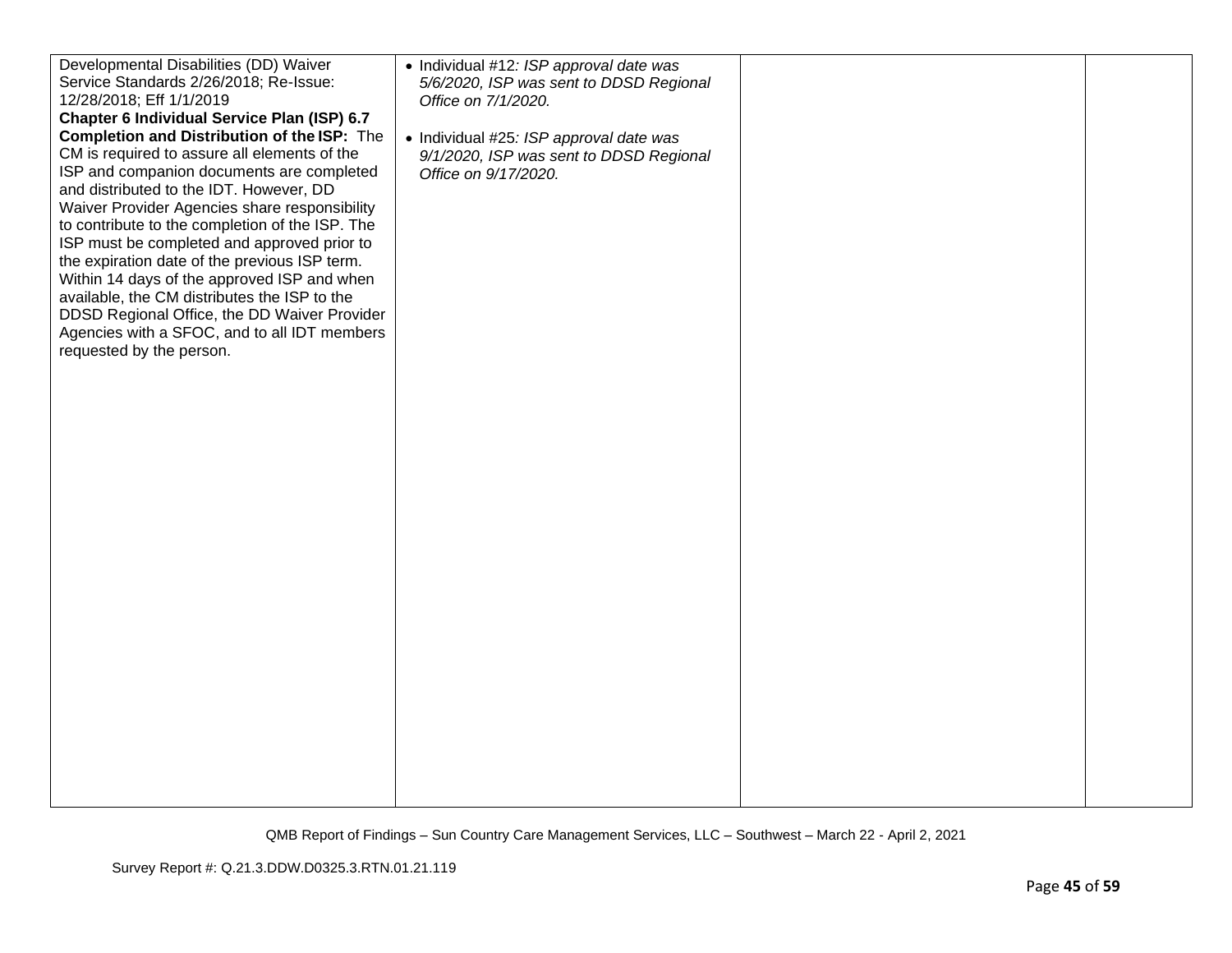| | | | |
|---|---|---|---|
| Developmental Disabilities (DD) Waiver Service Standards 2/26/2018; Re-Issue: 12/28/2018; Eff 1/1/2019 **Chapter 6 Individual Service Plan (ISP) 6.7 Completion and Distribution of the ISP:** The CM is required to assure all elements of the ISP and companion documents are completed and distributed to the IDT. However, DD Waiver Provider Agencies share responsibility to contribute to the completion of the ISP. The ISP must be completed and approved prior to the expiration date of the previous ISP term. Within 14 days of the approved ISP and when available, the CM distributes the ISP to the DDSD Regional Office, the DD Waiver Provider Agencies with a SFOC, and to all IDT members requested by the person. | • Individual #12*: ISP approval date was 5/6/2020, ISP was sent to DDSD Regional Office on 7/1/2020.*<br><br>• Individual #25*: ISP approval date was 9/1/2020, ISP was sent to DDSD Regional Office on 9/17/2020.* | | |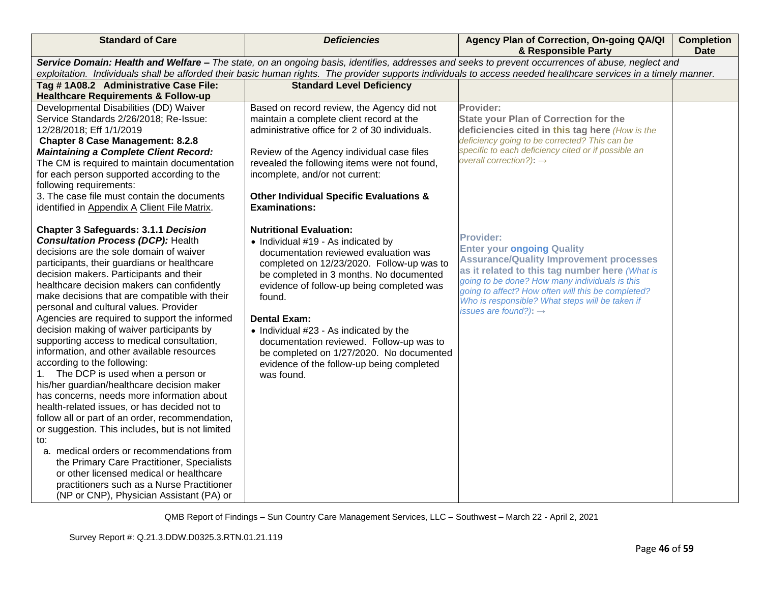| Standard of Care | *Deficiencies* | Agency Plan of Correction, On-going QA/QI & Responsible Party | Completion Date |
|---|---|---|---|
| ***Service Domain: Health and Welfare –*** *The state, on an ongoing basis, identifies, addresses and seeks to prevent occurrences of abuse, neglect and exploitation. Individuals shall be afforded their basic human rights. The provider supports individuals to access needed healthcare services in a timely manner.* | | | |
| **Tag # 1A08.2 Administrative Case File: Healthcare Requirements & Follow-up** | **Standard Level Deficiency** | | |
| Developmental Disabilities (DD) Waiver Service Standards 2/26/2018; Re-Issue: 12/28/2018; Eff 1/1/2019<br>**Chapter 8 Case Management: 8.2.8 *Maintaining a Complete Client Record:*** The CM is required to maintain documentation for each person supported according to the following requirements:<br>3. The case file must contain the documents identified in Appendix A Client File Matrix.<br><br>**Chapter 3 Safeguards: 3.1.1 *Decision Consultation Process (DCP):*** Health decisions are the sole domain of waiver participants, their guardians or healthcare decision makers. Participants and their healthcare decision makers can confidently make decisions that are compatible with their personal and cultural values. Provider Agencies are required to support the informed decision making of waiver participants by supporting access to medical consultation, information, and other available resources according to the following:<br>1. The DCP is used when a person or his/her guardian/healthcare decision maker has concerns, needs more information about health-related issues, or has decided not to follow all or part of an order, recommendation, or suggestion. This includes, but is not limited to:<br>a. medical orders or recommendations from the Primary Care Practitioner, Specialists or other licensed medical or healthcare practitioners such as a Nurse Practitioner (NP or CNP), Physician Assistant (PA) or | Based on record review, the Agency did not maintain a complete client record at the administrative office for 2 of 30 individuals.<br><br>Review of the Agency individual case files revealed the following items were not found, incomplete, and/or not current:<br><br>**Other Individual Specific Evaluations & Examinations:**<br><br>**Nutritional Evaluation:**<br>• Individual #19 - As indicated by documentation reviewed evaluation was completed on 12/23/2020. Follow-up was to be completed in 3 months. No documented evidence of follow-up being completed was found.<br><br>**Dental Exam:**<br>• Individual #23 - As indicated by the documentation reviewed. Follow-up was to be completed on 1/27/2020. No documented evidence of the follow-up being completed was found. | **Provider:**<br>**State your Plan of Correction for the deficiencies cited in this tag here** *(How is the deficiency going to be corrected? This can be specific to each deficiency cited or if possible an overall correction?)*: →<br><br>**Provider:**<br>**Enter your ongoing Quality Assurance/Quality Improvement processes as it related to this tag number here** *(What is going to be done? How many individuals is this going to affect? How often will this be completed? Who is responsible? What steps will be taken if issues are found?)*: → | |

QMB Report of Findings – Sun Country Care Management Services, LLC – Southwest – March 22 - April 2, 2021

Survey Report #: Q.21.3.DDW.D0325.3.RTN.01.21.119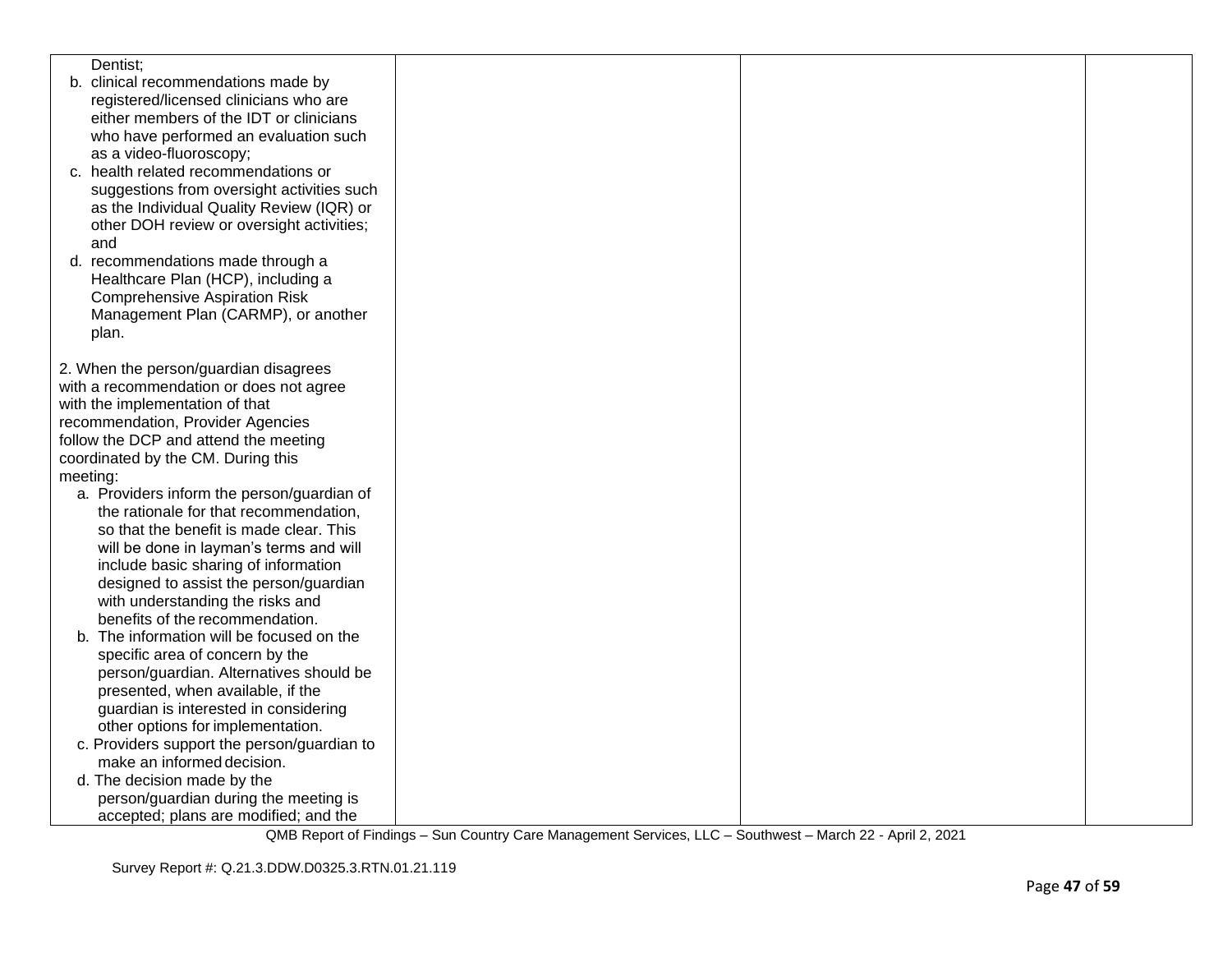| | | | |
|---|---|---|---|
| Dentist;<br>b. clinical recommendations made by registered/licensed clinicians who are either members of the IDT or clinicians who have performed an evaluation such as a video-fluoroscopy;<br>c. health related recommendations or suggestions from oversight activities such as the Individual Quality Review (IQR) or other DOH review or oversight activities; and<br>d. recommendations made through a Healthcare Plan (HCP), including a Comprehensive Aspiration Risk Management Plan (CARMP), or another plan.<br><br>2. When the person/guardian disagrees with a recommendation or does not agree with the implementation of that recommendation, Provider Agencies follow the DCP and attend the meeting coordinated by the CM. During this meeting:<br>a. Providers inform the person/guardian of the rationale for that recommendation, so that the benefit is made clear. This will be done in layman's terms and will include basic sharing of information designed to assist the person/guardian with understanding the risks and benefits of the recommendation.<br>b. The information will be focused on the specific area of concern by the person/guardian. Alternatives should be presented, when available, if the guardian is interested in considering other options for implementation.<br>c. Providers support the person/guardian to make an informed decision.<br>d. The decision made by the person/guardian during the meeting is accepted; plans are modified; and the | | | |

QMB Report of Findings – Sun Country Care Management Services, LLC – Southwest – March 22 - April 2, 2021

Survey Report #: Q.21.3.DDW.D0325.3.RTN.01.21.119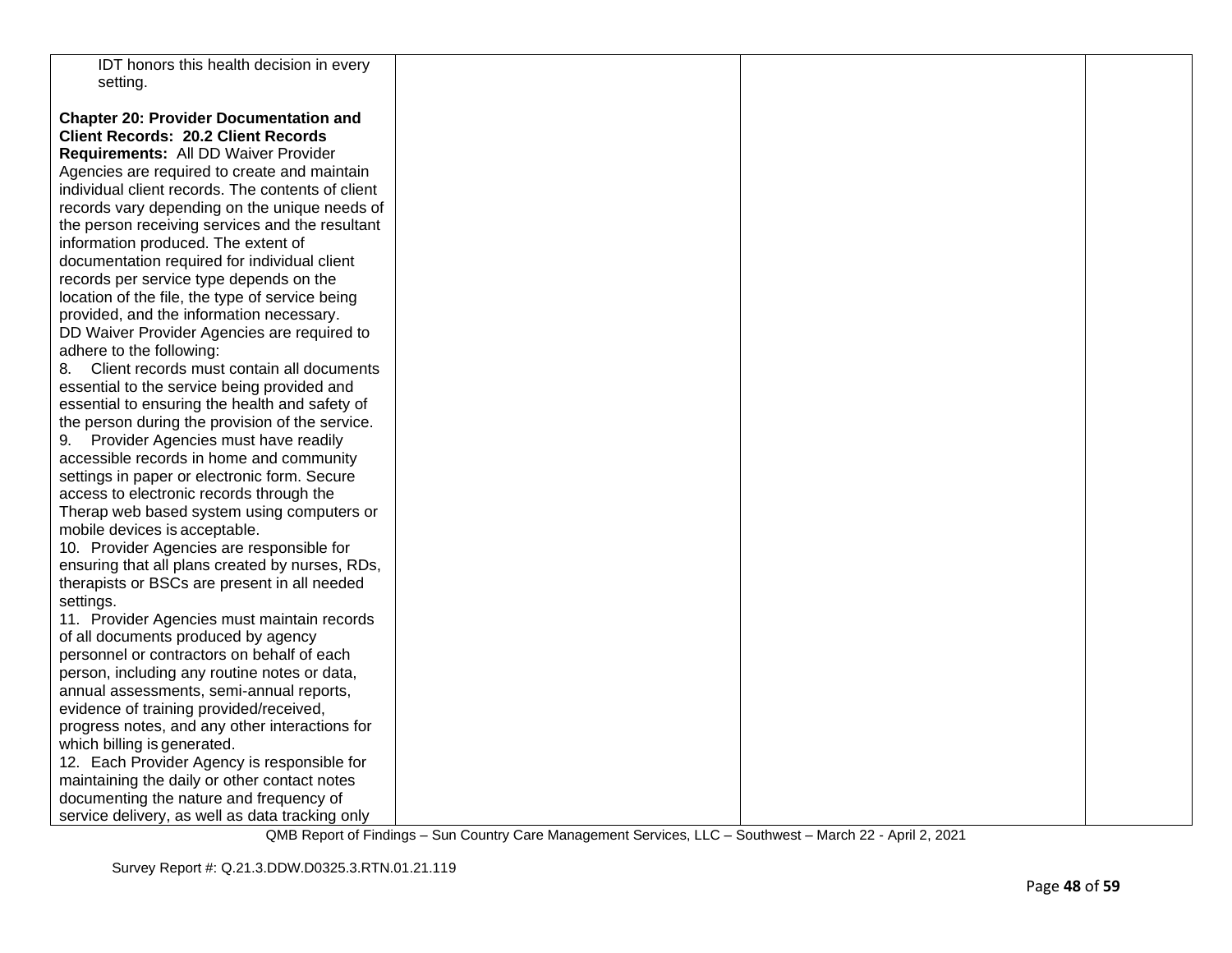| | | | |
|---|---|---|---|
| IDT honors this health decision in every setting.<br><br>**Chapter 20: Provider Documentation and Client Records: 20.2 Client Records Requirements:** All DD Waiver Provider Agencies are required to create and maintain individual client records. The contents of client records vary depending on the unique needs of the person receiving services and the resultant information produced. The extent of documentation required for individual client records per service type depends on the location of the file, the type of service being provided, and the information necessary.<br>DD Waiver Provider Agencies are required to adhere to the following:<br>8. Client records must contain all documents essential to the service being provided and essential to ensuring the health and safety of the person during the provision of the service.<br>9. Provider Agencies must have readily accessible records in home and community settings in paper or electronic form. Secure access to electronic records through the Therap web based system using computers or mobile devices is acceptable.<br>10. Provider Agencies are responsible for ensuring that all plans created by nurses, RDs, therapists or BSCs are present in all needed settings.<br>11. Provider Agencies must maintain records of all documents produced by agency personnel or contractors on behalf of each person, including any routine notes or data, annual assessments, semi-annual reports, evidence of training provided/received, progress notes, and any other interactions for which billing is generated.<br>12. Each Provider Agency is responsible for maintaining the daily or other contact notes documenting the nature and frequency of service delivery, as well as data tracking only | | | |

QMB Report of Findings – Sun Country Care Management Services, LLC – Southwest – March 22 - April 2, 2021

Survey Report #: Q.21.3.DDW.D0325.3.RTN.01.21.119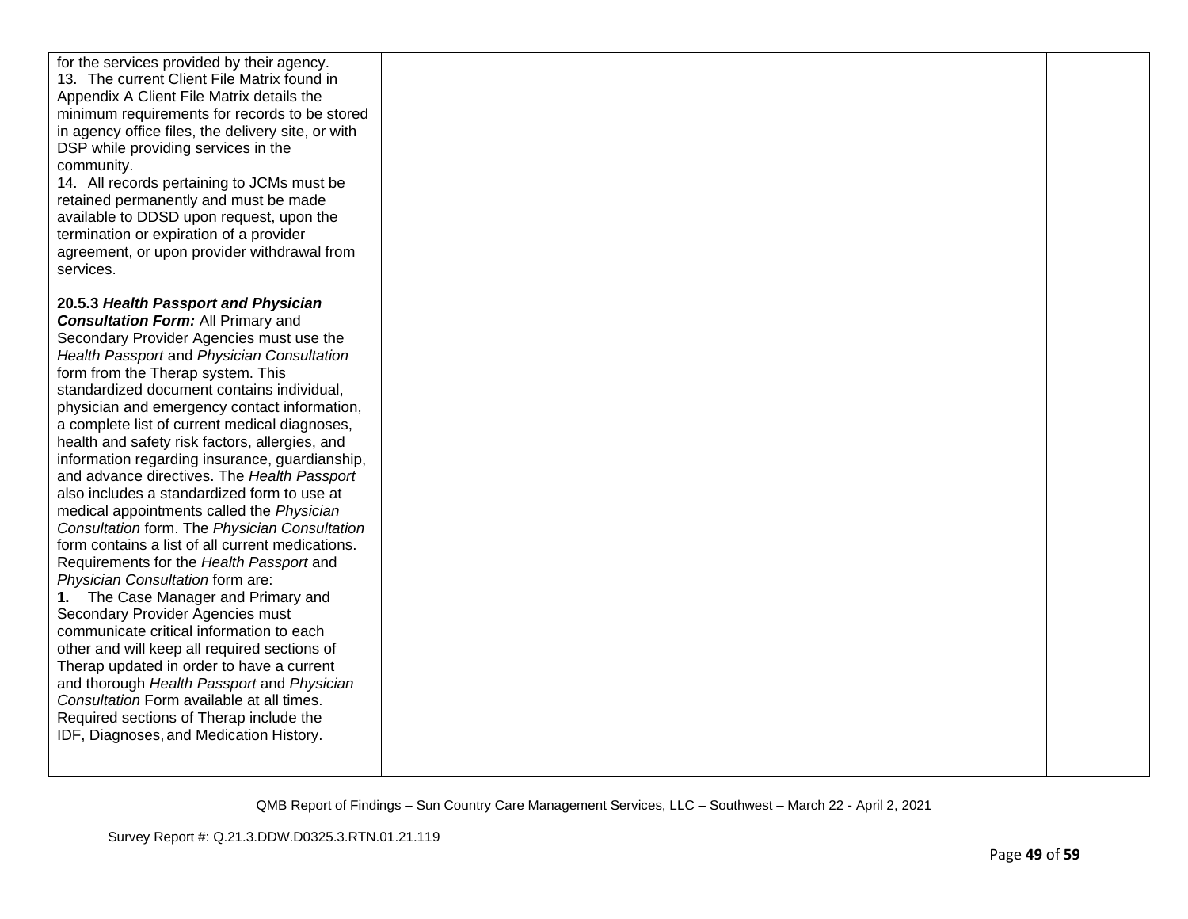| | | | |
|---|---|---|---|
| for the services provided by their agency.<br>13. The current Client File Matrix found in Appendix A Client File Matrix details the minimum requirements for records to be stored in agency office files, the delivery site, or with DSP while providing services in the community.<br>14. All records pertaining to JCMs must be retained permanently and must be made available to DDSD upon request, upon the termination or expiration of a provider agreement, or upon provider withdrawal from services.<br><br>**20.5.3 *Health Passport and Physician Consultation Form:*** All Primary and Secondary Provider Agencies must use the *Health Passport* and *Physician Consultation* form from the Therap system. This standardized document contains individual, physician and emergency contact information, a complete list of current medical diagnoses, health and safety risk factors, allergies, and information regarding insurance, guardianship, and advance directives. The *Health Passport* also includes a standardized form to use at medical appointments called the *Physician Consultation* form. The *Physician Consultation* form contains a list of all current medications. Requirements for the *Health Passport* and *Physician Consultation* form are:<br>**1.** The Case Manager and Primary and Secondary Provider Agencies must communicate critical information to each other and will keep all required sections of Therap updated in order to have a current and thorough *Health Passport* and *Physician Consultation* Form available at all times. Required sections of Therap include the IDF, Diagnoses, and Medication History. | | | |

QMB Report of Findings – Sun Country Care Management Services, LLC – Southwest – March 22 - April 2, 2021

Survey Report #: Q.21.3.DDW.D0325.3.RTN.01.21.119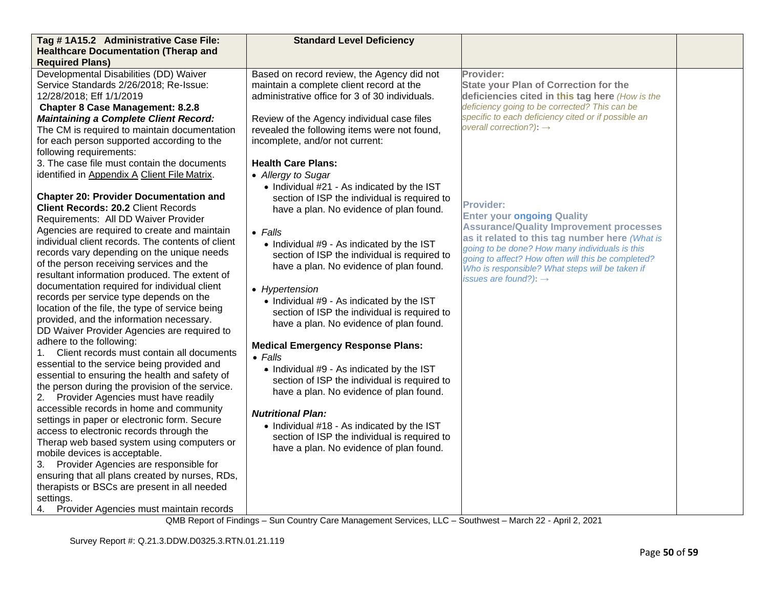| Tag # 1A15.2 Administrative Case File: Healthcare Documentation (Therap and Required Plans) | Standard Level Deficiency | | |
|---|---|---|---|
| Developmental Disabilities (DD) Waiver Service Standards 2/26/2018; Re-Issue: 12/28/2018; Eff 1/1/2019<br>**Chapter 8 Case Management: 8.2.8**<br>***Maintaining a Complete Client Record:*** The CM is required to maintain documentation for each person supported according to the following requirements:<br>3. The case file must contain the documents identified in Appendix A Client File Matrix.<br><br>**Chapter 20: Provider Documentation and Client Records: 20.2** Client Records Requirements: All DD Waiver Provider Agencies are required to create and maintain individual client records. The contents of client records vary depending on the unique needs of the person receiving services and the resultant information produced. The extent of documentation required for individual client records per service type depends on the location of the file, the type of service being provided, and the information necessary.<br>DD Waiver Provider Agencies are required to adhere to the following:<br>1. Client records must contain all documents essential to the service being provided and essential to ensuring the health and safety of the person during the provision of the service.<br>2. Provider Agencies must have readily accessible records in home and community settings in paper or electronic form. Secure access to electronic records through the Therap web based system using computers or mobile devices is acceptable.<br>3. Provider Agencies are responsible for ensuring that all plans created by nurses, RDs, therapists or BSCs are present in all needed settings.<br>4. Provider Agencies must maintain records | Based on record review, the Agency did not maintain a complete client record at the administrative office for 3 of 30 individuals.<br><br>Review of the Agency individual case files revealed the following items were not found, incomplete, and/or not current:<br><br>**Health Care Plans:**<br>• *Allergy to Sugar*<br>• Individual #21 - As indicated by the IST section of ISP the individual is required to have a plan. No evidence of plan found.<br><br>• *Falls*<br>• Individual #9 - As indicated by the IST section of ISP the individual is required to have a plan. No evidence of plan found.<br><br>• *Hypertension*<br>• Individual #9 - As indicated by the IST section of ISP the individual is required to have a plan. No evidence of plan found.<br><br>**Medical Emergency Response Plans:**<br>• *Falls*<br>• Individual #9 - As indicated by the IST section of ISP the individual is required to have a plan. No evidence of plan found.<br><br>***Nutritional Plan:***<br>• Individual #18 - As indicated by the IST section of ISP the individual is required to have a plan. No evidence of plan found. | **Provider:**<br>**State your Plan of Correction for the deficiencies cited in this tag here** *(How is the deficiency going to be corrected? This can be specific to each deficiency cited or if possible an overall correction?)*: →<br><br><br><br>**Provider:**<br>**Enter your ongoing Quality Assurance/Quality Improvement processes as it related to this tag number here** *(What is going to be done? How many individuals is this going to affect? How often will this be completed? Who is responsible? What steps will be taken if issues are found?)*: → | |

QMB Report of Findings – Sun Country Care Management Services, LLC – Southwest – March 22 - April 2, 2021

Survey Report #: Q.21.3.DDW.D0325.3.RTN.01.21.119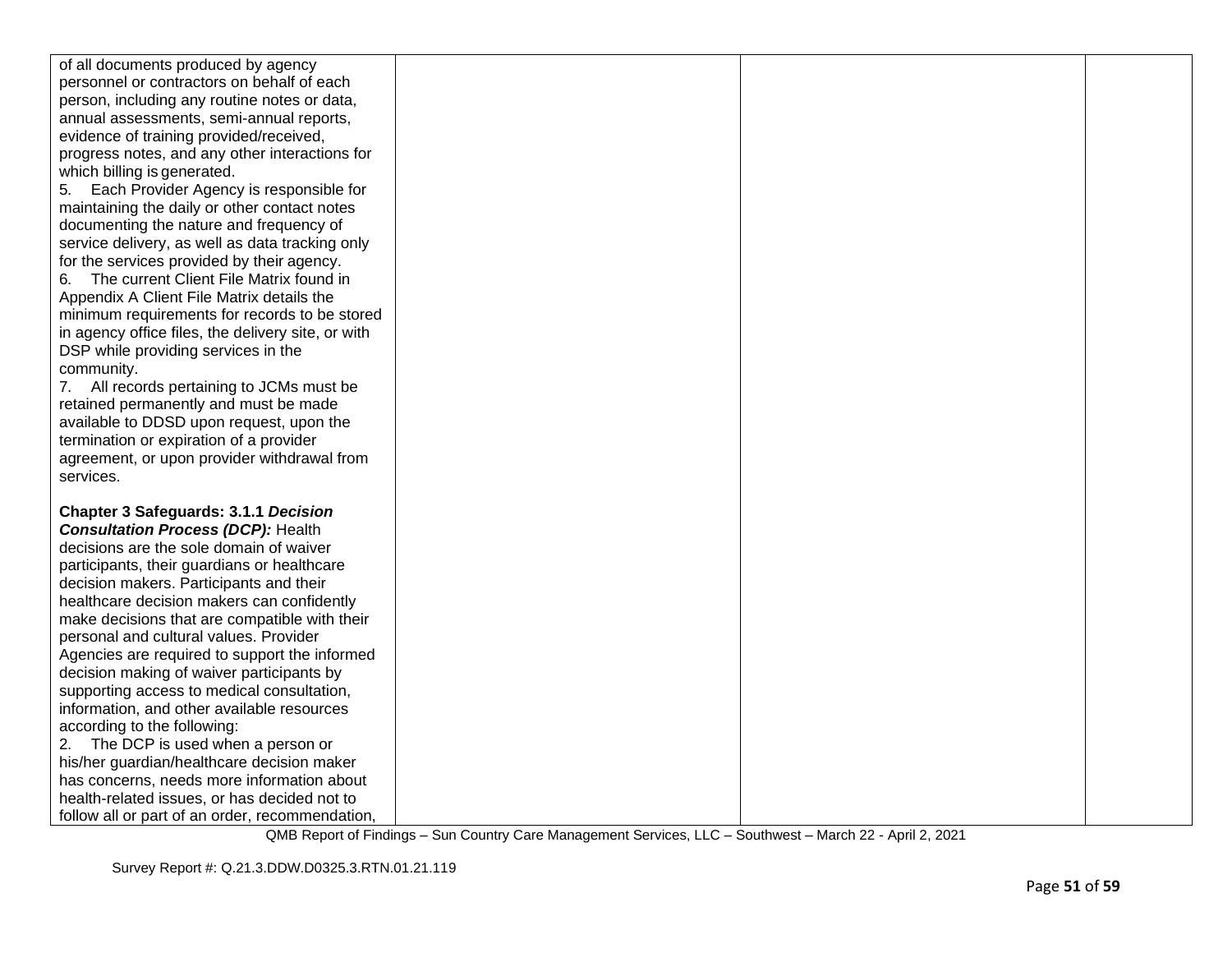| | | | |
|---|---|---|---|
| of all documents produced by agency personnel or contractors on behalf of each person, including any routine notes or data, annual assessments, semi-annual reports, evidence of training provided/received, progress notes, and any other interactions for which billing is generated.<br>5. Each Provider Agency is responsible for maintaining the daily or other contact notes documenting the nature and frequency of service delivery, as well as data tracking only for the services provided by their agency.<br>6. The current Client File Matrix found in Appendix A Client File Matrix details the minimum requirements for records to be stored in agency office files, the delivery site, or with DSP while providing services in the community.<br>7. All records pertaining to JCMs must be retained permanently and must be made available to DDSD upon request, upon the termination or expiration of a provider agreement, or upon provider withdrawal from services.<br><br>**Chapter 3 Safeguards: 3.1.1 *Decision Consultation Process (DCP):*** Health decisions are the sole domain of waiver participants, their guardians or healthcare decision makers. Participants and their healthcare decision makers can confidently make decisions that are compatible with their personal and cultural values. Provider Agencies are required to support the informed decision making of waiver participants by supporting access to medical consultation, information, and other available resources according to the following:<br>2. The DCP is used when a person or his/her guardian/healthcare decision maker has concerns, needs more information about health-related issues, or has decided not to follow all or part of an order, recommendation, | | | |

QMB Report of Findings – Sun Country Care Management Services, LLC – Southwest – March 22 - April 2, 2021

Survey Report #: Q.21.3.DDW.D0325.3.RTN.01.21.119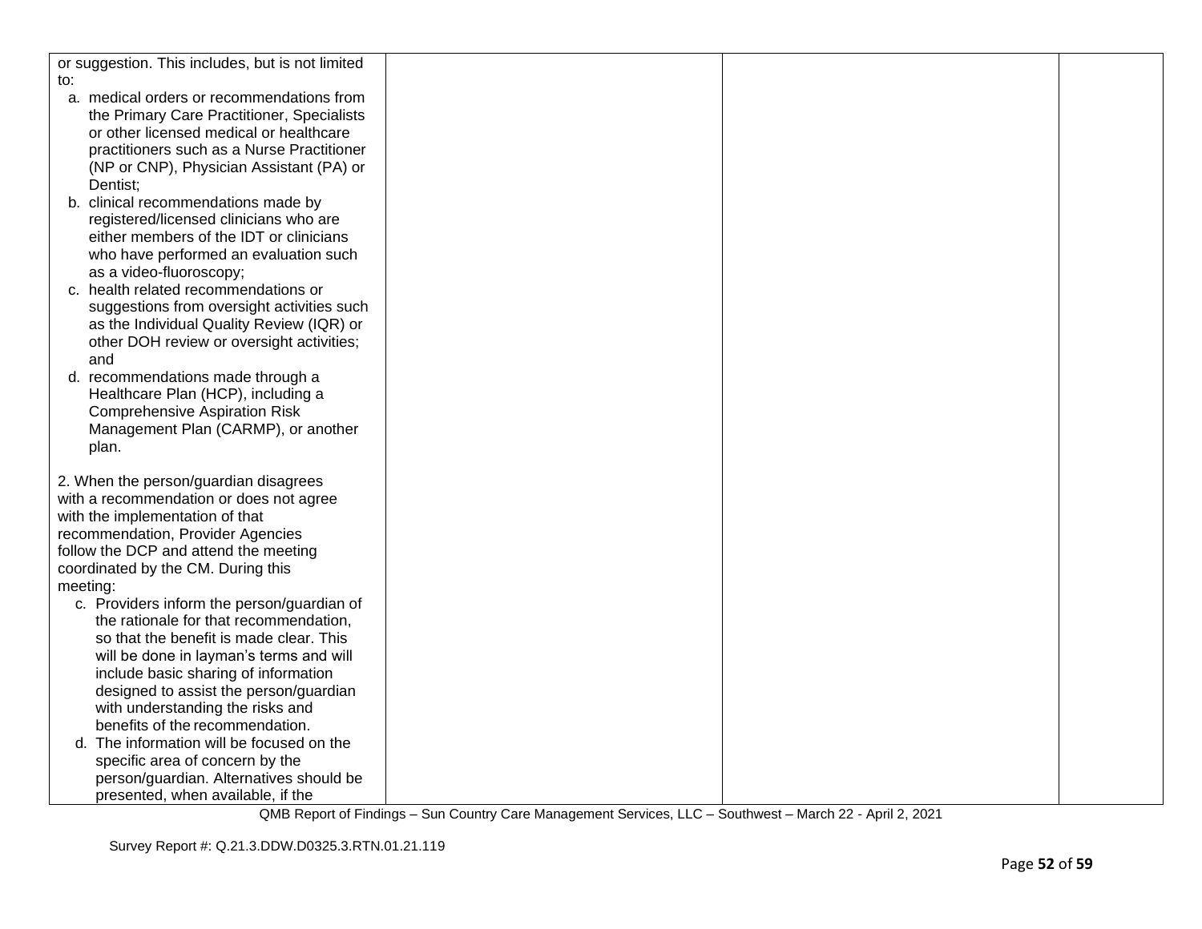| | | | |
|---|---|---|---|
| or suggestion. This includes, but is not limited to:<br>a. medical orders or recommendations from the Primary Care Practitioner, Specialists or other licensed medical or healthcare practitioners such as a Nurse Practitioner (NP or CNP), Physician Assistant (PA) or Dentist;<br>b. clinical recommendations made by registered/licensed clinicians who are either members of the IDT or clinicians who have performed an evaluation such as a video-fluoroscopy;<br>c. health related recommendations or suggestions from oversight activities such as the Individual Quality Review (IQR) or other DOH review or oversight activities; and<br>d. recommendations made through a Healthcare Plan (HCP), including a Comprehensive Aspiration Risk Management Plan (CARMP), or another plan.<br><br>2. When the person/guardian disagrees with a recommendation or does not agree with the implementation of that recommendation, Provider Agencies follow the DCP and attend the meeting coordinated by the CM. During this meeting:<br>c. Providers inform the person/guardian of the rationale for that recommendation, so that the benefit is made clear. This will be done in layman's terms and will include basic sharing of information designed to assist the person/guardian with understanding the risks and benefits of the recommendation.<br>d. The information will be focused on the specific area of concern by the person/guardian. Alternatives should be presented, when available, if the | | | |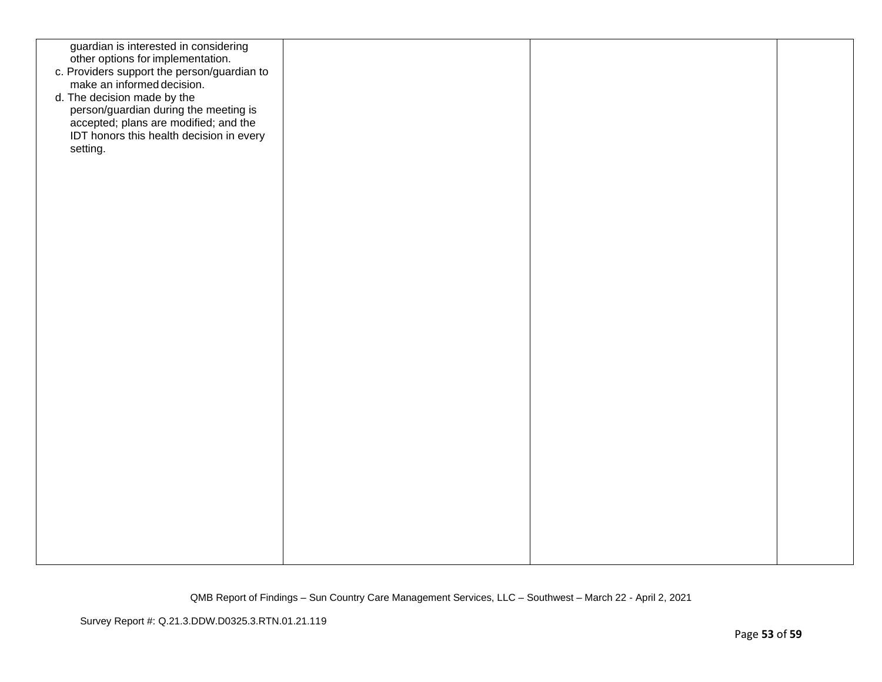| | | | |
|---|---|---|---|
| guardian is interested in considering other options for implementation.<br>c. Providers support the person/guardian to make an informed decision.<br>d. The decision made by the person/guardian during the meeting is accepted; plans are modified; and the IDT honors this health decision in every setting. | | | |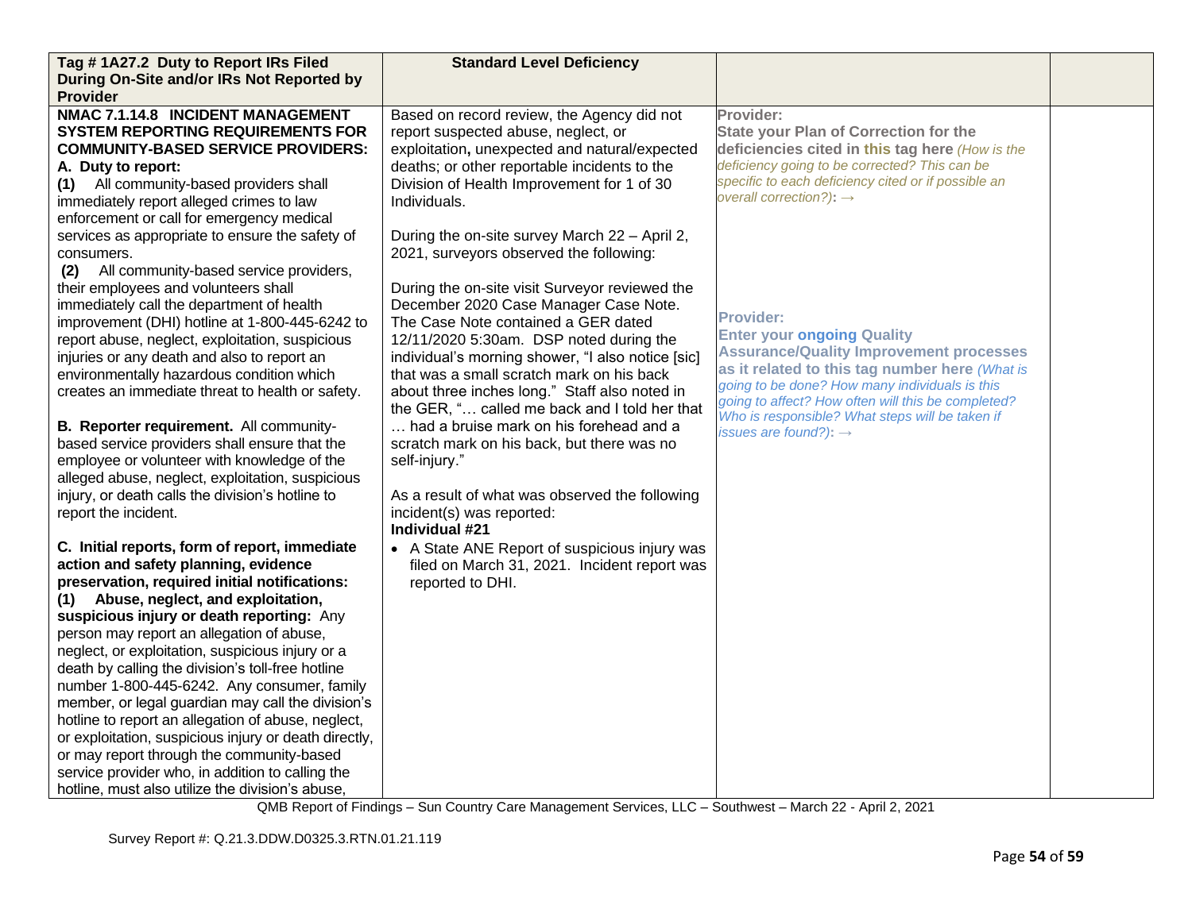| Tag # 1A27.2 Duty to Report IRs Filed During On-Site and/or IRs Not Reported by Provider | Standard Level Deficiency | | |
|---|---|---|---|
| **NMAC 7.1.14.8 INCIDENT MANAGEMENT SYSTEM REPORTING REQUIREMENTS FOR COMMUNITY-BASED SERVICE PROVIDERS:**<br>**A. Duty to report:**<br>**(1)** All community-based providers shall immediately report alleged crimes to law enforcement or call for emergency medical services as appropriate to ensure the safety of consumers.<br>**(2)** All community-based service providers, their employees and volunteers shall immediately call the department of health improvement (DHI) hotline at 1-800-445-6242 to report abuse, neglect, exploitation, suspicious injuries or any death and also to report an environmentally hazardous condition which creates an immediate threat to health or safety.<br><br>**B. Reporter requirement.** All community-based service providers shall ensure that the employee or volunteer with knowledge of the alleged abuse, neglect, exploitation, suspicious injury, or death calls the division's hotline to report the incident.<br><br>**C. Initial reports, form of report, immediate action and safety planning, evidence preservation, required initial notifications:**<br>**(1) Abuse, neglect, and exploitation, suspicious injury or death reporting:** Any person may report an allegation of abuse, neglect, or exploitation, suspicious injury or a death by calling the division's toll-free hotline number 1-800-445-6242. Any consumer, family member, or legal guardian may call the division's hotline to report an allegation of abuse, neglect, or exploitation, suspicious injury or death directly, or may report through the community-based service provider who, in addition to calling the hotline, must also utilize the division's abuse, | Based on record review, the Agency did not report suspected abuse, neglect, or exploitation, unexpected and natural/expected deaths; or other reportable incidents to the Division of Health Improvement for 1 of 30 Individuals.<br><br>During the on-site survey March 22 – April 2, 2021, surveyors observed the following:<br><br>During the on-site visit Surveyor reviewed the December 2020 Case Manager Case Note. The Case Note contained a GER dated 12/11/2020 5:30am. DSP noted during the individual's morning shower, "I also notice [sic] that was a small scratch mark on his back about three inches long." Staff also noted in the GER, "… called me back and I told her that … had a bruise mark on his forehead and a scratch mark on his back, but there was no self-injury."<br><br>As a result of what was observed the following incident(s) was reported:<br>**Individual #21**<br>• A State ANE Report of suspicious injury was filed on March 31, 2021. Incident report was reported to DHI. | **Provider:**<br>**State your Plan of Correction for the deficiencies cited in this tag here** *(How is the deficiency going to be corrected? This can be specific to each deficiency cited or if possible an overall correction?)*: →<br><br>**Provider:**<br>**Enter your ongoing Quality Assurance/Quality Improvement processes as it related to this tag number here** *(What is going to be done? How many individuals is this going to affect? How often will this be completed? Who is responsible? What steps will be taken if issues are found?)*: → | |

QMB Report of Findings – Sun Country Care Management Services, LLC – Southwest – March 22 - April 2, 2021

Survey Report #: Q.21.3.DDW.D0325.3.RTN.01.21.119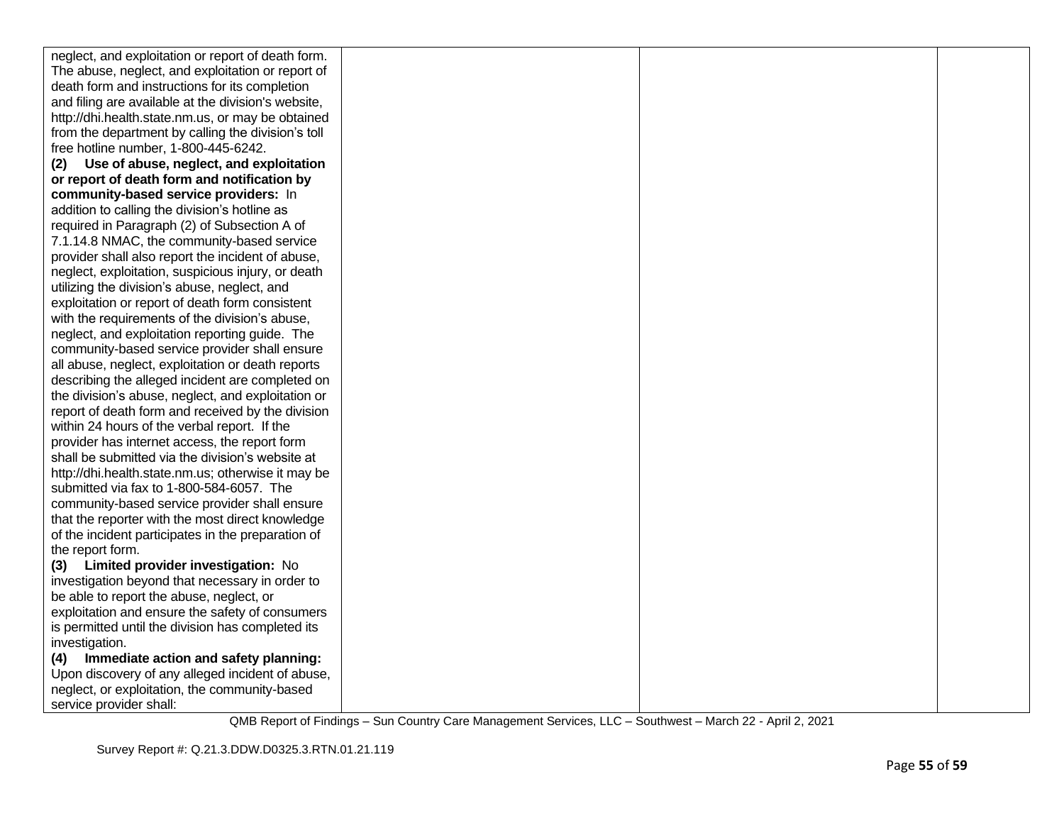| | | | |
|---|---|---|---|
| neglect, and exploitation or report of death form. The abuse, neglect, and exploitation or report of death form and instructions for its completion and filing are available at the division's website, http://dhi.health.state.nm.us, or may be obtained from the department by calling the division's toll free hotline number, 1-800-445-6242.<br>**(2) Use of abuse, neglect, and exploitation or report of death form and notification by community-based service providers:** In addition to calling the division's hotline as required in Paragraph (2) of Subsection A of 7.1.14.8 NMAC, the community-based service provider shall also report the incident of abuse, neglect, exploitation, suspicious injury, or death utilizing the division's abuse, neglect, and exploitation or report of death form consistent with the requirements of the division's abuse, neglect, and exploitation reporting guide. The community-based service provider shall ensure all abuse, neglect, exploitation or death reports describing the alleged incident are completed on the division's abuse, neglect, and exploitation or report of death form and received by the division within 24 hours of the verbal report. If the provider has internet access, the report form shall be submitted via the division's website at http://dhi.health.state.nm.us; otherwise it may be submitted via fax to 1-800-584-6057. The community-based service provider shall ensure that the reporter with the most direct knowledge of the incident participates in the preparation of the report form.<br>**(3) Limited provider investigation:** No investigation beyond that necessary in order to be able to report the abuse, neglect, or exploitation and ensure the safety of consumers is permitted until the division has completed its investigation.<br>**(4) Immediate action and safety planning:** Upon discovery of any alleged incident of abuse, neglect, or exploitation, the community-based service provider shall: | | | |

QMB Report of Findings – Sun Country Care Management Services, LLC – Southwest – March 22 - April 2, 2021

Survey Report #: Q.21.3.DDW.D0325.3.RTN.01.21.119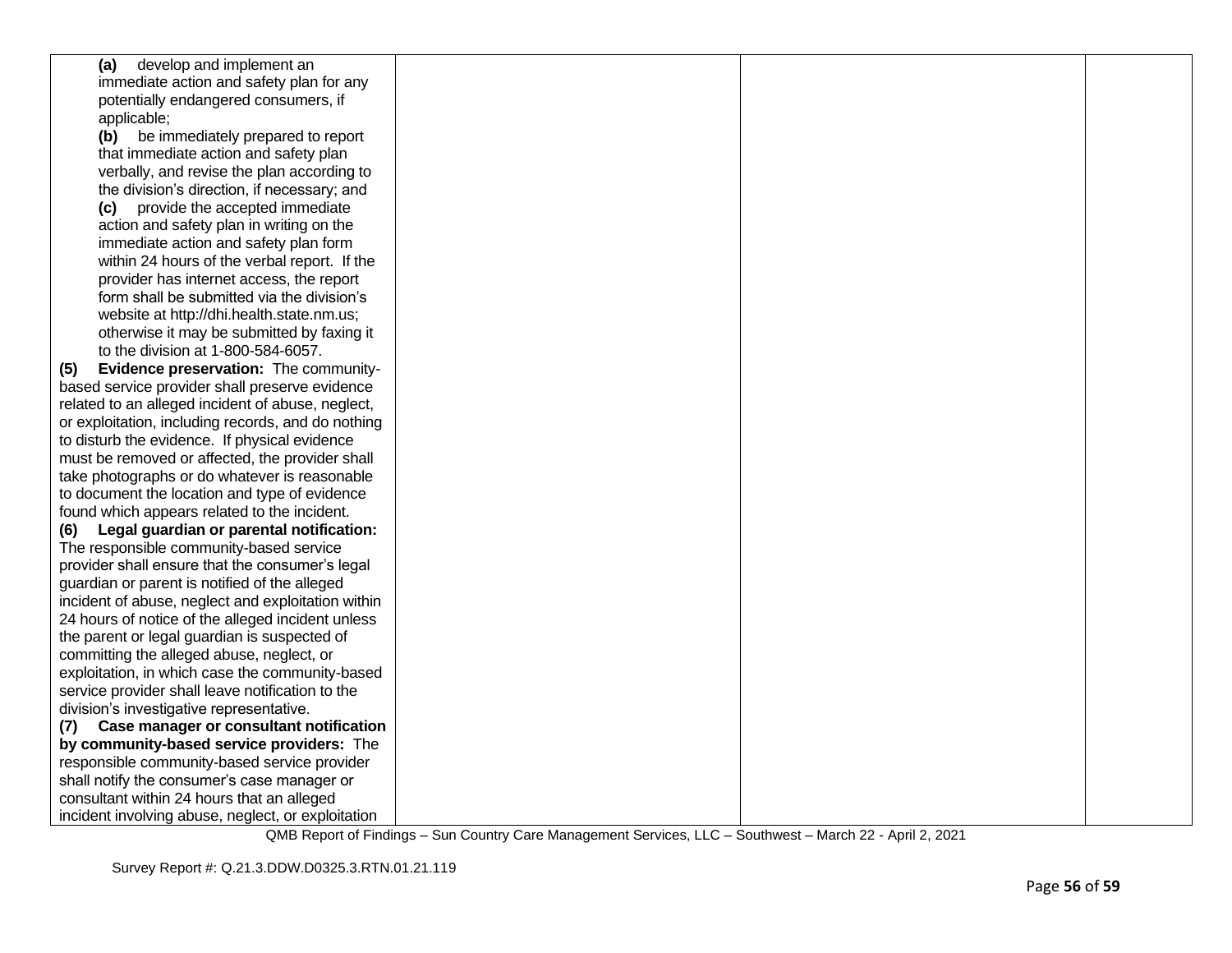| | | | |
|---|---|---|---|
| **(a)** develop and implement an immediate action and safety plan for any potentially endangered consumers, if applicable;<br>**(b)** be immediately prepared to report that immediate action and safety plan verbally, and revise the plan according to the division's direction, if necessary; and<br>**(c)** provide the accepted immediate action and safety plan in writing on the immediate action and safety plan form within 24 hours of the verbal report. If the provider has internet access, the report form shall be submitted via the division's website at http://dhi.health.state.nm.us; otherwise it may be submitted by faxing it to the division at 1-800-584-6057.<br>**(5) Evidence preservation:** The community-based service provider shall preserve evidence related to an alleged incident of abuse, neglect, or exploitation, including records, and do nothing to disturb the evidence. If physical evidence must be removed or affected, the provider shall take photographs or do whatever is reasonable to document the location and type of evidence found which appears related to the incident.<br>**(6) Legal guardian or parental notification:** The responsible community-based service provider shall ensure that the consumer's legal guardian or parent is notified of the alleged incident of abuse, neglect and exploitation within 24 hours of notice of the alleged incident unless the parent or legal guardian is suspected of committing the alleged abuse, neglect, or exploitation, in which case the community-based service provider shall leave notification to the division's investigative representative.<br>**(7) Case manager or consultant notification by community-based service providers:** The responsible community-based service provider shall notify the consumer's case manager or consultant within 24 hours that an alleged incident involving abuse, neglect, or exploitation | | | |

QMB Report of Findings – Sun Country Care Management Services, LLC – Southwest – March 22 - April 2, 2021

Survey Report #: Q.21.3.DDW.D0325.3.RTN.01.21.119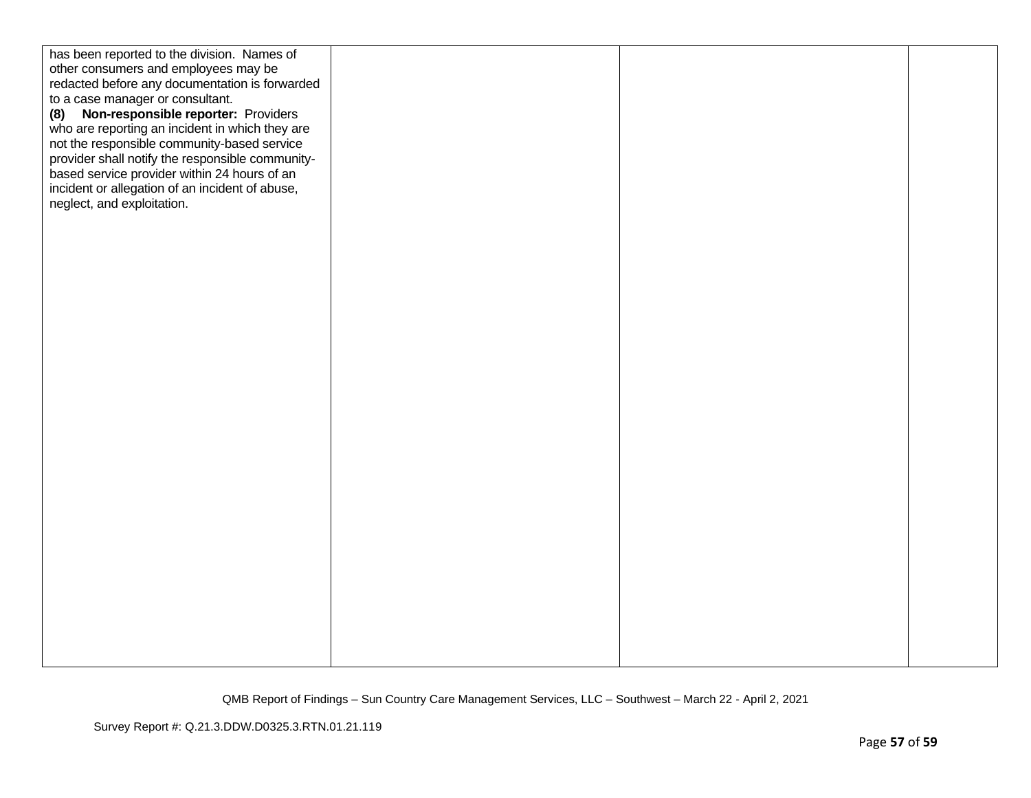| | | | |
|---|---|---|---|
| has been reported to the division. Names of other consumers and employees may be redacted before any documentation is forwarded to a case manager or consultant.<br>**(8) Non-responsible reporter:** Providers who are reporting an incident in which they are not the responsible community-based service provider shall notify the responsible community-based service provider within 24 hours of an incident or allegation of an incident of abuse, neglect, and exploitation. | | | |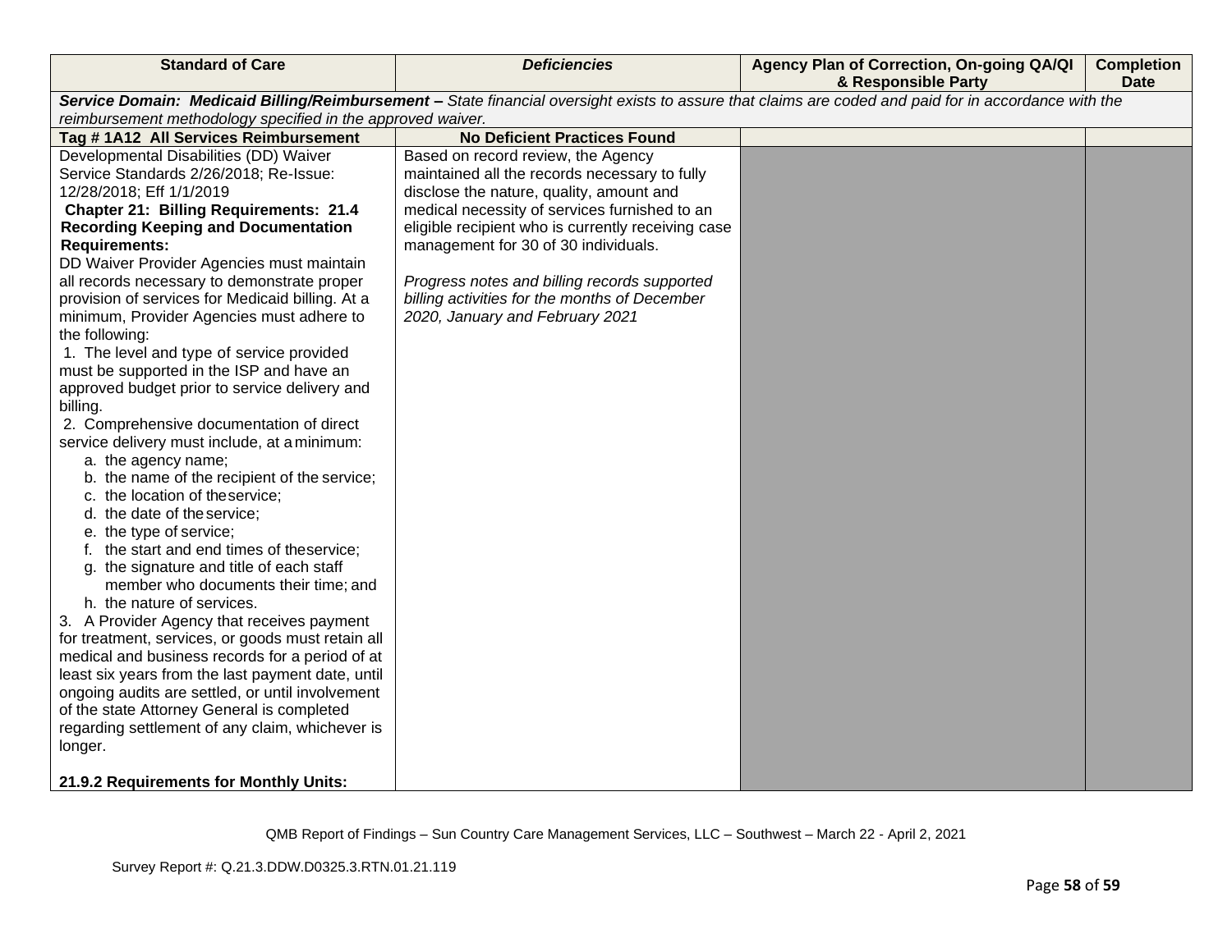| Standard of Care | *Deficiencies* | Agency Plan of Correction, On-going QA/QI & Responsible Party | Completion Date |
|---|---|---|---|
| ***Service Domain: Medicaid Billing/Reimbursement –*** *State financial oversight exists to assure that claims are coded and paid for in accordance with the reimbursement methodology specified in the approved waiver.* | | | |
| **Tag # 1A12 All Services Reimbursement** | **No Deficient Practices Found** | | |
| Developmental Disabilities (DD) Waiver Service Standards 2/26/2018; Re-Issue: 12/28/2018; Eff 1/1/2019<br>**Chapter 21: Billing Requirements: 21.4 Recording Keeping and Documentation Requirements:**<br>DD Waiver Provider Agencies must maintain all records necessary to demonstrate proper provision of services for Medicaid billing. At a minimum, Provider Agencies must adhere to the following:<br>1. The level and type of service provided must be supported in the ISP and have an approved budget prior to service delivery and billing.<br>2. Comprehensive documentation of direct service delivery must include, at a minimum:<br>a. the agency name;<br>b. the name of the recipient of the service;<br>c. the location of the service;<br>d. the date of the service;<br>e. the type of service;<br>f. the start and end times of the service;<br>g. the signature and title of each staff member who documents their time; and<br>h. the nature of services.<br>3. A Provider Agency that receives payment for treatment, services, or goods must retain all medical and business records for a period of at least six years from the last payment date, until ongoing audits are settled, or until involvement of the state Attorney General is completed regarding settlement of any claim, whichever is longer.<br><br>**21.9.2 Requirements for Monthly Units:** | Based on record review, the Agency maintained all the records necessary to fully disclose the nature, quality, amount and medical necessity of services furnished to an eligible recipient who is currently receiving case management for 30 of 30 individuals.<br><br>*Progress notes and billing records supported billing activities for the months of December 2020, January and February 2021* | | |

QMB Report of Findings – Sun Country Care Management Services, LLC – Southwest – March 22 - April 2, 2021

Survey Report #: Q.21.3.DDW.D0325.3.RTN.01.21.119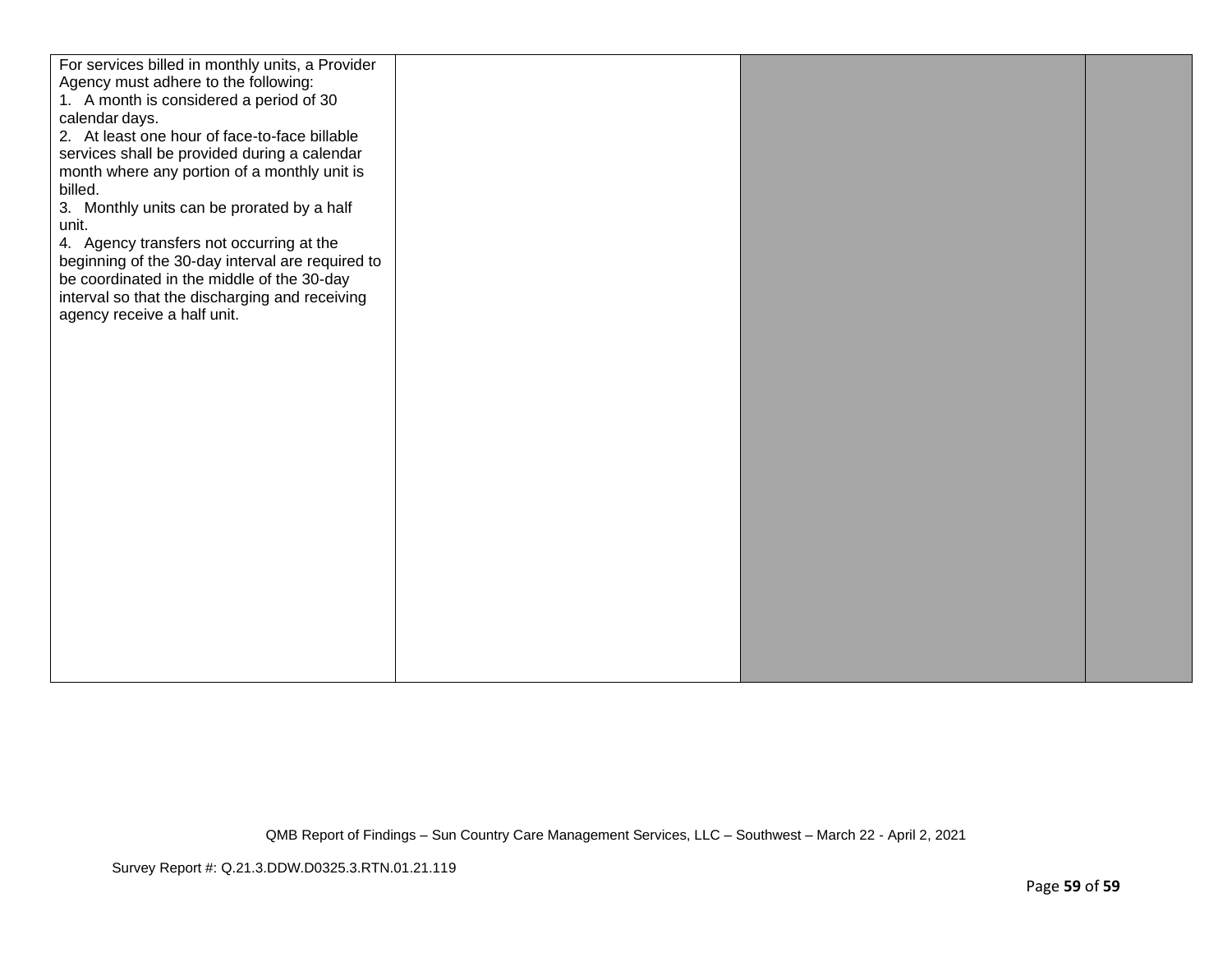| | | | |
|---|---|---|---|
| For services billed in monthly units, a Provider Agency must adhere to the following:<br>1. A month is considered a period of 30 calendar days.<br>2. At least one hour of face-to-face billable services shall be provided during a calendar month where any portion of a monthly unit is billed.<br>3. Monthly units can be prorated by a half unit.<br>4. Agency transfers not occurring at the beginning of the 30-day interval are required to be coordinated in the middle of the 30-day interval so that the discharging and receiving agency receive a half unit. | | | |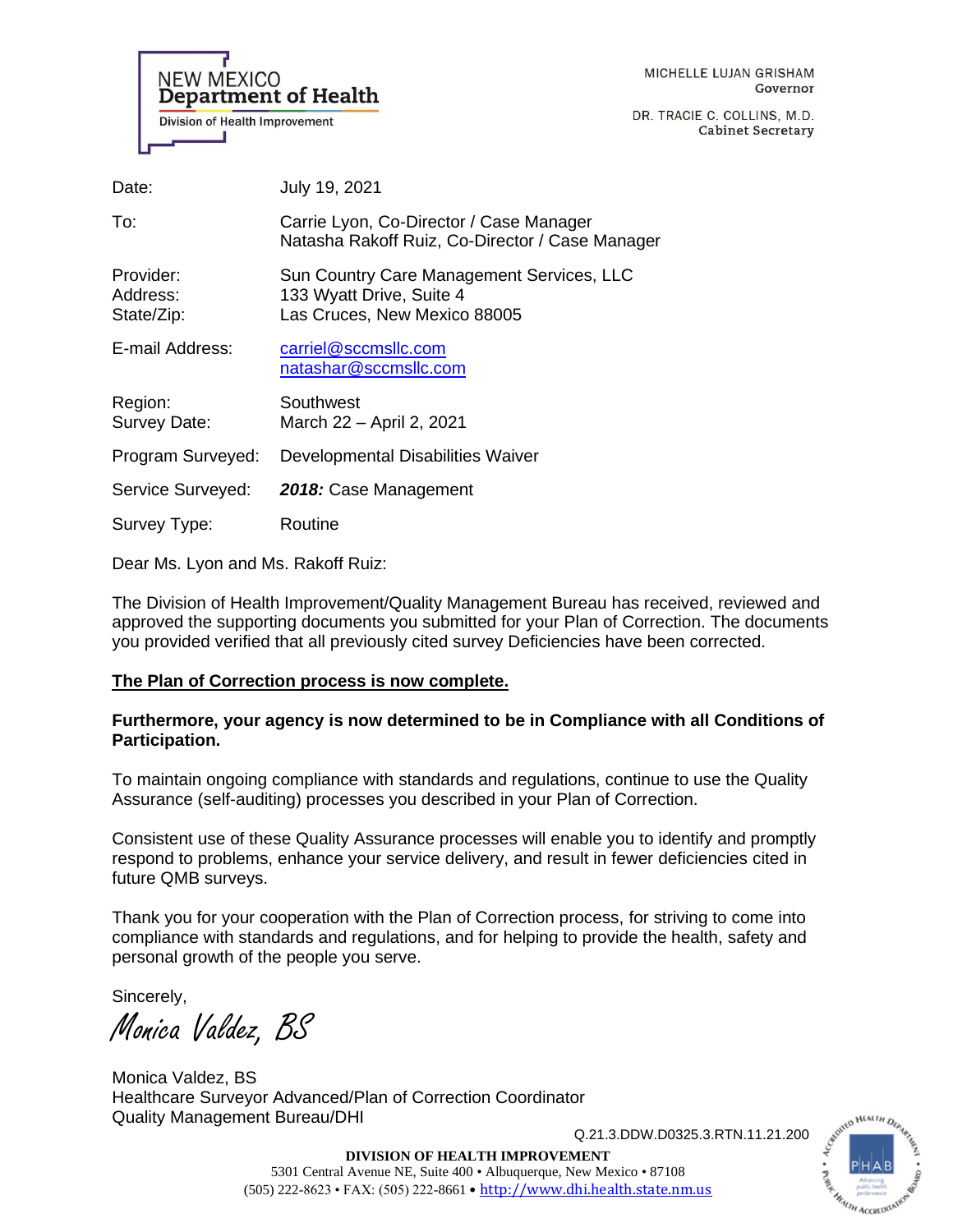NEW MEXICO
**Department of Health**
Division of Health Improvement

MICHELLE LUJAN GRISHAM
Governor

DR. TRACIE C. COLLINS, M.D.
Cabinet Secretary

| | |
|---|---|
| Date: | July 19, 2021 |
| To: | Carrie Lyon, Co-Director / Case Manager<br>Natasha Rakoff Ruiz, Co-Director / Case Manager |
| Provider:<br>Address:<br>State/Zip: | Sun Country Care Management Services, LLC<br>133 Wyatt Drive, Suite 4<br>Las Cruces, New Mexico 88005 |
| E-mail Address: | carriel@sccmsllc.com<br>natashar@sccmsllc.com |
| Region:<br>Survey Date: | Southwest<br>March 22 – April 2, 2021 |
| Program Surveyed: | Developmental Disabilities Waiver |
| Service Surveyed: | ***2018:*** Case Management |
| Survey Type: | Routine |

Dear Ms. Lyon and Ms. Rakoff Ruiz:

The Division of Health Improvement/Quality Management Bureau has received, reviewed and approved the supporting documents you submitted for your Plan of Correction. The documents you provided verified that all previously cited survey Deficiencies have been corrected.

**The Plan of Correction process is now complete.**

**Furthermore, your agency is now determined to be in Compliance with all Conditions of Participation.**

To maintain ongoing compliance with standards and regulations, continue to use the Quality Assurance (self-auditing) processes you described in your Plan of Correction.

Consistent use of these Quality Assurance processes will enable you to identify and promptly respond to problems, enhance your service delivery, and result in fewer deficiencies cited in future QMB surveys.

Thank you for your cooperation with the Plan of Correction process, for striving to come into compliance with standards and regulations, and for helping to provide the health, safety and personal growth of the people you serve.

Sincerely,

*Monica Valdez, BS*

Monica Valdez, BS
Healthcare Surveyor Advanced/Plan of Correction Coordinator
Quality Management Bureau/DHI

Q.21.3.DDW.D0325.3.RTN.11.21.200

**DIVISION OF HEALTH IMPROVEMENT**
5301 Central Avenue NE, Suite 400 • Albuquerque, New Mexico • 87108
(505) 222-8623 • FAX: (505) 222-8661 • http://www.dhi.health.state.nm.us